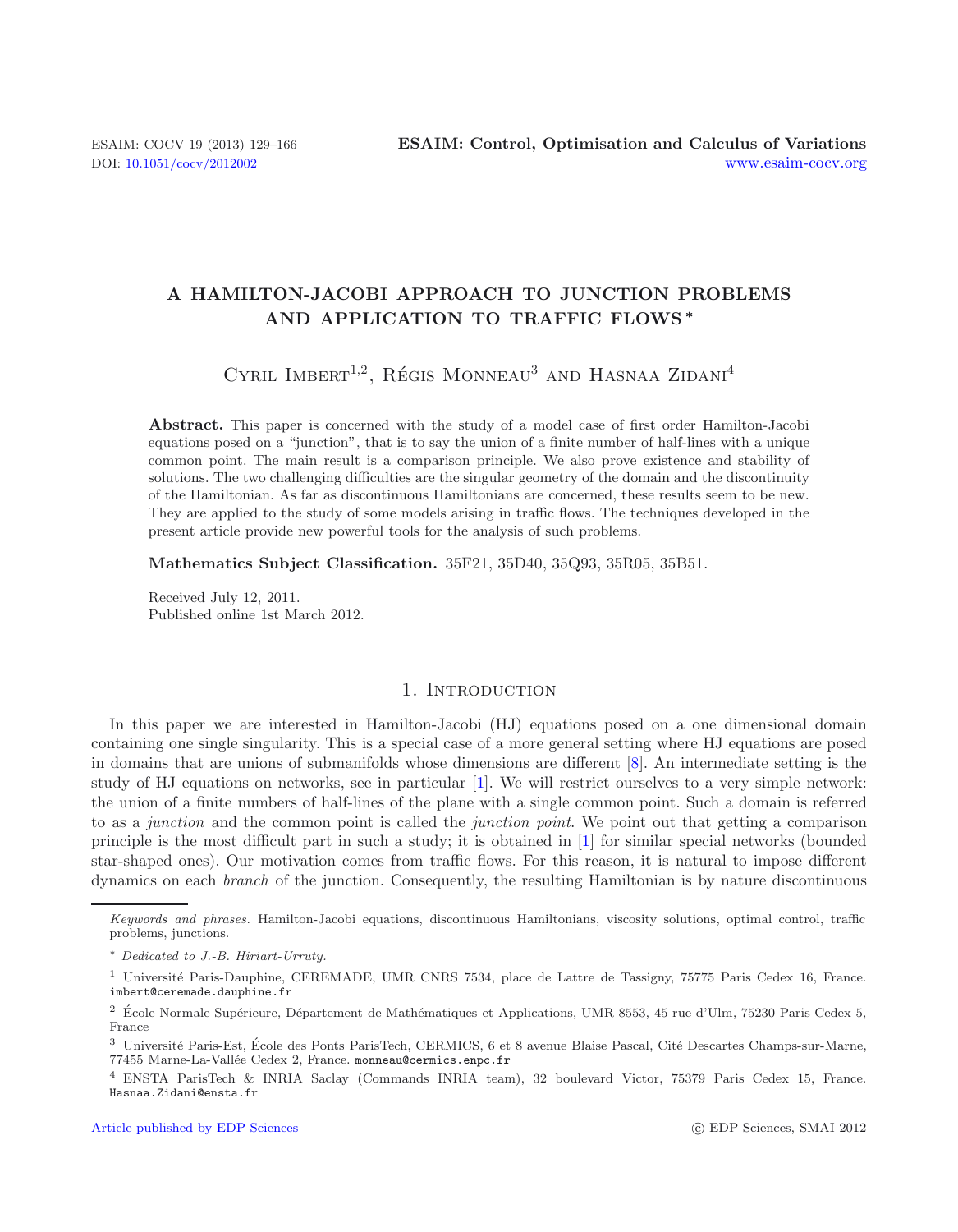# A HAMILTON-JACOBI APPROACH TO JUNCTION PROBLEMS AND APPLICATION TO TRAFFIC FLOWS *

Cyril Imbert[1,2], Régis Monneau[3] and Hasnaa Zidani[4]

**Abstract.** This paper is concerned with the study of a model case of first order Hamilton-Jacobi equations posed on a "junction", that is to say the union of a finite number of half-lines with a unique common point. The main result is a comparison principle. We also prove existence and stability of solutions. The two challenging difficulties are the singular geometry of the domain and the discontinuity of the Hamiltonian. As far as discontinuous Hamiltonians are concerned, these results seem to be new. They are applied to the study of some models arising in traffic flows. The techniques developed in the present article provide new powerful tools for the analysis of such problems.

**Mathematics Subject Classification.** 35F21, 35D40, 35Q93, 35R05, 35B51.

Received July 12, 2011.
Published online 1st March 2012.

## 1. Introduction

In this paper we are interested in Hamilton-Jacobi (HJ) equations posed on a one dimensional domain containing one single singularity. This is a special case of a more general setting where HJ equations are posed in domains that are unions of submanifolds whose dimensions are different [8]. An intermediate setting is the study of HJ equations on networks, see in particular [1]. We will restrict ourselves to a very simple network: the union of a finite numbers of half-lines of the plane with a single common point. Such a domain is referred to as a *junction* and the common point is called the *junction point*. We point out that getting a comparison principle is the most difficult part in such a study; it is obtained in [1] for similar special networks (bounded star-shaped ones). Our motivation comes from traffic flows. For this reason, it is natural to impose different dynamics on each *branch* of the junction. Consequently, the resulting Hamiltonian is by nature discontinuous

---

*Keywords and phrases.* Hamilton-Jacobi equations, discontinuous Hamiltonians, viscosity solutions, optimal control, traffic problems, junctions.

\* *Dedicated to J.-B. Hiriart-Urruty.*

[1] Université Paris-Dauphine, CEREMADE, UMR CNRS 7534, place de Lattre de Tassigny, 75775 Paris Cedex 16, France. imbert@ceremade.dauphine.fr

[2] École Normale Supérieure, Département de Mathématiques et Applications, UMR 8553, 45 rue d'Ulm, 75230 Paris Cedex 5, France

[3] Université Paris-Est, École des Ponts ParisTech, CERMICS, 6 et 8 avenue Blaise Pascal, Cité Descartes Champs-sur-Marne, 77455 Marne-La-Vallée Cedex 2, France. monneau@cermics.enpc.fr

[4] ENSTA ParisTech & INRIA Saclay (Commands INRIA team), 32 boulevard Victor, 75379 Paris Cedex 15, France. Hasnaa.Zidani@ensta.fr

Article published by EDP Sciences © EDP Sciences, SMAI 2012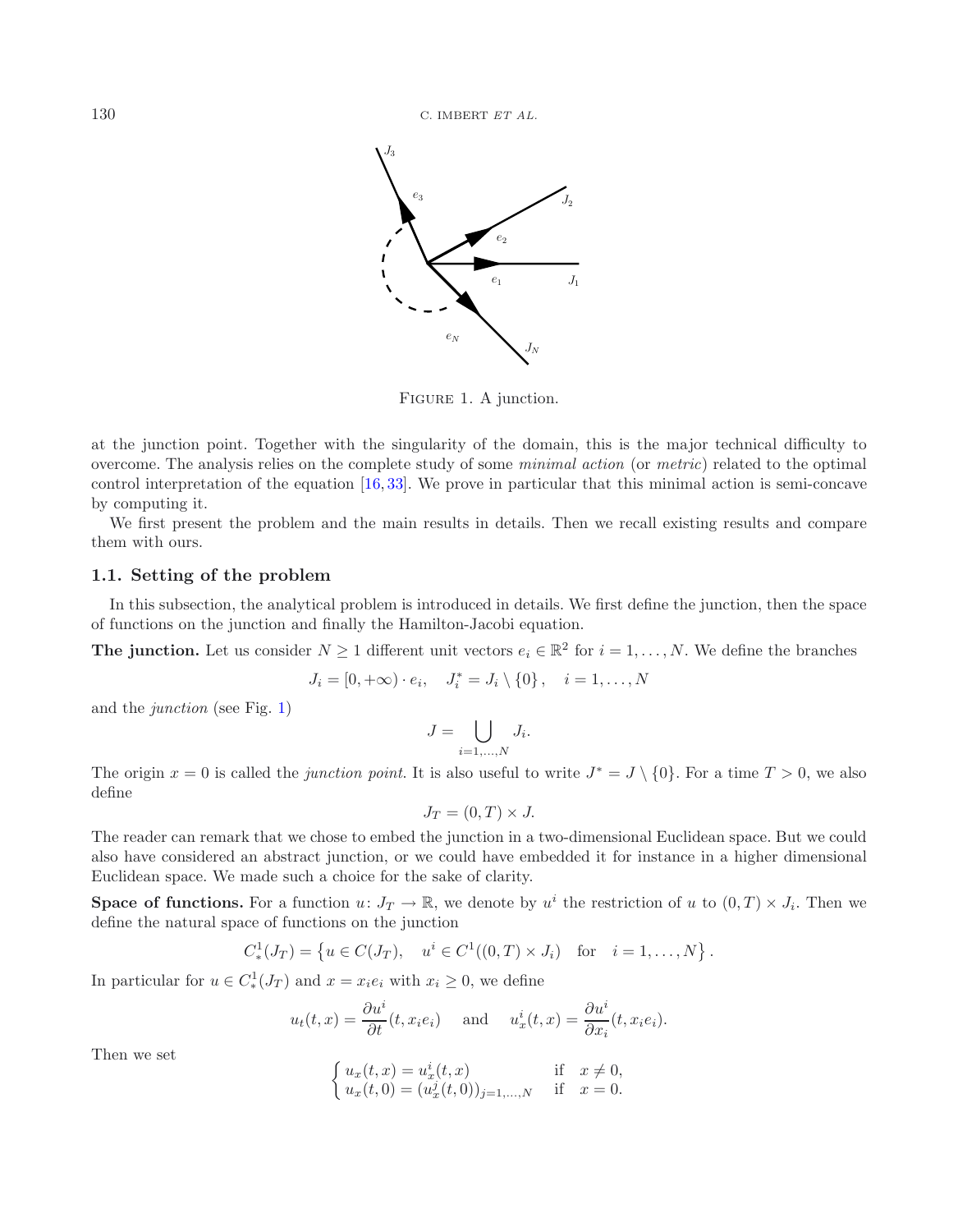Figure 1. A junction.

at the junction point. Together with the singularity of the domain, this is the major technical difficulty to overcome. The analysis relies on the complete study of some *minimal action* (or *metric*) related to the optimal control interpretation of the equation [16, 33]. We prove in particular that this minimal action is semi-concave by computing it.

We first present the problem and the main results in details. Then we recall existing results and compare them with ours.

### 1.1. Setting of the problem

In this subsection, the analytical problem is introduced in details. We first define the junction, then the space of functions on the junction and finally the Hamilton-Jacobi equation.

**The junction.** Let us consider $N \geq 1$ different unit vectors $e_i \in \mathbb{R}^2$ for $i = 1, \ldots, N$. We define the branches

$$J_i = [0, +\infty) \cdot e_i, \quad J_i^* = J_i \setminus \{0\}, \quad i = 1, \ldots, N$$

and the *junction* (see Fig. 1)

$$J = \bigcup_{i=1,\ldots,N} J_i.$$

The origin $x = 0$ is called the *junction point*. It is also useful to write $J^* = J \setminus \{0\}$. For a time $T > 0$, we also define

$$J_T = (0, T) \times J.$$

The reader can remark that we chose to embed the junction in a two-dimensional Euclidean space. But we could also have considered an abstract junction, or we could have embedded it for instance in a higher dimensional Euclidean space. We made such a choice for the sake of clarity.

**Space of functions.** For a function $u \colon J_T \to \mathbb{R}$, we denote by $u^i$ the restriction of $u$ to $(0, T) \times J_i$. Then we define the natural space of functions on the junction

$$C_*^1(J_T) = \left\{ u \in C(J_T), \quad u^i \in C^1((0, T) \times J_i) \quad \text{for} \quad i = 1, \ldots, N \right\}.$$

In particular for $u \in C_*^1(J_T)$ and $x = x_i e_i$ with $x_i \geq 0$, we define

$$u_t(t, x) = \frac{\partial u^i}{\partial t}(t, x_i e_i) \quad \text{and} \quad u_x^i(t, x) = \frac{\partial u^i}{\partial x_i}(t, x_i e_i).$$

Then we set

$$\begin{cases} u_x(t, x) = u_x^i(t, x) & \text{if} \quad x \neq 0, \\ u_x(t, 0) = (u_x^j(t, 0))_{j=1,\ldots,N} & \text{if} \quad x = 0. \end{cases}$$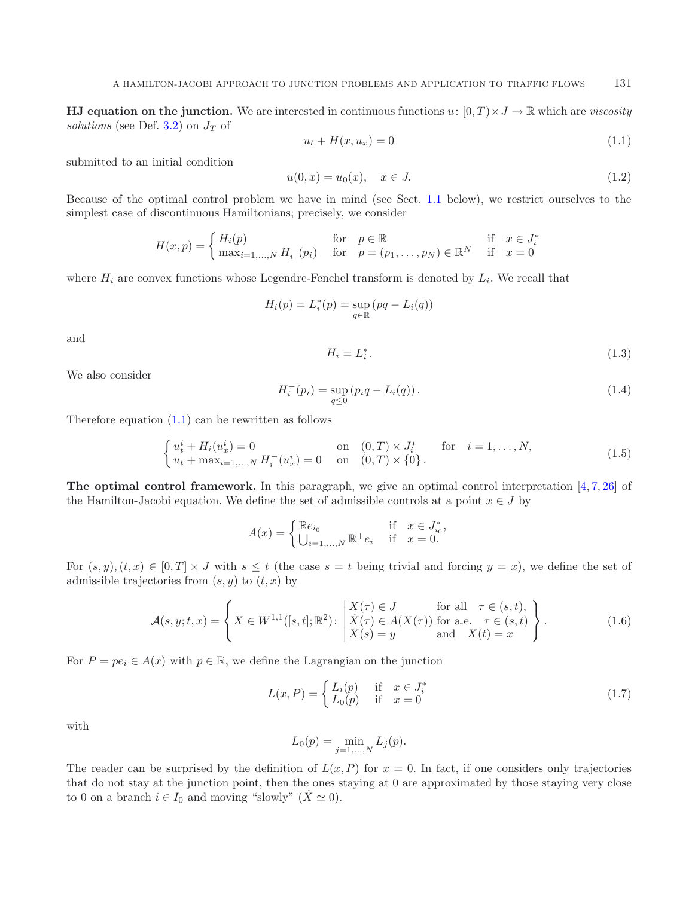**HJ equation on the junction.** We are interested in continuous functions $u\colon [0,T)\times J \to \mathbb{R}$ which are *viscosity solutions* (see Def. 3.2) on $J_T$ of

$$u_t + H(x, u_x) = 0 \tag{1.1}$$

submitted to an initial condition

$$u(0,x) = u_0(x), \quad x \in J. \tag{1.2}$$

Because of the optimal control problem we have in mind (see Sect. 1.1 below), we restrict ourselves to the simplest case of discontinuous Hamiltonians; precisely, we consider

$$H(x,p) = \begin{cases} H_i(p) & \text{for} \quad p \in \mathbb{R} & \text{if} \quad x \in J_i^* \\ \max_{i=1,\ldots,N} H_i^-(p_i) & \text{for} \quad p = (p_1,\ldots,p_N) \in \mathbb{R}^N & \text{if} \quad x = 0 \end{cases}$$

where $H_i$ are convex functions whose Legendre-Fenchel transform is denoted by $L_i$. We recall that

$$H_i(p) = L_i^*(p) = \sup_{q\in\mathbb{R}} (pq - L_i(q))$$

and

$$H_i = L_i^*. \tag{1.3}$$

We also consider

$$H_i^-(p_i) = \sup_{q\leq 0} (p_i q - L_i(q)). \tag{1.4}$$

Therefore equation (1.1) can be rewritten as follows

$$\begin{cases} u_t^i + H_i(u_x^i) = 0 & \text{on} \quad (0,T)\times J_i^* \qquad \text{for} \quad i=1,\ldots,N, \\ u_t + \max_{i=1,\ldots,N} H_i^-(u_x^i) = 0 & \text{on} \quad (0,T)\times\{0\}. \end{cases} \tag{1.5}$$

**The optimal control framework.** In this paragraph, we give an optimal control interpretation [4, 7, 26] of the Hamilton-Jacobi equation. We define the set of admissible controls at a point $x \in J$ by

$$A(x) = \begin{cases} \mathbb{R}e_{i_0} & \text{if} \quad x \in J_{i_0}^*, \\ \bigcup_{i=1,\ldots,N} \mathbb{R}^+ e_i & \text{if} \quad x = 0. \end{cases}$$

For $(s,y),(t,x) \in [0,T]\times J$ with $s \leq t$ (the case $s=t$ being trivial and forcing $y=x$), we define the set of admissible trajectories from $(s,y)$ to $(t,x)$ by

$$\mathcal{A}(s,y;t,x) = \left\{ X \in W^{1,1}([s,t];\mathbb{R}^2)\colon \left| \begin{array}{lll} X(\tau) \in J & \text{for all} & \tau \in (s,t), \\ \dot X(\tau) \in A(X(\tau)) & \text{for a.e.} & \tau \in (s,t) \\ X(s) = y & \text{and} & X(t) = x \end{array} \right. \right\}. \tag{1.6}$$

For $P = pe_i \in A(x)$ with $p \in \mathbb{R}$, we define the Lagrangian on the junction

$$L(x,P) = \begin{cases} L_i(p) & \text{if} \quad x \in J_i^* \\ L_0(p) & \text{if} \quad x = 0 \end{cases} \tag{1.7}$$

with

$$L_0(p) = \min_{j=1,\ldots,N} L_j(p).$$

The reader can be surprised by the definition of $L(x,P)$ for $x=0$. In fact, if one considers only trajectories that do not stay at the junction point, then the ones staying at 0 are approximated by those staying very close to 0 on a branch $i \in I_0$ and moving "slowly" ($\dot X \simeq 0$).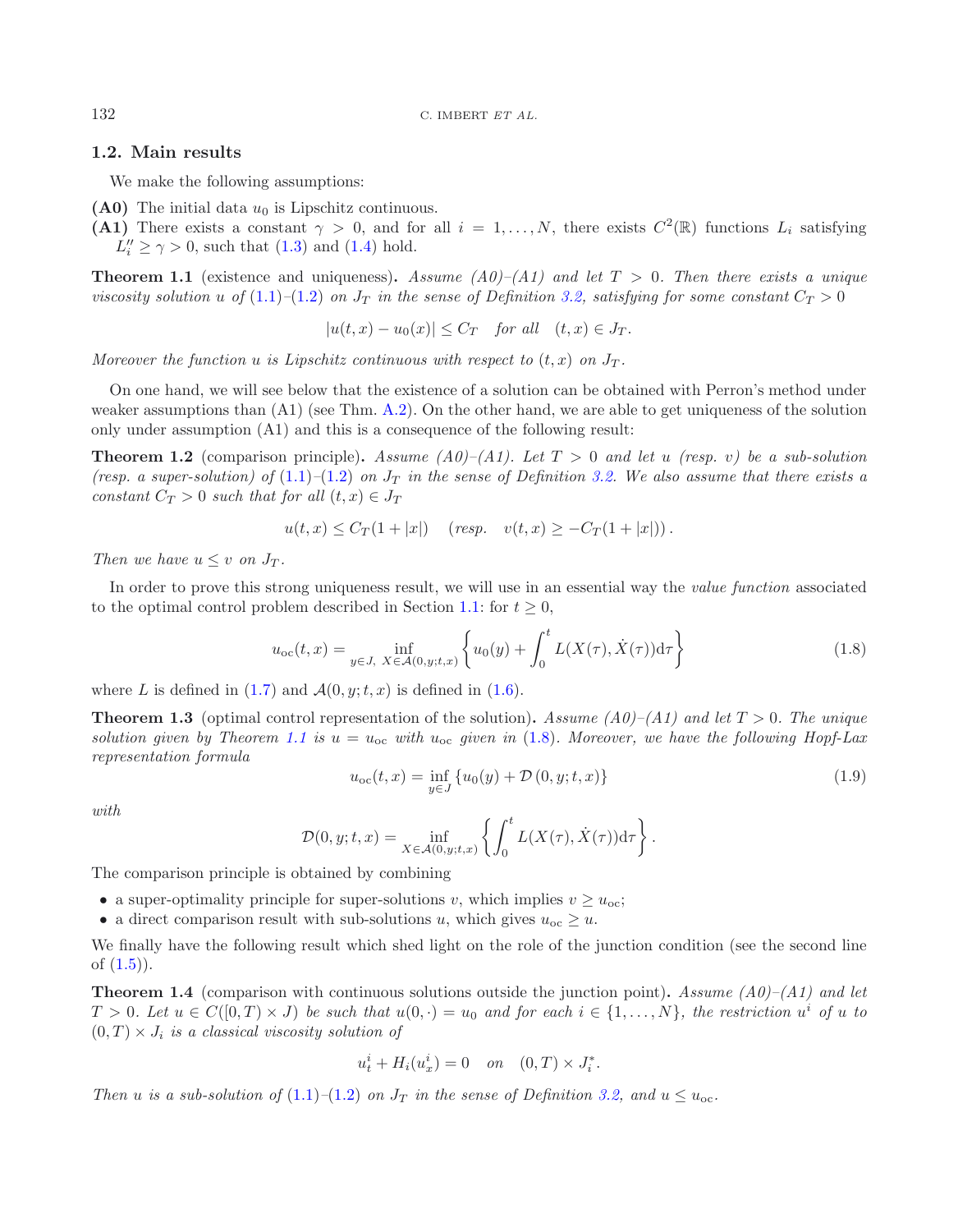### 1.2. Main results

We make the following assumptions:

**(A0)** The initial data $u_0$ is Lipschitz continuous.

**(A1)** There exists a constant $\gamma > 0$, and for all $i = 1, \ldots, N$, there exists $C^2(\mathbb{R})$ functions $L_i$ satisfying $L_i'' \geq \gamma > 0$, such that (1.3) and (1.4) hold.

**Theorem 1.1** (existence and uniqueness)**.** *Assume (A0)–(A1) and let $T > 0$. Then there exists a unique viscosity solution $u$ of (1.1)–(1.2) on $J_T$ in the sense of Definition 3.2, satisfying for some constant $C_T > 0$*

$$|u(t, x) - u_0(x)| \leq C_T \quad \textit{for all} \quad (t, x) \in J_T.$$

*Moreover the function $u$ is Lipschitz continuous with respect to $(t, x)$ on $J_T$.*

On one hand, we will see below that the existence of a solution can be obtained with Perron's method under weaker assumptions than (A1) (see Thm. A.2). On the other hand, we are able to get uniqueness of the solution only under assumption (A1) and this is a consequence of the following result:

**Theorem 1.2** (comparison principle)**.** *Assume (A0)–(A1). Let $T > 0$ and let $u$ (resp. $v$) be a sub-solution (resp. a super-solution) of (1.1)–(1.2) on $J_T$ in the sense of Definition 3.2. We also assume that there exists a constant $C_T > 0$ such that for all $(t, x) \in J_T$*

$$u(t, x) \leq C_T(1 + |x|) \quad (\textit{resp.} \quad v(t, x) \geq -C_T(1 + |x|)).$$

*Then we have $u \leq v$ on $J_T$.*

In order to prove this strong uniqueness result, we will use in an essential way the *value function* associated to the optimal control problem described in Section 1.1: for $t \geq 0$,

$$u_{\mathrm{oc}}(t, x) = \inf_{y \in J,\ X \in \mathcal{A}(0, y; t, x)} \left\{ u_0(y) + \int_0^t L(X(\tau), \dot{X}(\tau)) \mathrm{d}\tau \right\} \tag{1.8}$$

where $L$ is defined in (1.7) and $\mathcal{A}(0, y; t, x)$ is defined in (1.6).

**Theorem 1.3** (optimal control representation of the solution)**.** *Assume (A0)–(A1) and let $T > 0$. The unique solution given by Theorem 1.1 is $u = u_{\mathrm{oc}}$ with $u_{\mathrm{oc}}$ given in (1.8). Moreover, we have the following Hopf-Lax representation formula*

$$u_{\mathrm{oc}}(t, x) = \inf_{y \in J} \{ u_0(y) + \mathcal{D}(0, y; t, x) \} \tag{1.9}$$

*with*

$$\mathcal{D}(0, y; t, x) = \inf_{X \in \mathcal{A}(0, y; t, x)} \left\{ \int_0^t L(X(\tau), \dot{X}(\tau)) \mathrm{d}\tau \right\}.$$

The comparison principle is obtained by combining

- a super-optimality principle for super-solutions $v$, which implies $v \geq u_{\mathrm{oc}}$;
- a direct comparison result with sub-solutions $u$, which gives $u_{\mathrm{oc}} \geq u$.

We finally have the following result which shed light on the role of the junction condition (see the second line of (1.5)).

**Theorem 1.4** (comparison with continuous solutions outside the junction point)**.** *Assume (A0)–(A1) and let $T > 0$. Let $u \in C([0, T) \times J)$ be such that $u(0, \cdot) = u_0$ and for each $i \in \{1, \ldots, N\}$, the restriction $u^i$ of $u$ to $(0, T) \times J_i$ is a classical viscosity solution of*

$$u_t^i + H_i(u_x^i) = 0 \quad \textit{on} \quad (0, T) \times J_i^*.$$

*Then $u$ is a sub-solution of (1.1)–(1.2) on $J_T$ in the sense of Definition 3.2, and $u \leq u_{\mathrm{oc}}$.*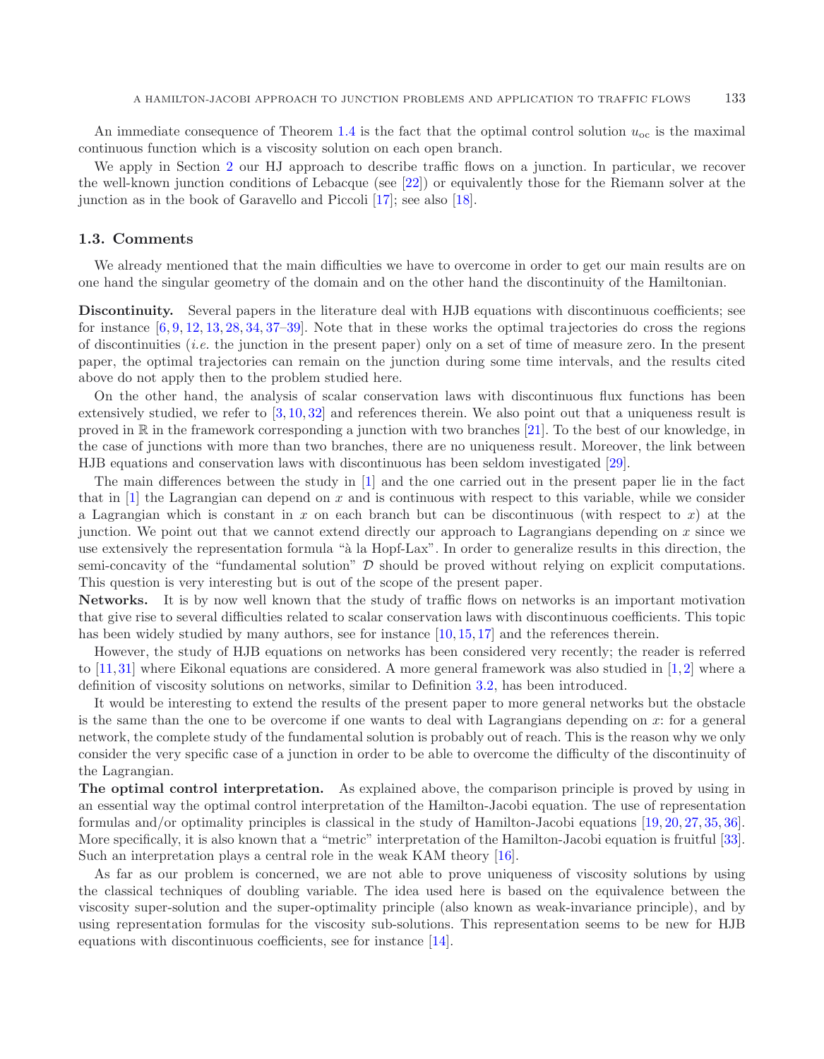An immediate consequence of Theorem 1.4 is the fact that the optimal control solution $u_{\rm oc}$ is the maximal continuous function which is a viscosity solution on each open branch.

We apply in Section 2 our HJ approach to describe traffic flows on a junction. In particular, we recover the well-known junction conditions of Lebacque (see [22]) or equivalently those for the Riemann solver at the junction as in the book of Garavello and Piccoli [17]; see also [18].

### 1.3. Comments

We already mentioned that the main difficulties we have to overcome in order to get our main results are on one hand the singular geometry of the domain and on the other hand the discontinuity of the Hamiltonian.

**Discontinuity.** Several papers in the literature deal with HJB equations with discontinuous coefficients; see for instance [6, 9, 12, 13, 28, 34, 37–39]. Note that in these works the optimal trajectories do cross the regions of discontinuities (*i.e.* the junction in the present paper) only on a set of time of measure zero. In the present paper, the optimal trajectories can remain on the junction during some time intervals, and the results cited above do not apply then to the problem studied here.

On the other hand, the analysis of scalar conservation laws with discontinuous flux functions has been extensively studied, we refer to [3, 10, 32] and references therein. We also point out that a uniqueness result is proved in $\mathbb{R}$ in the framework corresponding a junction with two branches [21]. To the best of our knowledge, in the case of junctions with more than two branches, there are no uniqueness result. Moreover, the link between HJB equations and conservation laws with discontinuous has been seldom investigated [29].

The main differences between the study in [1] and the one carried out in the present paper lie in the fact that in [1] the Lagrangian can depend on $x$ and is continuous with respect to this variable, while we consider a Lagrangian which is constant in $x$ on each branch but can be discontinuous (with respect to $x$) at the junction. We point out that we cannot extend directly our approach to Lagrangians depending on $x$ since we use extensively the representation formula "à la Hopf-Lax". In order to generalize results in this direction, the semi-concavity of the "fundamental solution" $\mathcal{D}$ should be proved without relying on explicit computations. This question is very interesting but is out of the scope of the present paper.

**Networks.** It is by now well known that the study of traffic flows on networks is an important motivation that give rise to several difficulties related to scalar conservation laws with discontinuous coefficients. This topic has been widely studied by many authors, see for instance [10, 15, 17] and the references therein.

However, the study of HJB equations on networks has been considered very recently; the reader is referred to [11, 31] where Eikonal equations are considered. A more general framework was also studied in [1, 2] where a definition of viscosity solutions on networks, similar to Definition 3.2, has been introduced.

It would be interesting to extend the results of the present paper to more general networks but the obstacle is the same than the one to be overcome if one wants to deal with Lagrangians depending on $x$: for a general network, the complete study of the fundamental solution is probably out of reach. This is the reason why we only consider the very specific case of a junction in order to be able to overcome the difficulty of the discontinuity of the Lagrangian.

**The optimal control interpretation.** As explained above, the comparison principle is proved by using in an essential way the optimal control interpretation of the Hamilton-Jacobi equation. The use of representation formulas and/or optimality principles is classical in the study of Hamilton-Jacobi equations [19, 20, 27, 35, 36]. More specifically, it is also known that a "metric" interpretation of the Hamilton-Jacobi equation is fruitful [33]. Such an interpretation plays a central role in the weak KAM theory [16].

As far as our problem is concerned, we are not able to prove uniqueness of viscosity solutions by using the classical techniques of doubling variable. The idea used here is based on the equivalence between the viscosity super-solution and the super-optimality principle (also known as weak-invariance principle), and by using representation formulas for the viscosity sub-solutions. This representation seems to be new for HJB equations with discontinuous coefficients, see for instance [14].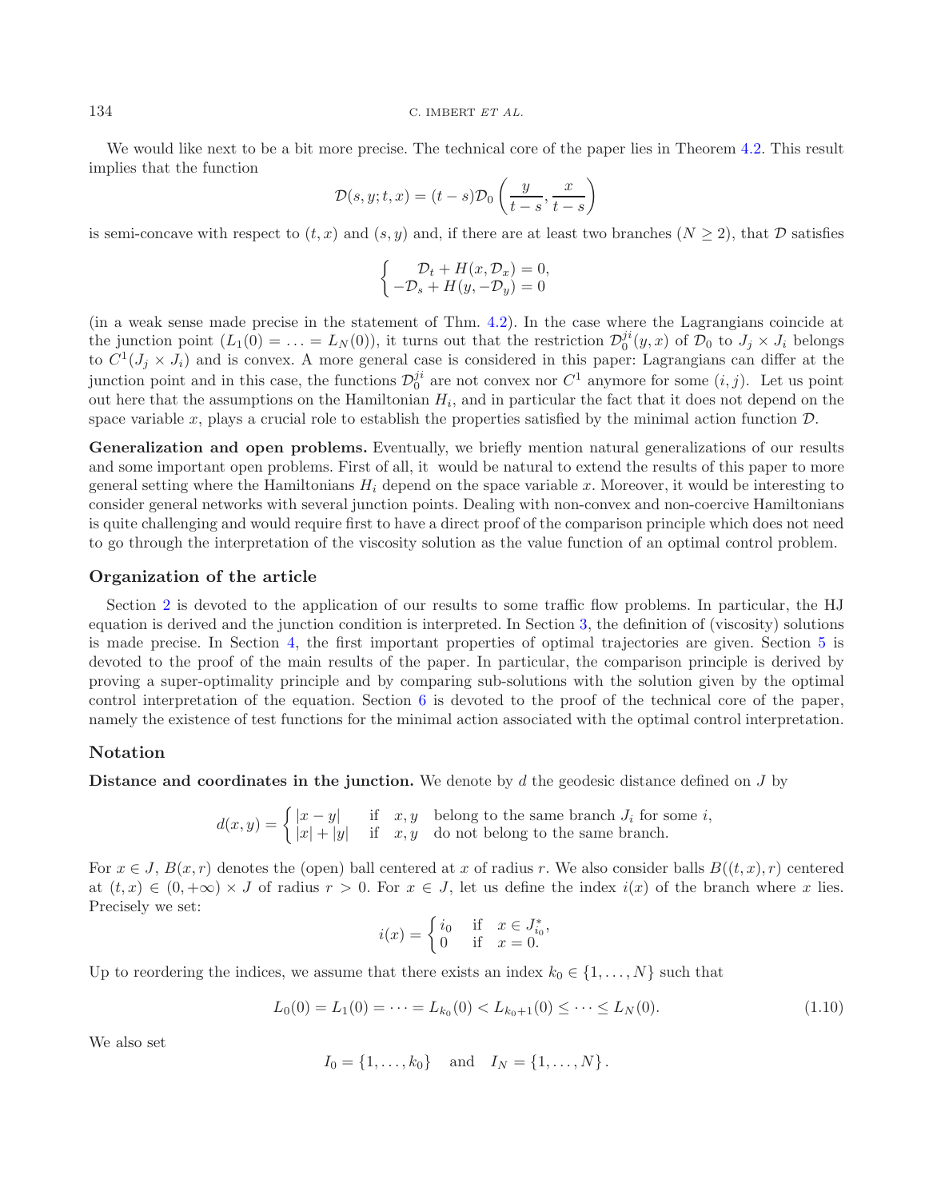We would like next to be a bit more precise. The technical core of the paper lies in Theorem 4.2. This result implies that the function

$$\mathcal{D}(s, y; t, x) = (t-s)\mathcal{D}_0\left(\frac{y}{t-s}, \frac{x}{t-s}\right)$$

is semi-concave with respect to $(t, x)$ and $(s, y)$ and, if there are at least two branches ($N \geq 2$), that $\mathcal{D}$ satisfies

$$\begin{cases} \mathcal{D}_t + H(x, \mathcal{D}_x) = 0, \\ -\mathcal{D}_s + H(y, -\mathcal{D}_y) = 0 \end{cases}$$

(in a weak sense made precise in the statement of Thm. 4.2). In the case where the Lagrangians coincide at the junction point ($L_1(0) = \ldots = L_N(0)$), it turns out that the restriction $\mathcal{D}_0^{ji}(y, x)$ of $\mathcal{D}_0$ to $J_j \times J_i$ belongs to $C^1(J_j \times J_i)$ and is convex. A more general case is considered in this paper: Lagrangians can differ at the junction point and in this case, the functions $\mathcal{D}_0^{ji}$ are not convex nor $C^1$ anymore for some $(i, j)$. Let us point out here that the assumptions on the Hamiltonian $H_i$, and in particular the fact that it does not depend on the space variable $x$, plays a crucial role to establish the properties satisfied by the minimal action function $\mathcal{D}$.

**Generalization and open problems.** Eventually, we briefly mention natural generalizations of our results and some important open problems. First of all, it would be natural to extend the results of this paper to more general setting where the Hamiltonians $H_i$ depend on the space variable $x$. Moreover, it would be interesting to consider general networks with several junction points. Dealing with non-convex and non-coercive Hamiltonians is quite challenging and would require first to have a direct proof of the comparison principle which does not need to go through the interpretation of the viscosity solution as the value function of an optimal control problem.

### Organization of the article

Section 2 is devoted to the application of our results to some traffic flow problems. In particular, the HJ equation is derived and the junction condition is interpreted. In Section 3, the definition of (viscosity) solutions is made precise. In Section 4, the first important properties of optimal trajectories are given. Section 5 is devoted to the proof of the main results of the paper. In particular, the comparison principle is derived by proving a super-optimality principle and by comparing sub-solutions with the solution given by the optimal control interpretation of the equation. Section 6 is devoted to the proof of the technical core of the paper, namely the existence of test functions for the minimal action associated with the optimal control interpretation.

### Notation

**Distance and coordinates in the junction.** We denote by $d$ the geodesic distance defined on $J$ by

$$d(x, y) = \begin{cases} |x - y| & \text{if} \quad x, y \quad \text{belong to the same branch } J_i \text{ for some } i, \\ |x| + |y| & \text{if} \quad x, y \quad \text{do not belong to the same branch.} \end{cases}$$

For $x \in J$, $B(x, r)$ denotes the (open) ball centered at $x$ of radius $r$. We also consider balls $B((t, x), r)$ centered at $(t, x) \in (0, +\infty) \times J$ of radius $r > 0$. For $x \in J$, let us define the index $i(x)$ of the branch where $x$ lies. Precisely we set:

$$i(x) = \begin{cases} i_0 & \text{if} \quad x \in J_{i_0}^*, \\ 0 & \text{if} \quad x = 0. \end{cases}$$

Up to reordering the indices, we assume that there exists an index $k_0 \in \{1, \ldots, N\}$ such that

$$L_0(0) = L_1(0) = \cdots = L_{k_0}(0) < L_{k_0+1}(0) \leq \cdots \leq L_N(0). \tag{1.10}$$

We also set

$$I_0 = \{1, \ldots, k_0\} \quad \text{and} \quad I_N = \{1, \ldots, N\}.$$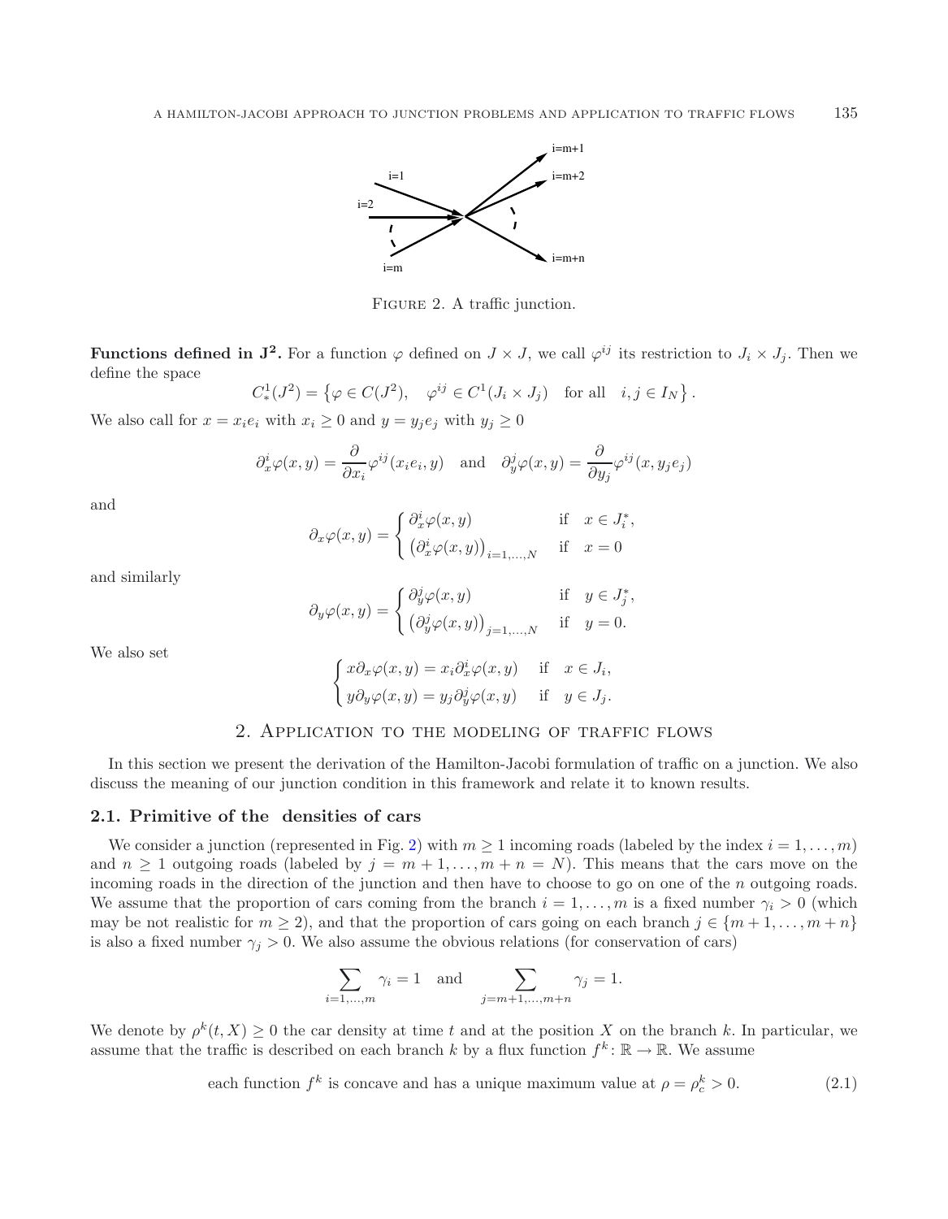FIGURE 2. A traffic junction.

**Functions defined in $\mathbf{J^2}$.** For a function $\varphi$ defined on $J \times J$, we call $\varphi^{ij}$ its restriction to $J_i \times J_j$. Then we define the space

$$C^1_*(J^2) = \left\{ \varphi \in C(J^2), \quad \varphi^{ij} \in C^1(J_i \times J_j) \quad \text{for all} \quad i,j \in I_N \right\}.$$

We also call for $x = x_i e_i$ with $x_i \geq 0$ and $y = y_j e_j$ with $y_j \geq 0$

$$\partial^i_x \varphi(x,y) = \frac{\partial}{\partial x_i} \varphi^{ij}(x_i e_i, y) \quad \text{and} \quad \partial^j_y \varphi(x,y) = \frac{\partial}{\partial y_j} \varphi^{ij}(x, y_j e_j)$$

and

$$\partial_x \varphi(x,y) = \begin{cases} \partial^i_x \varphi(x,y) & \text{if} \quad x \in J^*_i, \\ \left( \partial^i_x \varphi(x,y) \right)_{i=1,\dots,N} & \text{if} \quad x = 0 \end{cases}$$

and similarly

$$\partial_y \varphi(x,y) = \begin{cases} \partial^j_y \varphi(x,y) & \text{if} \quad y \in J^*_j, \\ \left( \partial^j_y \varphi(x,y) \right)_{j=1,\dots,N} & \text{if} \quad y = 0. \end{cases}$$

We also set

$$\begin{cases} x \partial_x \varphi(x,y) = x_i \partial^i_x \varphi(x,y) & \text{if} \quad x \in J_i, \\ y \partial_y \varphi(x,y) = y_j \partial^j_y \varphi(x,y) & \text{if} \quad y \in J_j. \end{cases}$$

## 2. Application to the modeling of traffic flows

In this section we present the derivation of the Hamilton-Jacobi formulation of traffic on a junction. We also discuss the meaning of our junction condition in this framework and relate it to known results.

### 2.1. Primitive of the densities of cars

We consider a junction (represented in Fig. 2) with $m \geq 1$ incoming roads (labeled by the index $i = 1, \dots, m$) and $n \geq 1$ outgoing roads (labeled by $j = m+1, \dots, m+n = N$). This means that the cars move on the incoming roads in the direction of the junction and then have to choose to go on one of the $n$ outgoing roads. We assume that the proportion of cars coming from the branch $i = 1, \dots, m$ is a fixed number $\gamma_i > 0$ (which may be not realistic for $m \geq 2$), and that the proportion of cars going on each branch $j \in \{m+1, \dots, m+n\}$ is also a fixed number $\gamma_j > 0$. We also assume the obvious relations (for conservation of cars)

$$\sum_{i=1,\dots,m} \gamma_i = 1 \quad \text{and} \quad \sum_{j=m+1,\dots,m+n} \gamma_j = 1.$$

We denote by $\rho^k(t,X) \geq 0$ the car density at time $t$ and at the position $X$ on the branch $k$. In particular, we assume that the traffic is described on each branch $k$ by a flux function $f^k \colon \mathbb{R} \to \mathbb{R}$. We assume

$$\text{each function } f^k \text{ is concave and has a unique maximum value at } \rho = \rho^k_c > 0. \tag{2.1}$$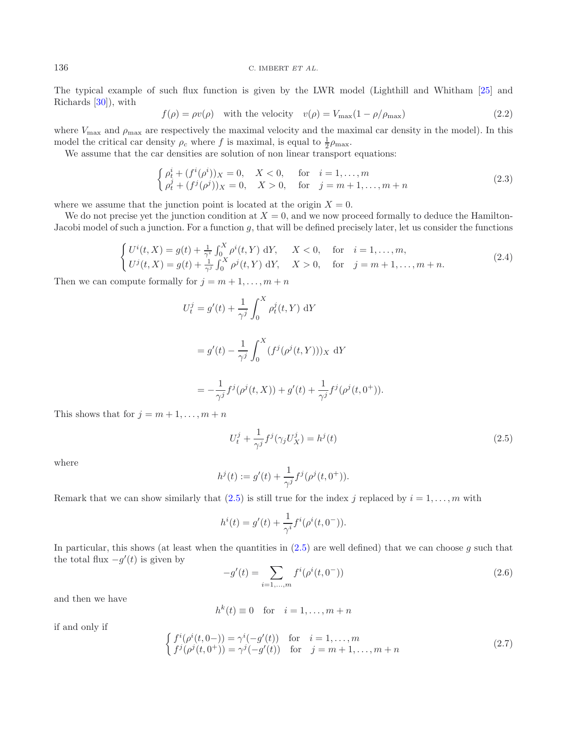The typical example of such flux function is given by the LWR model (Lighthill and Whitham [25] and Richards [30]), with

$$f(\rho) = \rho v(\rho) \quad \text{with the velocity} \quad v(\rho) = V_{\max}(1 - \rho/\rho_{\max}) \tag{2.2}$$

where $V_{\max}$ and $\rho_{\max}$ are respectively the maximal velocity and the maximal car density in the model). In this model the critical car density $\rho_c$ where $f$ is maximal, is equal to $\frac{1}{2}\rho_{\max}$.

We assume that the car densities are solution of non linear transport equations:

$$\begin{cases} \rho^i_t + (f^i(\rho^i))_X = 0, \quad X < 0, \quad \text{for} \quad i = 1, \dots, m \\ \rho^j_t + (f^j(\rho^j))_X = 0, \quad X > 0, \quad \text{for} \quad j = m+1, \dots, m+n \end{cases} \tag{2.3}$$

where we assume that the junction point is located at the origin $X = 0$.

We do not precise yet the junction condition at $X = 0$, and we now proceed formally to deduce the Hamilton-Jacobi model of such a junction. For a function $g$, that will be defined precisely later, let us consider the functions

$$\begin{cases} U^i(t, X) = g(t) + \frac{1}{\gamma^i} \int_0^X \rho^i(t, Y) \ \mathrm{d}Y, \quad X < 0, \quad \text{for} \quad i = 1, \dots, m, \\ U^j(t, X) = g(t) + \frac{1}{\gamma^j} \int_0^X \rho^j(t, Y) \ \mathrm{d}Y, \quad X > 0, \quad \text{for} \quad j = m+1, \dots, m+n. \end{cases} \tag{2.4}$$

Then we can compute formally for $j = m+1, \dots, m+n$

$$\begin{aligned} U^j_t &= g'(t) + \frac{1}{\gamma^j} \int_0^X \rho^j_t(t, Y) \ \mathrm{d}Y \\ &= g'(t) - \frac{1}{\gamma^j} \int_0^X (f^j(\rho^j(t, Y)))_X \ \mathrm{d}Y \\ &= -\frac{1}{\gamma^j} f^j(\rho^j(t, X)) + g'(t) + \frac{1}{\gamma^j} f^j(\rho^j(t, 0^+)). \end{aligned}$$

This shows that for $j = m+1, \dots, m+n$

$$U^j_t + \frac{1}{\gamma^j} f^j(\gamma_j U^j_X) = h^j(t) \tag{2.5}$$

where

$$h^j(t) := g'(t) + \frac{1}{\gamma^j} f^j(\rho^j(t, 0^+)).$$

Remark that we can show similarly that (2.5) is still true for the index $j$ replaced by $i = 1, \dots, m$ with

$$h^i(t) = g'(t) + \frac{1}{\gamma^i} f^i(\rho^i(t, 0^-)).$$

In particular, this shows (at least when the quantities in (2.5) are well defined) that we can choose $g$ such that the total flux $-g'(t)$ is given by

$$-g'(t) = \sum_{i=1,\dots,m} f^i(\rho^i(t, 0^-)) \tag{2.6}$$

and then we have

$$h^k(t) \equiv 0 \quad \text{for} \quad i = 1, \dots, m+n$$

if and only if

$$\begin{cases} f^i(\rho^i(t, 0-)) = \gamma^i(-g'(t)) \quad \text{for} \quad i = 1, \dots, m \\ f^j(\rho^j(t, 0^+)) = \gamma^j(-g'(t)) \quad \text{for} \quad j = m+1, \dots, m+n \end{cases} \tag{2.7}$$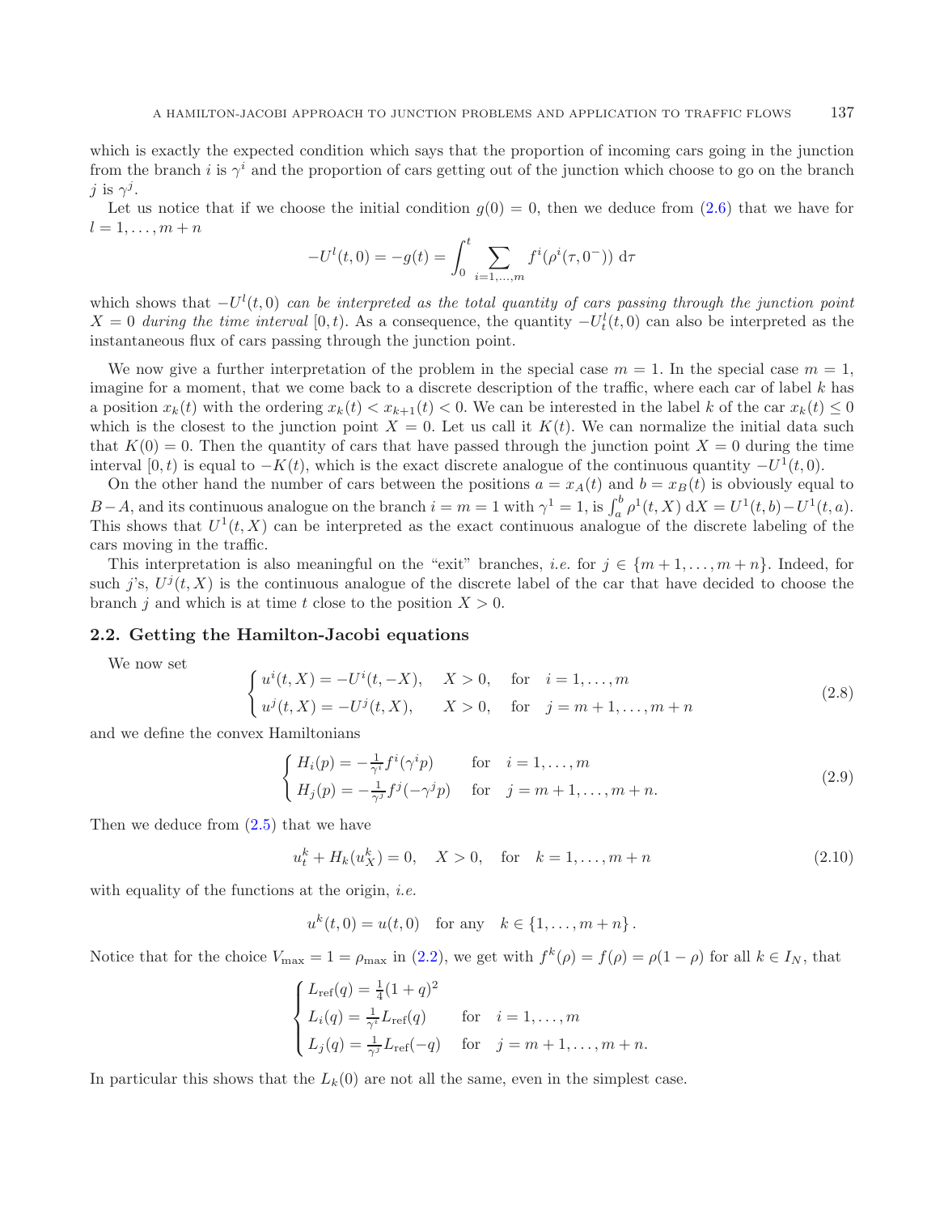which is exactly the expected condition which says that the proportion of incoming cars going in the junction from the branch $i$ is $\gamma^i$ and the proportion of cars getting out of the junction which choose to go on the branch $j$ is $\gamma^j$.

Let us notice that if we choose the initial condition $g(0) = 0$, then we deduce from (2.6) that we have for $l = 1, \ldots, m+n$

$$-U^l(t,0) = -g(t) = \int_0^t \sum_{i=1,\ldots,m} f^i(\rho^i(\tau, 0^-)) \, \mathrm{d}\tau$$

which shows that $-U^l(t,0)$ *can be interpreted as the total quantity of cars passing through the junction point* $X = 0$ *during the time interval* $[0,t)$. As a consequence, the quantity $-U^l_t(t,0)$ can also be interpreted as the instantaneous flux of cars passing through the junction point.

We now give a further interpretation of the problem in the special case $m = 1$. In the special case $m = 1$, imagine for a moment, that we come back to a discrete description of the traffic, where each car of label $k$ has a position $x_k(t)$ with the ordering $x_k(t) < x_{k+1}(t) < 0$. We can be interested in the label $k$ of the car $x_k(t) \leq 0$ which is the closest to the junction point $X = 0$. Let us call it $K(t)$. We can normalize the initial data such that $K(0) = 0$. Then the quantity of cars that have passed through the junction point $X = 0$ during the time interval $[0,t)$ is equal to $-K(t)$, which is the exact discrete analogue of the continuous quantity $-U^1(t,0)$.

On the other hand the number of cars between the positions $a = x_A(t)$ and $b = x_B(t)$ is obviously equal to $B - A$, and its continuous analogue on the branch $i = m = 1$ with $\gamma^1 = 1$, is $\int_a^b \rho^1(t,X)\, \mathrm{d}X = U^1(t,b) - U^1(t,a)$. This shows that $U^1(t,X)$ can be interpreted as the exact continuous analogue of the discrete labeling of the cars moving in the traffic.

This interpretation is also meaningful on the "exit" branches, *i.e.* for $j \in \{m+1, \ldots, m+n\}$. Indeed, for such $j$'s, $U^j(t,X)$ is the continuous analogue of the discrete label of the car that have decided to choose the branch $j$ and which is at time $t$ close to the position $X > 0$.

### 2.2. Getting the Hamilton-Jacobi equations

We now set

$$\begin{cases} u^i(t,X) = -U^i(t,-X), & X > 0, \quad \text{for} \quad i = 1, \ldots, m \\ u^j(t,X) = -U^j(t,X), & X > 0, \quad \text{for} \quad j = m+1, \ldots, m+n \end{cases} \tag{2.8}$$

and we define the convex Hamiltonians

$$\begin{cases} H_i(p) = -\frac{1}{\gamma^i} f^i(\gamma^i p) & \text{for} \quad i = 1, \ldots, m \\ H_j(p) = -\frac{1}{\gamma^j} f^j(-\gamma^j p) & \text{for} \quad j = m+1, \ldots, m+n. \end{cases} \tag{2.9}$$

Then we deduce from (2.5) that we have

$$u^k_t + H_k(u^k_X) = 0, \quad X > 0, \quad \text{for} \quad k = 1, \ldots, m+n \tag{2.10}$$

with equality of the functions at the origin, *i.e.*

$$u^k(t,0) = u(t,0) \quad \text{for any} \quad k \in \{1, \ldots, m+n\}.$$

Notice that for the choice $V_{\max} = 1 = \rho_{\max}$ in (2.2), we get with $f^k(\rho) = f(\rho) = \rho(1-\rho)$ for all $k \in I_N$, that

$$\begin{cases} L_{\text{ref}}(q) = \frac{1}{4}(1+q)^2 \\ L_i(q) = \frac{1}{\gamma^i} L_{\text{ref}}(q) & \text{for} \quad i = 1, \ldots, m \\ L_j(q) = \frac{1}{\gamma^j} L_{\text{ref}}(-q) & \text{for} \quad j = m+1, \ldots, m+n. \end{cases}$$

In particular this shows that the $L_k(0)$ are not all the same, even in the simplest case.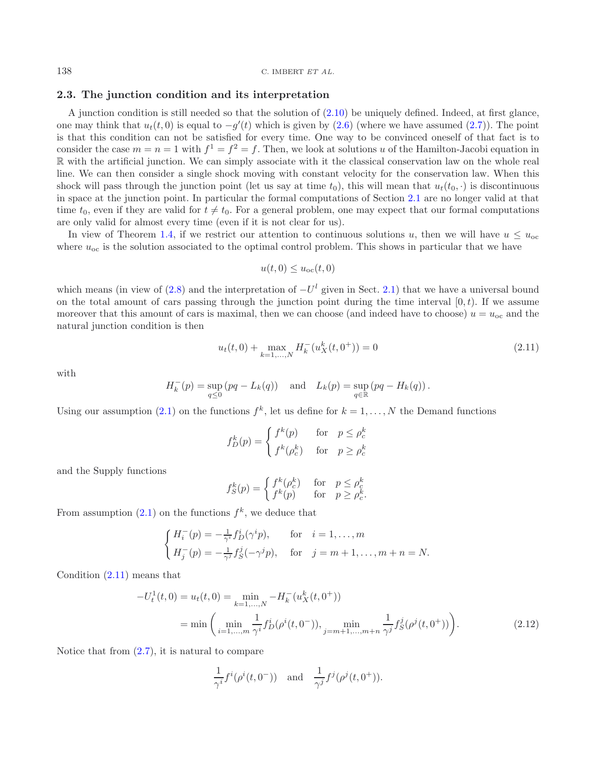### 2.3. The junction condition and its interpretation

A junction condition is still needed so that the solution of (2.10) be uniquely defined. Indeed, at first glance, one may think that $u_t(t,0)$ is equal to $-g'(t)$ which is given by (2.6) (where we have assumed (2.7)). The point is that this condition can not be satisfied for every time. One way to be convinced oneself of that fact is to consider the case $m = n = 1$ with $f^1 = f^2 = f$. Then, we look at solutions $u$ of the Hamilton-Jacobi equation in $\mathbb{R}$ with the artificial junction. We can simply associate with it the classical conservation law on the whole real line. We can then consider a single shock moving with constant velocity for the conservation law. When this shock will pass through the junction point (let us say at time $t_0$), this will mean that $u_t(t_0, \cdot)$ is discontinuous in space at the junction point. In particular the formal computations of Section 2.1 are no longer valid at that time $t_0$, even if they are valid for $t \neq t_0$. For a general problem, one may expect that our formal computations are only valid for almost every time (even if it is not clear for us).

In view of Theorem 1.4, if we restrict our attention to continuous solutions $u$, then we will have $u \leq u_{\rm oc}$ where $u_{\rm oc}$ is the solution associated to the optimal control problem. This shows in particular that we have

$$u(t,0) \leq u_{\rm oc}(t,0)$$

which means (in view of (2.8) and the interpretation of $-U^l$ given in Sect. 2.1) that we have a universal bound on the total amount of cars passing through the junction point during the time interval $[0,t)$. If we assume moreover that this amount of cars is maximal, then we can choose (and indeed have to choose) $u = u_{\rm oc}$ and the natural junction condition is then

$$u_t(t,0) + \max_{k=1,\dots,N} H_k^-(u_X^k(t,0^+)) = 0 \tag{2.11}$$

with

$$H_k^-(p) = \sup_{q \leq 0} (pq - L_k(q)) \quad \text{and} \quad L_k(p) = \sup_{q \in \mathbb{R}} (pq - H_k(q)).$$

Using our assumption (2.1) on the functions $f^k$, let us define for $k = 1, \dots, N$ the Demand functions

$$f_D^k(p) = \begin{cases} f^k(p) & \text{for} \quad p \leq \rho_c^k \\ f^k(\rho_c^k) & \text{for} \quad p \geq \rho_c^k \end{cases}$$

and the Supply functions

$$f_S^k(p) = \begin{cases} f^k(\rho_c^k) & \text{for} \quad p \leq \rho_c^k \\ f^k(p) & \text{for} \quad p \geq \rho_c^k. \end{cases}$$

From assumption (2.1) on the functions $f^k$, we deduce that

$$\begin{cases} H_i^-(p) = -\frac{1}{\gamma^i} f_D^i(\gamma^i p), & \text{for} \quad i = 1, \dots, m \\ H_j^-(p) = -\frac{1}{\gamma^j} f_S^j(-\gamma^j p), & \text{for} \quad j = m+1, \dots, m+n = N. \end{cases}$$

Condition (2.11) means that

$$\begin{aligned} -U_t^1(t,0) = u_t(t,0) &= \min_{k=1,\dots,N} -H_k^-(u_X^k(t,0^+)) \\ &= \min\left( \min_{i=1,\dots,m} \frac{1}{\gamma^i} f_D^i(\rho^i(t,0^-)), \min_{j=m+1,\dots,m+n} \frac{1}{\gamma^j} f_S^j(\rho^j(t,0^+)) \right). \end{aligned} \tag{2.12}$$

Notice that from (2.7), it is natural to compare

$$\frac{1}{\gamma^i} f^i(\rho^i(t,0^-)) \quad \text{and} \quad \frac{1}{\gamma^j} f^j(\rho^j(t,0^+)).$$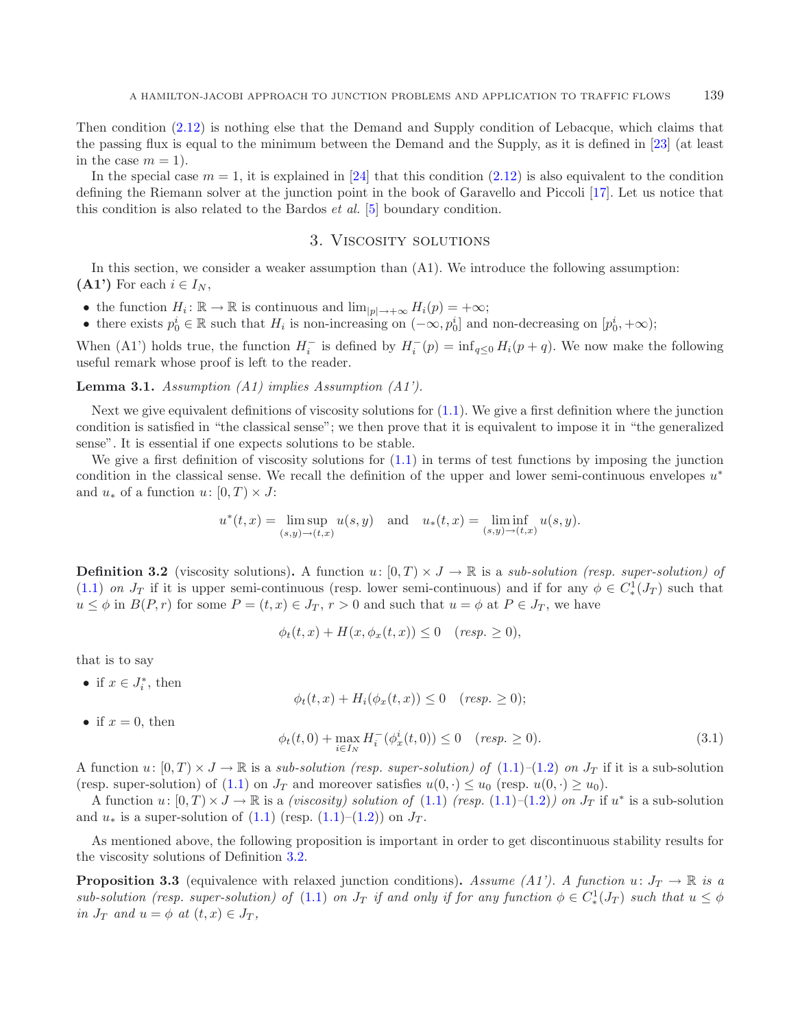Then condition (2.12) is nothing else that the Demand and Supply condition of Lebacque, which claims that the passing flux is equal to the minimum between the Demand and the Supply, as it is defined in [23] (at least in the case $m = 1$).

In the special case $m = 1$, it is explained in [24] that this condition (2.12) is also equivalent to the condition defining the Riemann solver at the junction point in the book of Garavello and Piccoli [17]. Let us notice that this condition is also related to the Bardos *et al.* [5] boundary condition.

## 3. Viscosity solutions

In this section, we consider a weaker assumption than (A1). We introduce the following assumption:
**(A1')** For each $i \in I_N$,

- the function $H_i \colon \mathbb{R} \to \mathbb{R}$ is continuous and $\lim_{|p|\to+\infty} H_i(p) = +\infty$;
- there exists $p_0^i \in \mathbb{R}$ such that $H_i$ is non-increasing on $(-\infty, p_0^i]$ and non-decreasing on $[p_0^i, +\infty)$;

When (A1') holds true, the function $H_i^-$ is defined by $H_i^-(p) = \inf_{q\le 0} H_i(p+q)$. We now make the following useful remark whose proof is left to the reader.

**Lemma 3.1.** *Assumption (A1) implies Assumption (A1').*

Next we give equivalent definitions of viscosity solutions for (1.1). We give a first definition where the junction condition is satisfied in "the classical sense"; we then prove that it is equivalent to impose it in "the generalized sense". It is essential if one expects solutions to be stable.

We give a first definition of viscosity solutions for (1.1) in terms of test functions by imposing the junction condition in the classical sense. We recall the definition of the upper and lower semi-continuous envelopes $u^*$ and $u_*$ of a function $u\colon [0,T)\times J$:

$$u^*(t,x) = \limsup_{(s,y)\to(t,x)} u(s,y) \quad \text{and} \quad u_*(t,x) = \liminf_{(s,y)\to(t,x)} u(s,y).$$

**Definition 3.2** (viscosity solutions)**.** A function $u\colon [0,T)\times J \to \mathbb{R}$ is a *sub-solution (resp. super-solution) of* (1.1) *on* $J_T$ if it is upper semi-continuous (resp. lower semi-continuous) and if for any $\phi \in C_*^1(J_T)$ such that $u \le \phi$ in $B(P,r)$ for some $P = (t,x) \in J_T$, $r > 0$ and such that $u = \phi$ at $P \in J_T$, we have

$$\phi_t(t,x) + H(x, \phi_x(t,x)) \le 0 \quad (\textit{resp.} \ge 0),$$

that is to say

- if $x \in J_i^*$, then
$$\phi_t(t,x) + H_i(\phi_x(t,x)) \le 0 \quad (\textit{resp.} \ge 0);$$
- if $x = 0$, then
$$\phi_t(t,0) + \max_{i\in I_N} H_i^-(\phi_x^i(t,0)) \le 0 \quad (\textit{resp.} \ge 0). \tag{3.1}$$

A function $u\colon [0,T)\times J \to \mathbb{R}$ is a *sub-solution (resp. super-solution) of* (1.1)–(1.2) *on* $J_T$ if it is a sub-solution (resp. super-solution) of (1.1) on $J_T$ and moreover satisfies $u(0,\cdot) \le u_0$ (resp. $u(0,\cdot) \ge u_0$).

A function $u\colon [0,T)\times J \to \mathbb{R}$ is a *(viscosity) solution of* (1.1) *(resp.* (1.1)–(1.2)*) on* $J_T$ if $u^*$ is a sub-solution and $u_*$ is a super-solution of (1.1) (resp. (1.1)–(1.2)) on $J_T$.

As mentioned above, the following proposition is important in order to get discontinuous stability results for the viscosity solutions of Definition 3.2.

**Proposition 3.3** (equivalence with relaxed junction conditions)**.** *Assume (A1'). A function $u\colon J_T \to \mathbb{R}$ is a sub-solution (resp. super-solution) of* (1.1) *on $J_T$ if and only if for any function $\phi \in C_*^1(J_T)$ such that $u \le \phi$ in $J_T$ and $u = \phi$ at $(t,x) \in J_T$,*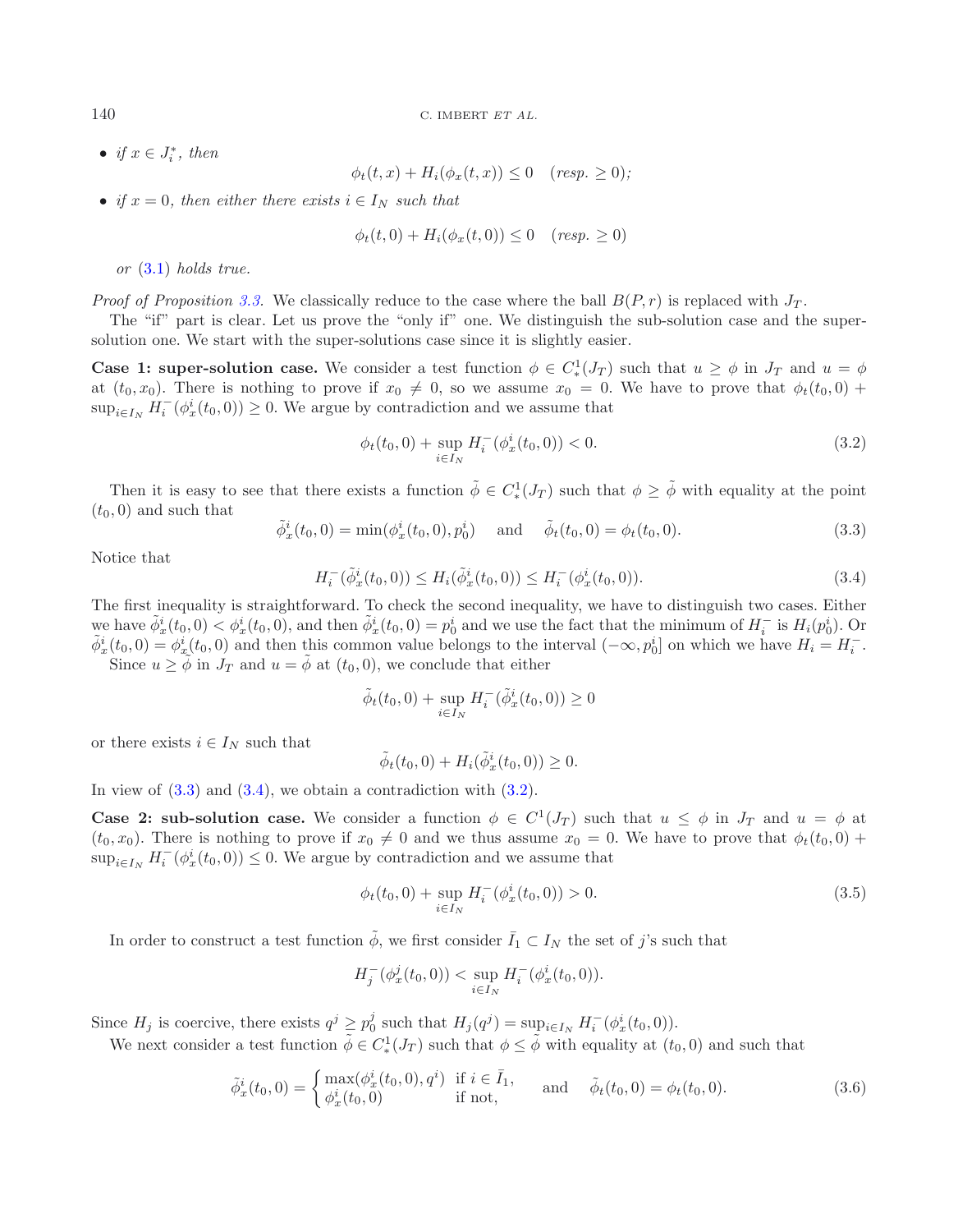- *if $x \in J_i^*$, then*

$$\phi_t(t,x) + H_i(\phi_x(t,x)) \leq 0 \quad (\textit{resp.} \geq 0);$$

- *if $x = 0$, then either there exists $i \in I_N$ such that*

$$\phi_t(t,0) + H_i(\phi_x(t,0)) \leq 0 \quad (\textit{resp.} \geq 0)$$

*or* (3.1) *holds true.*

*Proof of Proposition 3.3.* We classically reduce to the case where the ball $B(P,r)$ is replaced with $J_T$.

The "if" part is clear. Let us prove the "only if" one. We distinguish the sub-solution case and the super-solution one. We start with the super-solutions case since it is slightly easier.

**Case 1: super-solution case.** We consider a test function $\phi \in C^1_*(J_T)$ such that $u \geq \phi$ in $J_T$ and $u = \phi$ at $(t_0, x_0)$. There is nothing to prove if $x_0 \neq 0$, so we assume $x_0 = 0$. We have to prove that $\phi_t(t_0,0) + \sup_{i\in I_N} H_i^-(\phi_x^i(t_0,0)) \geq 0$. We argue by contradiction and we assume that

$$\phi_t(t_0,0) + \sup_{i\in I_N} H_i^-(\phi_x^i(t_0,0)) < 0. \tag{3.2}$$

Then it is easy to see that there exists a function $\tilde{\phi} \in C^1_*(J_T)$ such that $\phi \geq \tilde{\phi}$ with equality at the point $(t_0, 0)$ and such that

$$\tilde{\phi}_x^i(t_0,0) = \min(\phi_x^i(t_0,0), p_0^i) \quad \text{ and } \quad \tilde{\phi}_t(t_0,0) = \phi_t(t_0,0). \tag{3.3}$$

Notice that

$$H_i^-(\tilde{\phi}_x^i(t_0,0)) \leq H_i(\tilde{\phi}_x^i(t_0,0)) \leq H_i^-(\phi_x^i(t_0,0)). \tag{3.4}$$

The first inequality is straightforward. To check the second inequality, we have to distinguish two cases. Either we have $\tilde{\phi}_x^i(t_0,0) < \phi_x^i(t_0,0)$, and then $\tilde{\phi}_x^i(t_0,0) = p_0^i$ and we use the fact that the minimum of $H_i^-$ is $H_i(p_0^i)$. Or $\tilde{\phi}_x^i(t_0,0) = \phi_x^i(t_0,0)$ and then this common value belongs to the interval $(-\infty, p_0^i]$ on which we have $H_i = H_i^-$.

Since $u \geq \tilde{\phi}$ in $J_T$ and $u = \tilde{\phi}$ at $(t_0, 0)$, we conclude that either

$$\tilde{\phi}_t(t_0,0) + \sup_{i\in I_N} H_i^-(\tilde{\phi}_x^i(t_0,0)) \geq 0$$

or there exists $i \in I_N$ such that

$$\tilde{\phi}_t(t_0,0) + H_i(\tilde{\phi}_x^i(t_0,0)) \geq 0.$$

In view of (3.3) and (3.4), we obtain a contradiction with (3.2).

**Case 2: sub-solution case.** We consider a function $\phi \in C^1(J_T)$ such that $u \leq \phi$ in $J_T$ and $u = \phi$ at $(t_0, x_0)$. There is nothing to prove if $x_0 \neq 0$ and we thus assume $x_0 = 0$. We have to prove that $\phi_t(t_0,0) + \sup_{i\in I_N} H_i^-(\phi_x^i(t_0,0)) \leq 0$. We argue by contradiction and we assume that

$$\phi_t(t_0,0) + \sup_{i\in I_N} H_i^-(\phi_x^i(t_0,0)) > 0. \tag{3.5}$$

In order to construct a test function $\tilde{\phi}$, we first consider $\bar{I}_1 \subset I_N$ the set of $j$'s such that

$$H_j^-(\phi_x^j(t_0,0)) < \sup_{i\in I_N} H_i^-(\phi_x^i(t_0,0)).$$

Since $H_j$ is coercive, there exists $q^j \geq p_0^j$ such that $H_j(q^j) = \sup_{i\in I_N} H_i^-(\phi_x^i(t_0,0))$.

We next consider a test function $\tilde{\phi} \in C^1_*(J_T)$ such that $\phi \leq \tilde{\phi}$ with equality at $(t_0, 0)$ and such that

$$\tilde{\phi}_x^i(t_0,0) = \begin{cases} \max(\phi_x^i(t_0,0), q^i) & \text{if } i \in \bar{I}_1, \\ \phi_x^i(t_0,0) & \text{if not,} \end{cases} \quad \text{ and } \quad \tilde{\phi}_t(t_0,0) = \phi_t(t_0,0). \tag{3.6}$$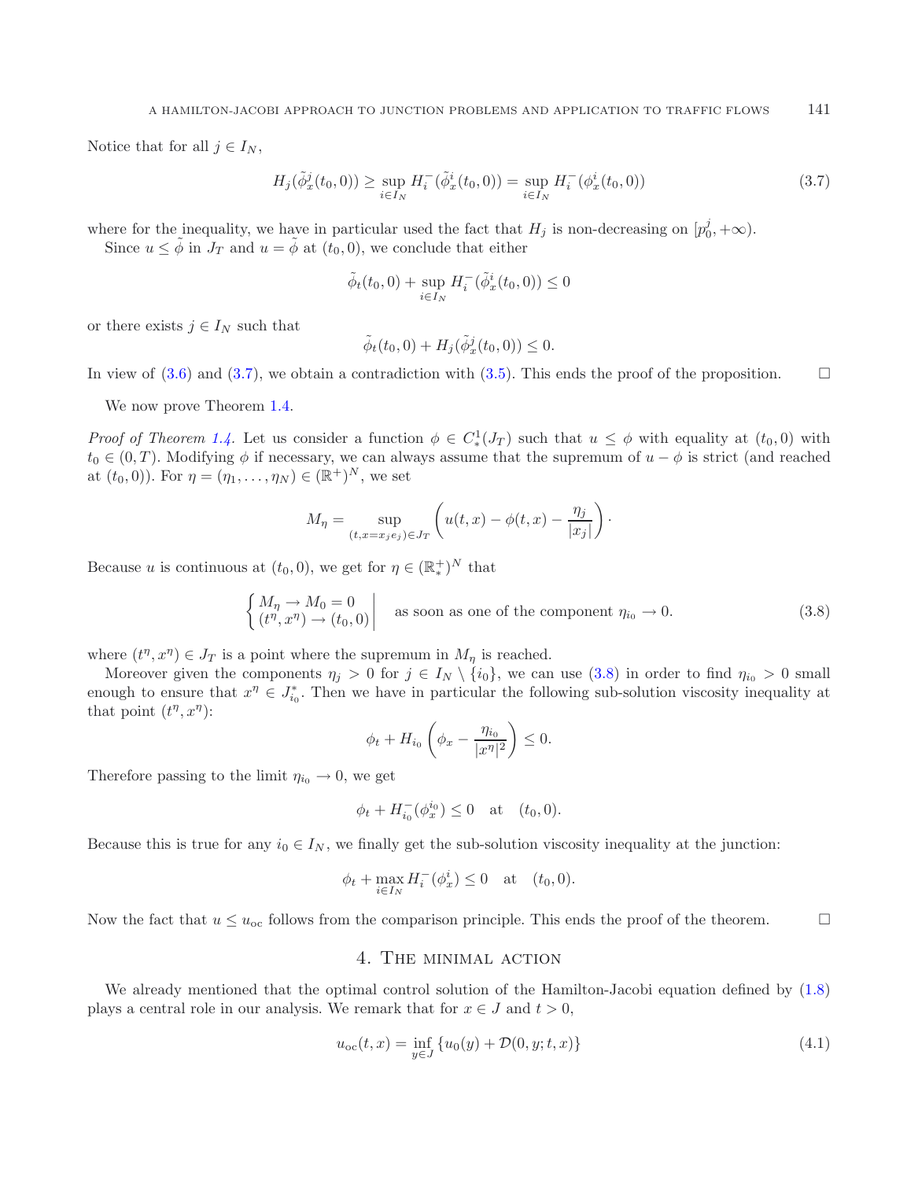Notice that for all $j \in I_N$,

$$H_j(\tilde{\phi}_x^j(t_0,0)) \geq \sup_{i \in I_N} H_i^-(\tilde{\phi}_x^i(t_0,0)) = \sup_{i \in I_N} H_i^-(\phi_x^i(t_0,0)) \tag{3.7}$$

where for the inequality, we have in particular used the fact that $H_j$ is non-decreasing on $[p_0^j, +\infty)$.

Since $u \leq \tilde{\phi}$ in $J_T$ and $u = \tilde{\phi}$ at $(t_0, 0)$, we conclude that either

$$\tilde{\phi}_t(t_0,0) + \sup_{i \in I_N} H_i^-(\tilde{\phi}_x^i(t_0,0)) \leq 0$$

or there exists $j \in I_N$ such that

$$\tilde{\phi}_t(t_0,0) + H_j(\tilde{\phi}_x^j(t_0,0)) \leq 0.$$

In view of (3.6) and (3.7), we obtain a contradiction with (3.5). This ends the proof of the proposition. □

We now prove Theorem 1.4.

*Proof of Theorem 1.4.* Let us consider a function $\phi \in C_*^1(J_T)$ such that $u \leq \phi$ with equality at $(t_0, 0)$ with $t_0 \in (0,T)$. Modifying $\phi$ if necessary, we can always assume that the supremum of $u - \phi$ is strict (and reached at $(t_0,0)$). For $\eta = (\eta_1, \ldots, \eta_N) \in (\mathbb{R}^+)^N$, we set

$$M_\eta = \sup_{(t,x=x_je_j) \in J_T} \left( u(t,x) - \phi(t,x) - \frac{\eta_j}{|x_j|} \right).$$

Because $u$ is continuous at $(t_0, 0)$, we get for $\eta \in (\mathbb{R}_*^+)^N$ that

$$\left\{ \begin{array}{l} M_\eta \to M_0 = 0 \\ (t^\eta, x^\eta) \to (t_0, 0) \end{array} \right| \quad \text{as soon as one of the component } \eta_{i_0} \to 0. \tag{3.8}$$

where $(t^\eta, x^\eta) \in J_T$ is a point where the supremum in $M_\eta$ is reached.

Moreover given the components $\eta_j > 0$ for $j \in I_N \setminus \{i_0\}$, we can use (3.8) in order to find $\eta_{i_0} > 0$ small enough to ensure that $x^\eta \in J_{i_0}^*$. Then we have in particular the following sub-solution viscosity inequality at that point $(t^\eta, x^\eta)$:

$$\phi_t + H_{i_0}\left( \phi_x - \frac{\eta_{i_0}}{|x^\eta|^2} \right) \leq 0.$$

Therefore passing to the limit $\eta_{i_0} \to 0$, we get

$$\phi_t + H_{i_0}^-(\phi_x^{i_0}) \leq 0 \quad \text{at} \quad (t_0, 0).$$

Because this is true for any $i_0 \in I_N$, we finally get the sub-solution viscosity inequality at the junction:

$$\phi_t + \max_{i \in I_N} H_i^-(\phi_x^i) \leq 0 \quad \text{at} \quad (t_0, 0).$$

Now the fact that $u \leq u_{\text{oc}}$ follows from the comparison principle. This ends the proof of the theorem. □

## 4. The minimal action

We already mentioned that the optimal control solution of the Hamilton-Jacobi equation defined by (1.8) plays a central role in our analysis. We remark that for $x \in J$ and $t > 0$,

$$u_{\text{oc}}(t,x) = \inf_{y \in J} \{u_0(y) + \mathcal{D}(0, y; t, x)\} \tag{4.1}$$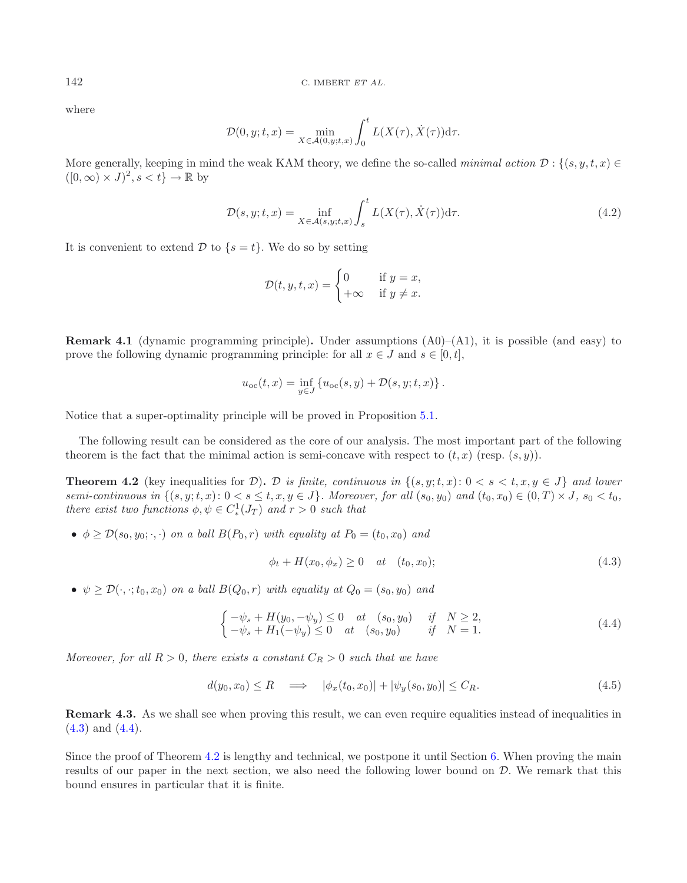where

$$\mathcal{D}(0,y;t,x) = \min_{X \in \mathcal{A}(0,y;t,x)} \int_0^t L(X(\tau), \dot{X}(\tau)) \mathrm{d}\tau.$$

More generally, keeping in mind the weak KAM theory, we define the so-called *minimal action* $\mathcal{D} : \{(s,y,t,x) \in ([0,\infty) \times J)^2, s < t\} \to \mathbb{R}$ by

$$\mathcal{D}(s,y;t,x) = \inf_{X \in \mathcal{A}(s,y;t,x)} \int_s^t L(X(\tau), \dot{X}(\tau)) \mathrm{d}\tau. \tag{4.2}$$

It is convenient to extend $\mathcal{D}$ to $\{s = t\}$. We do so by setting

$$\mathcal{D}(t,y,t,x) = \begin{cases} 0 & \text{if } y = x, \\ +\infty & \text{if } y \neq x. \end{cases}$$

**Remark 4.1** (dynamic programming principle)**.** Under assumptions (A0)–(A1), it is possible (and easy) to prove the following dynamic programming principle: for all $x \in J$ and $s \in [0,t]$,

$$u_{\mathrm{oc}}(t,x) = \inf_{y \in J} \left\{ u_{\mathrm{oc}}(s,y) + \mathcal{D}(s,y;t,x) \right\}.$$

Notice that a super-optimality principle will be proved in Proposition 5.1.

The following result can be considered as the core of our analysis. The most important part of the following theorem is the fact that the minimal action is semi-concave with respect to $(t,x)$ (resp. $(s,y)$).

**Theorem 4.2** (key inequalities for $\mathcal{D}$)**.** *$\mathcal{D}$ is finite, continuous in $\{(s,y;t,x) \colon 0 < s < t, x, y \in J\}$ and lower semi-continuous in $\{(s,y;t,x) \colon 0 < s \leq t, x, y \in J\}$. Moreover, for all $(s_0, y_0)$ and $(t_0, x_0) \in (0,T) \times J$, $s_0 < t_0$, there exist two functions $\phi, \psi \in C^1_*(J_T)$ and $r > 0$ such that*

- *$\phi \geq \mathcal{D}(s_0, y_0; \cdot, \cdot)$ on a ball $B(P_0, r)$ with equality at $P_0 = (t_0, x_0)$ and*

$$\phi_t + H(x_0, \phi_x) \geq 0 \quad \text{at} \quad (t_0, x_0); \tag{4.3}$$

- *$\psi \geq \mathcal{D}(\cdot, \cdot; t_0, x_0)$ on a ball $B(Q_0, r)$ with equality at $Q_0 = (s_0, y_0)$ and*

$$\begin{cases} -\psi_s + H(y_0, -\psi_y) \leq 0 & \text{at} \quad (s_0, y_0) \quad \text{if} \quad N \geq 2, \\ -\psi_s + H_1(-\psi_y) \leq 0 & \text{at} \quad (s_0, y_0) \quad \text{if} \quad N = 1. \end{cases} \tag{4.4}$$

*Moreover, for all $R > 0$, there exists a constant $C_R > 0$ such that we have*

$$d(y_0, x_0) \leq R \quad \Longrightarrow \quad |\phi_x(t_0, x_0)| + |\psi_y(s_0, y_0)| \leq C_R. \tag{4.5}$$

**Remark 4.3.** As we shall see when proving this result, we can even require equalities instead of inequalities in (4.3) and (4.4).

Since the proof of Theorem 4.2 is lengthy and technical, we postpone it until Section 6. When proving the main results of our paper in the next section, we also need the following lower bound on $\mathcal{D}$. We remark that this bound ensures in particular that it is finite.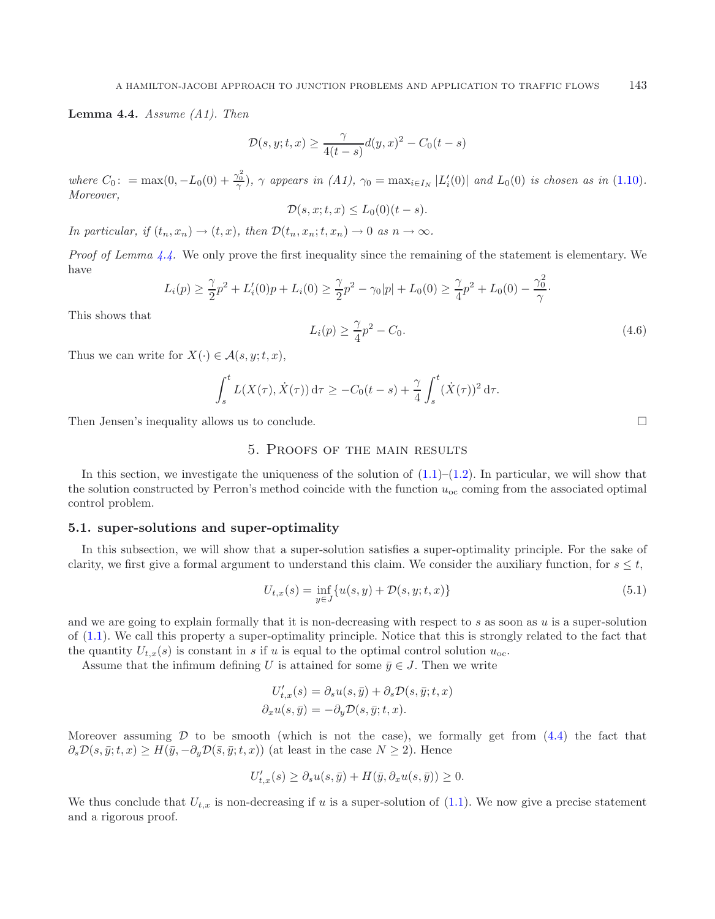**Lemma 4.4.** *Assume (A1). Then*

$$\mathcal{D}(s, y; t, x) \geq \frac{\gamma}{4(t-s)} d(y, x)^2 - C_0(t-s)$$

*where* $C_0 := \max(0, -L_0(0) + \frac{\gamma_0^2}{\gamma})$*,* $\gamma$ *appears in (A1),* $\gamma_0 = \max_{i \in I_N} |L_i'(0)|$ *and* $L_0(0)$ *is chosen as in (1.10). Moreover,*

$$\mathcal{D}(s, x; t, x) \leq L_0(0)(t-s).$$

*In particular, if* $(t_n, x_n) \to (t, x)$*, then* $\mathcal{D}(t_n, x_n; t, x_n) \to 0$ *as* $n \to \infty$*.*

*Proof of Lemma 4.4.* We only prove the first inequality since the remaining of the statement is elementary. We have

$$L_i(p) \geq \frac{\gamma}{2} p^2 + L_i'(0) p + L_i(0) \geq \frac{\gamma}{2} p^2 - \gamma_0 |p| + L_0(0) \geq \frac{\gamma}{4} p^2 + L_0(0) - \frac{\gamma_0^2}{\gamma}\cdot$$

This shows that

$$L_i(p) \geq \frac{\gamma}{4} p^2 - C_0. \tag{4.6}$$

Thus we can write for $X(\cdot) \in \mathcal{A}(s, y; t, x)$,

$$\int_s^t L(X(\tau), \dot{X}(\tau)) \, \mathrm{d}\tau \geq -C_0(t-s) + \frac{\gamma}{4} \int_s^t (\dot{X}(\tau))^2 \, \mathrm{d}\tau.$$

Then Jensen's inequality allows us to conclude. □

## 5. Proofs of the main results

In this section, we investigate the uniqueness of the solution of (1.1)–(1.2). In particular, we will show that the solution constructed by Perron's method coincide with the function $u_{\mathrm{oc}}$ coming from the associated optimal control problem.

### 5.1. super-solutions and super-optimality

In this subsection, we will show that a super-solution satisfies a super-optimality principle. For the sake of clarity, we first give a formal argument to understand this claim. We consider the auxiliary function, for $s \leq t$,

$$U_{t,x}(s) = \inf_{y \in J} \{u(s, y) + \mathcal{D}(s, y; t, x)\} \tag{5.1}$$

and we are going to explain formally that it is non-decreasing with respect to $s$ as soon as $u$ is a super-solution of (1.1). We call this property a super-optimality principle. Notice that this is strongly related to the fact that the quantity $U_{t,x}(s)$ is constant in $s$ if $u$ is equal to the optimal control solution $u_{\mathrm{oc}}$.

Assume that the infimum defining $U$ is attained for some $\bar{y} \in J$. Then we write

$$\begin{aligned} U_{t,x}'(s) &= \partial_s u(s, \bar{y}) + \partial_s \mathcal{D}(s, \bar{y}; t, x) \\ \partial_x u(s, \bar{y}) &= -\partial_y \mathcal{D}(s, \bar{y}; t, x). \end{aligned}$$

Moreover assuming $\mathcal{D}$ to be smooth (which is not the case), we formally get from (4.4) the fact that $\partial_s \mathcal{D}(s, \bar{y}; t, x) \geq H(\bar{y}, -\partial_y \mathcal{D}(\bar{s}, \bar{y}; t, x))$ (at least in the case $N \geq 2$). Hence

$$U_{t,x}'(s) \geq \partial_s u(s, \bar{y}) + H(\bar{y}, \partial_x u(s, \bar{y})) \geq 0.$$

We thus conclude that $U_{t,x}$ is non-decreasing if $u$ is a super-solution of (1.1). We now give a precise statement and a rigorous proof.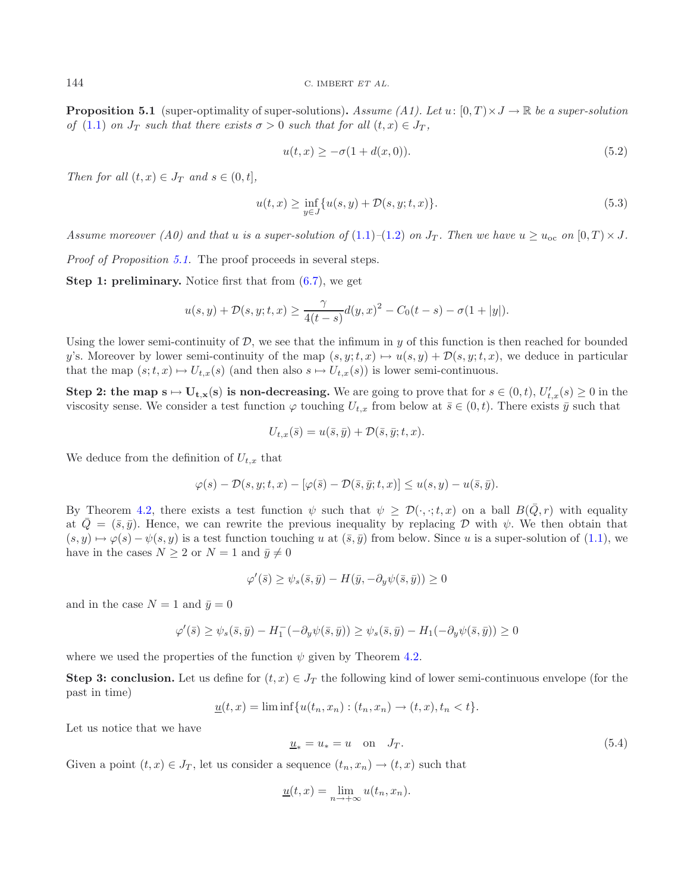**Proposition 5.1** (super-optimality of super-solutions)**.** *Assume (A1). Let* $u\colon [0,T)\times J \to \mathbb{R}$ *be a super-solution of* (1.1) *on* $J_T$ *such that there exists* $\sigma > 0$ *such that for all* $(t,x) \in J_T$,

$$u(t,x) \geq -\sigma(1 + d(x,0)). \tag{5.2}$$

*Then for all* $(t,x) \in J_T$ *and* $s \in (0,t]$,

$$u(t,x) \geq \inf_{y\in J}\{u(s,y) + \mathcal{D}(s,y;t,x)\}. \tag{5.3}$$

*Assume moreover (A0) and that* $u$ *is a super-solution of* (1.1)–(1.2) *on* $J_T$. *Then we have* $u \geq u_{\text{oc}}$ *on* $[0,T)\times J$.

*Proof of Proposition 5.1.* The proof proceeds in several steps.

**Step 1: preliminary.** Notice first that from (6.7), we get

$$u(s,y) + \mathcal{D}(s,y;t,x) \geq \frac{\gamma}{4(t-s)}d(y,x)^2 - C_0(t-s) - \sigma(1+|y|).$$

Using the lower semi-continuity of $\mathcal{D}$, we see that the infimum in $y$ of this function is then reached for bounded $y$'s. Moreover by lower semi-continuity of the map $(s,y;t,x) \mapsto u(s,y) + \mathcal{D}(s,y;t,x)$, we deduce in particular that the map $(s;t,x) \mapsto U_{t,x}(s)$ (and then also $s \mapsto U_{t,x}(s)$) is lower semi-continuous.

**Step 2: the map $\mathbf{s \mapsto U_{t,x}(s)}$ is non-decreasing.** We are going to prove that for $s \in (0,t)$, $U'_{t,x}(s) \geq 0$ in the viscosity sense. We consider a test function $\varphi$ touching $U_{t,x}$ from below at $\bar{s} \in (0,t)$. There exists $\bar{y}$ such that

$$U_{t,x}(\bar{s}) = u(\bar{s},\bar{y}) + \mathcal{D}(\bar{s},\bar{y};t,x).$$

We deduce from the definition of $U_{t,x}$ that

$$\varphi(s) - \mathcal{D}(s,y;t,x) - [\varphi(\bar{s}) - \mathcal{D}(\bar{s},\bar{y};t,x)] \leq u(s,y) - u(\bar{s},\bar{y}).$$

By Theorem 4.2, there exists a test function $\psi$ such that $\psi \geq \mathcal{D}(\cdot,\cdot;t,x)$ on a ball $B(\bar{Q},r)$ with equality at $\bar{Q} = (\bar{s},\bar{y})$. Hence, we can rewrite the previous inequality by replacing $\mathcal{D}$ with $\psi$. We then obtain that $(s,y) \mapsto \varphi(s) - \psi(s,y)$ is a test function touching $u$ at $(\bar{s},\bar{y})$ from below. Since $u$ is a super-solution of (1.1), we have in the cases $N \geq 2$ or $N = 1$ and $\bar{y} \neq 0$

$$\varphi'(\bar{s}) \geq \psi_s(\bar{s},\bar{y}) - H(\bar{y}, -\partial_y\psi(\bar{s},\bar{y})) \geq 0$$

and in the case $N = 1$ and $\bar{y} = 0$

$$\varphi'(\bar{s}) \geq \psi_s(\bar{s},\bar{y}) - H_1^-(-\partial_y\psi(\bar{s},\bar{y})) \geq \psi_s(\bar{s},\bar{y}) - H_1(-\partial_y\psi(\bar{s},\bar{y})) \geq 0$$

where we used the properties of the function $\psi$ given by Theorem 4.2.

**Step 3: conclusion.** Let us define for $(t,x) \in J_T$ the following kind of lower semi-continuous envelope (for the past in time)

$$\underline{u}(t,x) = \liminf\{u(t_n,x_n) : (t_n,x_n) \to (t,x), t_n < t\}.$$

Let us notice that we have

$$\underline{u}_* = u_* = u \quad \text{on} \quad J_T. \tag{5.4}$$

Given a point $(t,x) \in J_T$, let us consider a sequence $(t_n,x_n) \to (t,x)$ such that

$$\underline{u}(t,x) = \lim_{n\to+\infty} u(t_n,x_n).$$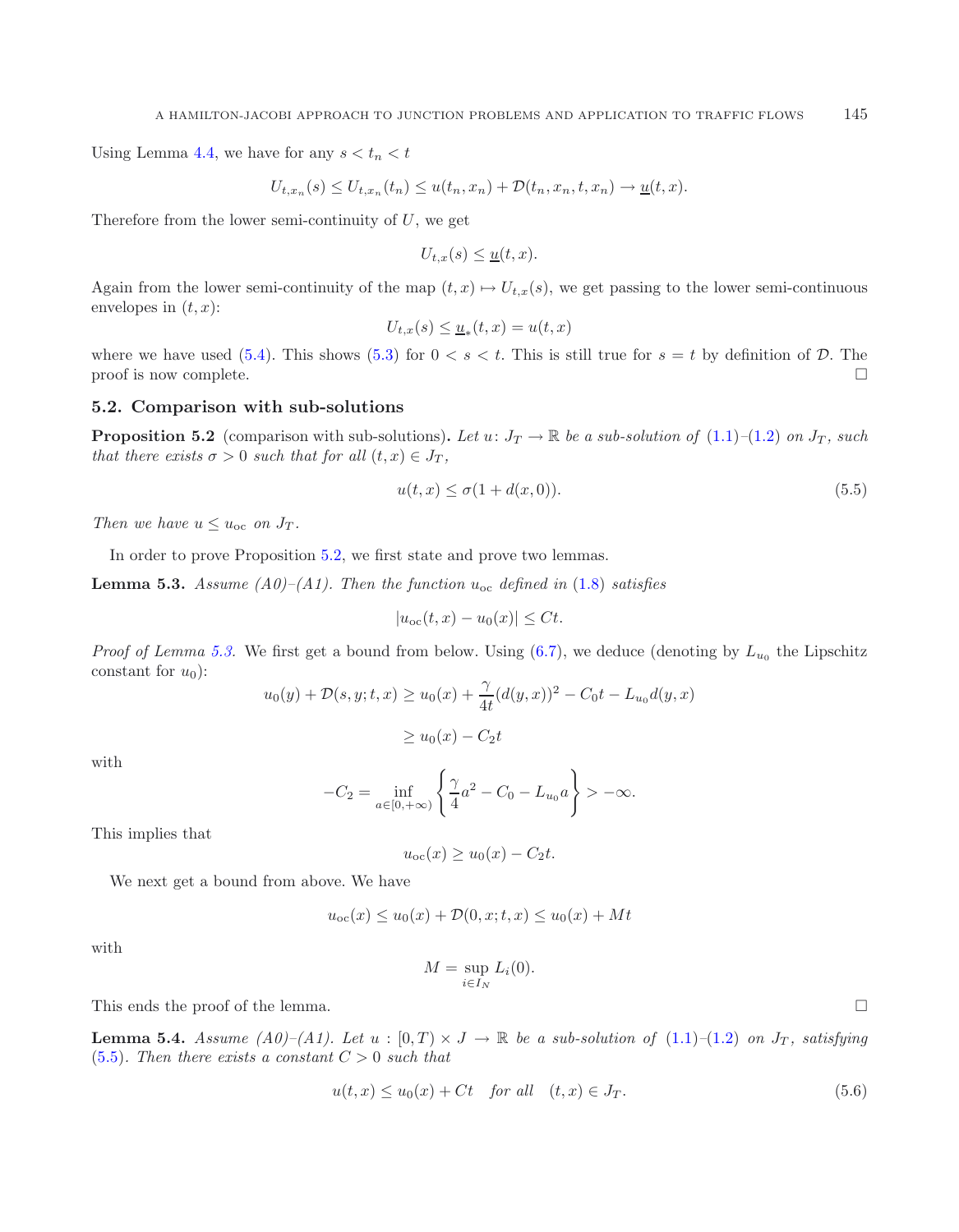Using Lemma 4.4, we have for any $s < t_n < t$

$$U_{t,x_n}(s) \leq U_{t,x_n}(t_n) \leq u(t_n, x_n) + \mathcal{D}(t_n, x_n, t, x_n) \to \underline{u}(t, x).$$

Therefore from the lower semi-continuity of $U$, we get

$$U_{t,x}(s) \leq \underline{u}(t, x).$$

Again from the lower semi-continuity of the map $(t, x) \mapsto U_{t,x}(s)$, we get passing to the lower semi-continuous envelopes in $(t, x)$:

$$U_{t,x}(s) \leq \underline{u}_*(t, x) = u(t, x)$$

where we have used (5.4). This shows (5.3) for $0 < s < t$. This is still true for $s = t$ by definition of $\mathcal{D}$. The proof is now complete. □

### 5.2. Comparison with sub-solutions

**Proposition 5.2** (comparison with sub-solutions)**.** *Let $u \colon J_T \to \mathbb{R}$ be a sub-solution of (1.1)–(1.2) on $J_T$, such that there exists $\sigma > 0$ such that for all $(t, x) \in J_T$,*

$$u(t, x) \leq \sigma(1 + d(x, 0)). \tag{5.5}$$

*Then we have $u \leq u_{\mathrm{oc}}$ on $J_T$.*

In order to prove Proposition 5.2, we first state and prove two lemmas.

**Lemma 5.3.** *Assume (A0)–(A1). Then the function $u_{\mathrm{oc}}$ defined in (1.8) satisfies*

$$|u_{\mathrm{oc}}(t, x) - u_0(x)| \leq Ct.$$

*Proof of Lemma 5.3.* We first get a bound from below. Using (6.7), we deduce (denoting by $L_{u_0}$ the Lipschitz constant for $u_0$):

$$u_0(y) + \mathcal{D}(s, y; t, x) \geq u_0(x) + \frac{\gamma}{4t}(d(y, x))^2 - C_0 t - L_{u_0} d(y, x)$$

$$\geq u_0(x) - C_2 t$$

with

$$-C_2 = \inf_{a \in [0, +\infty)} \left\{ \frac{\gamma}{4} a^2 - C_0 - L_{u_0} a \right\} > -\infty.$$

This implies that

$$u_{\mathrm{oc}}(x) \geq u_0(x) - C_2 t.$$

We next get a bound from above. We have

$$u_{\mathrm{oc}}(x) \leq u_0(x) + \mathcal{D}(0, x; t, x) \leq u_0(x) + Mt$$

with

$$M = \sup_{i \in I_N} L_i(0).$$

This ends the proof of the lemma. □

**Lemma 5.4.** *Assume (A0)–(A1). Let $u : [0, T) \times J \to \mathbb{R}$ be a sub-solution of (1.1)–(1.2) on $J_T$, satisfying (5.5). Then there exists a constant $C > 0$ such that*

$$u(t, x) \leq u_0(x) + Ct \quad \text{for all} \quad (t, x) \in J_T. \tag{5.6}$$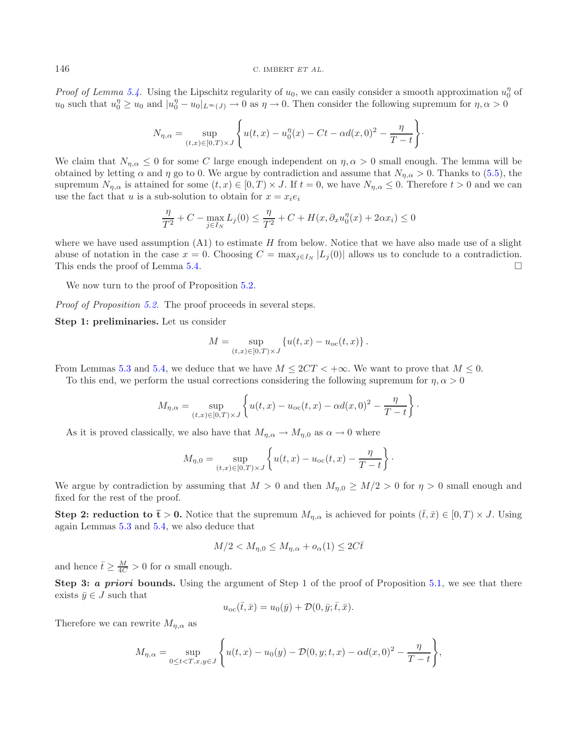*Proof of Lemma 5.4.* Using the Lipschitz regularity of $u_0$, we can easily consider a smooth approximation $u_0^\eta$ of $u_0$ such that $u_0^\eta \geq u_0$ and $|u_0^\eta - u_0|_{L^\infty(J)} \to 0$ as $\eta \to 0$. Then consider the following supremum for $\eta, \alpha > 0$

$$N_{\eta,\alpha} = \sup_{(t,x)\in[0,T)\times J} \left\{ u(t,x) - u_0^\eta(x) - Ct - \alpha d(x,0)^2 - \frac{\eta}{T-t} \right\}.$$

We claim that $N_{\eta,\alpha} \leq 0$ for some $C$ large enough independent on $\eta, \alpha > 0$ small enough. The lemma will be obtained by letting $\alpha$ and $\eta$ go to 0. We argue by contradiction and assume that $N_{\eta,\alpha} > 0$. Thanks to (5.5), the supremum $N_{\eta,\alpha}$ is attained for some $(t,x) \in [0,T) \times J$. If $t = 0$, we have $N_{\eta,\alpha} \leq 0$. Therefore $t > 0$ and we can use the fact that $u$ is a sub-solution to obtain for $x = x_i e_i$

$$\frac{\eta}{T^2} + C - \max_{j\in I_N} L_j(0) \leq \frac{\eta}{T^2} + C + H(x, \partial_x u_0^\eta(x) + 2\alpha x_i) \leq 0$$

where we have used assumption (A1) to estimate $H$ from below. Notice that we have also made use of a slight abuse of notation in the case $x = 0$. Choosing $C = \max_{j\in I_N} |L_j(0)|$ allows us to conclude to a contradiction. This ends the proof of Lemma 5.4. □

We now turn to the proof of Proposition 5.2.

*Proof of Proposition 5.2.* The proof proceeds in several steps.

**Step 1: preliminaries.** Let us consider

$$M = \sup_{(t,x)\in[0,T)\times J} \{u(t,x) - u_{\mathrm{oc}}(t,x)\}.$$

From Lemmas 5.3 and 5.4, we deduce that we have $M \leq 2CT < +\infty$. We want to prove that $M \leq 0$.

To this end, we perform the usual corrections considering the following supremum for $\eta, \alpha > 0$

$$M_{\eta,\alpha} = \sup_{(t,x)\in[0,T)\times J} \left\{ u(t,x) - u_{\mathrm{oc}}(t,x) - \alpha d(x,0)^2 - \frac{\eta}{T-t} \right\}.$$

As it is proved classically, we also have that $M_{\eta,\alpha} \to M_{\eta,0}$ as $\alpha \to 0$ where

$$M_{\eta,0} = \sup_{(t,x)\in[0,T)\times J} \left\{ u(t,x) - u_{\mathrm{oc}}(t,x) - \frac{\eta}{T-t} \right\}.$$

We argue by contradiction by assuming that $M > 0$ and then $M_{\eta,0} \geq M/2 > 0$ for $\eta > 0$ small enough and fixed for the rest of the proof.

**Step 2: reduction to $\bar{\mathbf{t}} > 0$.** Notice that the supremum $M_{\eta,\alpha}$ is achieved for points $(\bar{t}, \bar{x}) \in [0,T) \times J$. Using again Lemmas 5.3 and 5.4, we also deduce that

$$M/2 < M_{\eta,0} \leq M_{\eta,\alpha} + o_\alpha(1) \leq 2C\bar{t}$$

and hence $\bar{t} \geq \frac{M}{4C} > 0$ for $\alpha$ small enough.

**Step 3: *a priori* bounds.** Using the argument of Step 1 of the proof of Proposition 5.1, we see that there exists $\bar{y} \in J$ such that

$$u_{\mathrm{oc}}(\bar{t}, \bar{x}) = u_0(\bar{y}) + \mathcal{D}(0, \bar{y}; \bar{t}, \bar{x}).$$

Therefore we can rewrite $M_{\eta,\alpha}$ as

$$M_{\eta,\alpha} = \sup_{0\leq t<T, x,y\in J} \left\{ u(t,x) - u_0(y) - \mathcal{D}(0,y;t,x) - \alpha d(x,0)^2 - \frac{\eta}{T-t} \right\},$$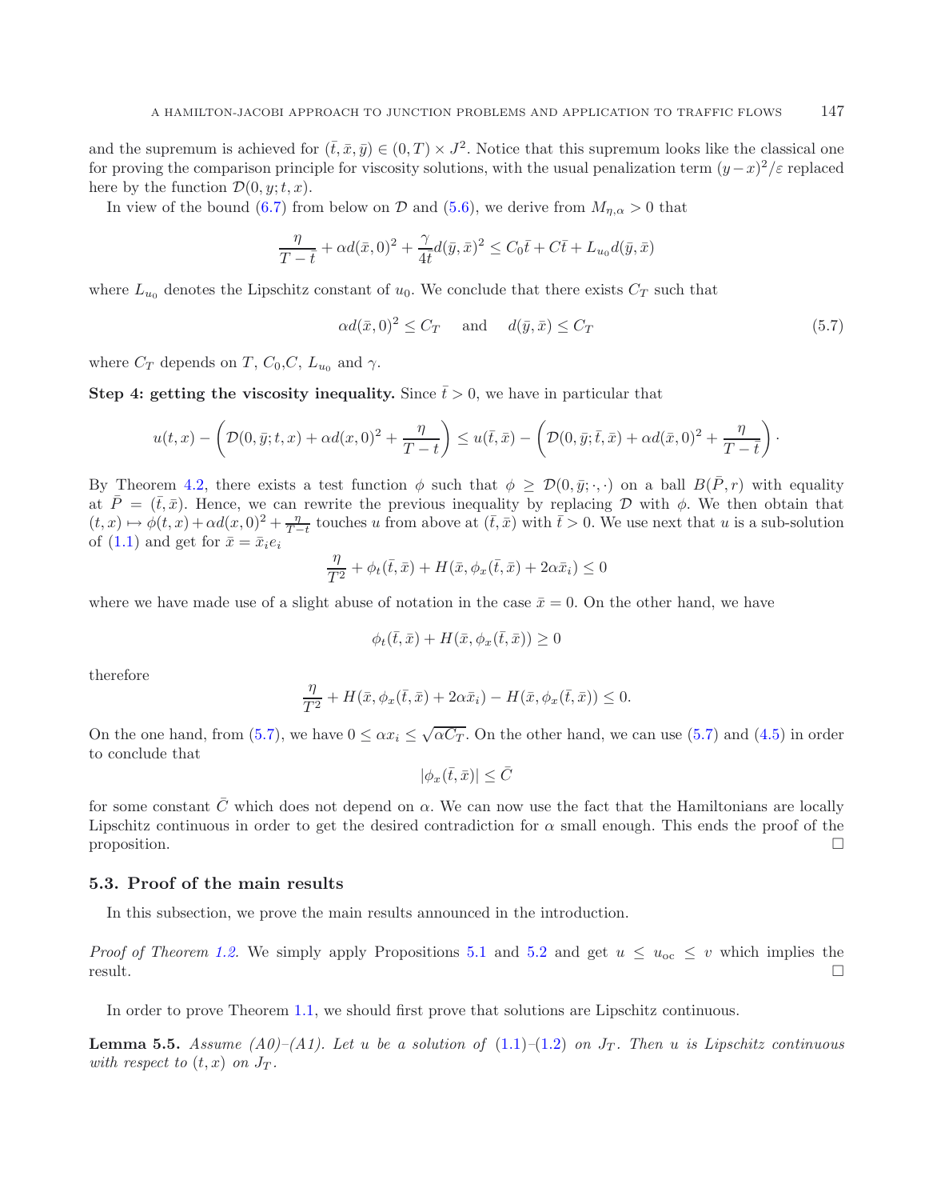and the supremum is achieved for $(\bar{t}, \bar{x}, \bar{y}) \in (0, T) \times J^2$. Notice that this supremum looks like the classical one for proving the comparison principle for viscosity solutions, with the usual penalization term $(y-x)^2/\varepsilon$ replaced here by the function $\mathcal{D}(0, y; t, x)$.

In view of the bound (6.7) from below on $\mathcal{D}$ and (5.6), we derive from $M_{\eta,\alpha} > 0$ that

$$\frac{\eta}{T-\bar{t}} + \alpha d(\bar{x}, 0)^2 + \frac{\gamma}{4\bar{t}} d(\bar{y}, \bar{x})^2 \leq C_0 \bar{t} + C\bar{t} + L_{u_0} d(\bar{y}, \bar{x})$$

where $L_{u_0}$ denotes the Lipschitz constant of $u_0$. We conclude that there exists $C_T$ such that

$$\alpha d(\bar{x}, 0)^2 \leq C_T \quad \text{and} \quad d(\bar{y}, \bar{x}) \leq C_T \tag{5.7}$$

where $C_T$ depends on $T$, $C_0$,$C$, $L_{u_0}$ and $\gamma$.

**Step 4: getting the viscosity inequality.** Since $\bar{t} > 0$, we have in particular that

$$u(t,x) - \left( \mathcal{D}(0, \bar{y}; t, x) + \alpha d(x, 0)^2 + \frac{\eta}{T-t} \right) \leq u(\bar{t}, \bar{x}) - \left( \mathcal{D}(0, \bar{y}; \bar{t}, \bar{x}) + \alpha d(\bar{x}, 0)^2 + \frac{\eta}{T-\bar{t}} \right) \cdot$$

By Theorem 4.2, there exists a test function $\phi$ such that $\phi \geq \mathcal{D}(0, \bar{y}; \cdot, \cdot)$ on a ball $B(\bar{P}, r)$ with equality at $\bar{P} = (\bar{t}, \bar{x})$. Hence, we can rewrite the previous inequality by replacing $\mathcal{D}$ with $\phi$. We then obtain that $(t,x) \mapsto \phi(t,x) + \alpha d(x,0)^2 + \frac{\eta}{T-t}$ touches $u$ from above at $(\bar{t}, \bar{x})$ with $\bar{t} > 0$. We use next that $u$ is a sub-solution of (1.1) and get for $\bar{x} = \bar{x}_i e_i$

$$\frac{\eta}{T^2} + \phi_t(\bar{t}, \bar{x}) + H(\bar{x}, \phi_x(\bar{t}, \bar{x}) + 2\alpha \bar{x}_i) \leq 0$$

where we have made use of a slight abuse of notation in the case $\bar{x} = 0$. On the other hand, we have

$$\phi_t(\bar{t}, \bar{x}) + H(\bar{x}, \phi_x(\bar{t}, \bar{x})) \geq 0$$

therefore

$$\frac{\eta}{T^2} + H(\bar{x}, \phi_x(\bar{t}, \bar{x}) + 2\alpha \bar{x}_i) - H(\bar{x}, \phi_x(\bar{t}, \bar{x})) \leq 0.$$

On the one hand, from (5.7), we have $0 \leq \alpha x_i \leq \sqrt{\alpha C_T}$. On the other hand, we can use (5.7) and (4.5) in order to conclude that

$$|\phi_x(\bar{t}, \bar{x})| \leq \bar{C}$$

for some constant $\bar{C}$ which does not depend on $\alpha$. We can now use the fact that the Hamiltonians are locally Lipschitz continuous in order to get the desired contradiction for $\alpha$ small enough. This ends the proof of the proposition. □

### 5.3. Proof of the main results

In this subsection, we prove the main results announced in the introduction.

*Proof of Theorem 1.2.* We simply apply Propositions 5.1 and 5.2 and get $u \leq u_{\text{oc}} \leq v$ which implies the result. □

In order to prove Theorem 1.1, we should first prove that solutions are Lipschitz continuous.

**Lemma 5.5.** *Assume (A0)–(A1). Let $u$ be a solution of (1.1)–(1.2) on $J_T$. Then $u$ is Lipschitz continuous with respect to $(t, x)$ on $J_T$.*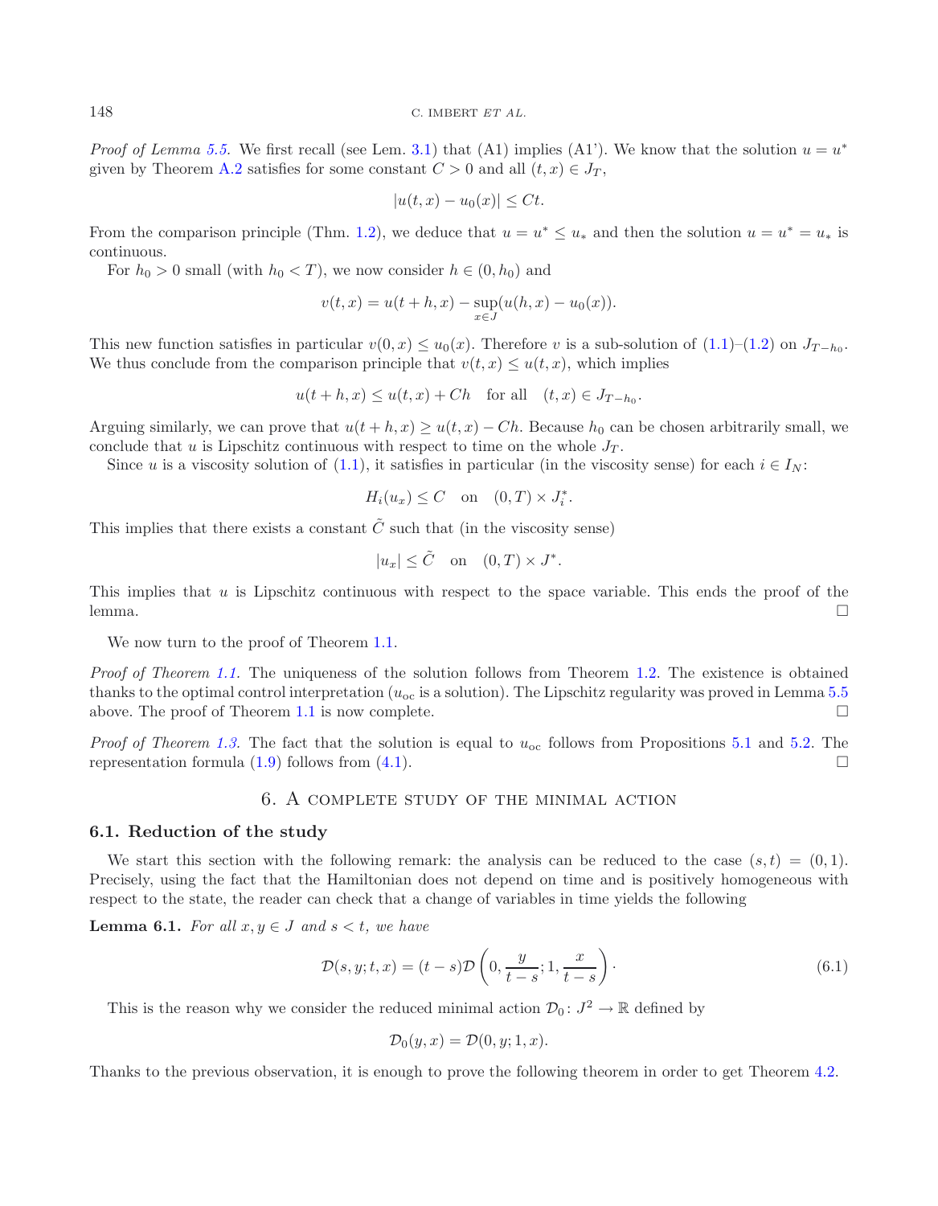*Proof of Lemma 5.5.* We first recall (see Lem. 3.1) that (A1) implies (A1'). We know that the solution $u = u^*$ given by Theorem A.2 satisfies for some constant $C > 0$ and all $(t, x) \in J_T$,

$$|u(t, x) - u_0(x)| \leq Ct.$$

From the comparison principle (Thm. 1.2), we deduce that $u = u^* \leq u_*$ and then the solution $u = u^* = u_*$ is continuous.

For $h_0 > 0$ small (with $h_0 < T$), we now consider $h \in (0, h_0)$ and

$$v(t, x) = u(t + h, x) - \sup_{x \in J}(u(h, x) - u_0(x)).$$

This new function satisfies in particular $v(0, x) \leq u_0(x)$. Therefore $v$ is a sub-solution of (1.1)–(1.2) on $J_{T-h_0}$. We thus conclude from the comparison principle that $v(t, x) \leq u(t, x)$, which implies

$$u(t + h, x) \leq u(t, x) + Ch \quad \text{for all} \quad (t, x) \in J_{T-h_0}.$$

Arguing similarly, we can prove that $u(t + h, x) \geq u(t, x) - Ch$. Because $h_0$ can be chosen arbitrarily small, we conclude that $u$ is Lipschitz continuous with respect to time on the whole $J_T$.

Since $u$ is a viscosity solution of (1.1), it satisfies in particular (in the viscosity sense) for each $i \in I_N$:

$$H_i(u_x) \leq C \quad \text{on} \quad (0, T) \times J_i^*.$$

This implies that there exists a constant $\tilde{C}$ such that (in the viscosity sense)

$$|u_x| \leq \tilde{C} \quad \text{on} \quad (0, T) \times J^*.$$

This implies that $u$ is Lipschitz continuous with respect to the space variable. This ends the proof of the lemma. □

We now turn to the proof of Theorem 1.1.

*Proof of Theorem 1.1.* The uniqueness of the solution follows from Theorem 1.2. The existence is obtained thanks to the optimal control interpretation ($u_{\text{oc}}$ is a solution). The Lipschitz regularity was proved in Lemma 5.5 above. The proof of Theorem 1.1 is now complete. □

*Proof of Theorem 1.3.* The fact that the solution is equal to $u_{\text{oc}}$ follows from Propositions 5.1 and 5.2. The representation formula (1.9) follows from (4.1). □

## 6. A complete study of the minimal action

### 6.1. Reduction of the study

We start this section with the following remark: the analysis can be reduced to the case $(s, t) = (0, 1)$. Precisely, using the fact that the Hamiltonian does not depend on time and is positively homogeneous with respect to the state, the reader can check that a change of variables in time yields the following

**Lemma 6.1.** *For all $x, y \in J$ and $s < t$, we have*

$$\mathcal{D}(s, y; t, x) = (t - s)\mathcal{D}\left(0, \frac{y}{t - s}; 1, \frac{x}{t - s}\right). \tag{6.1}$$

This is the reason why we consider the reduced minimal action $\mathcal{D}_0 \colon J^2 \to \mathbb{R}$ defined by

$$\mathcal{D}_0(y, x) = \mathcal{D}(0, y; 1, x).$$

Thanks to the previous observation, it is enough to prove the following theorem in order to get Theorem 4.2.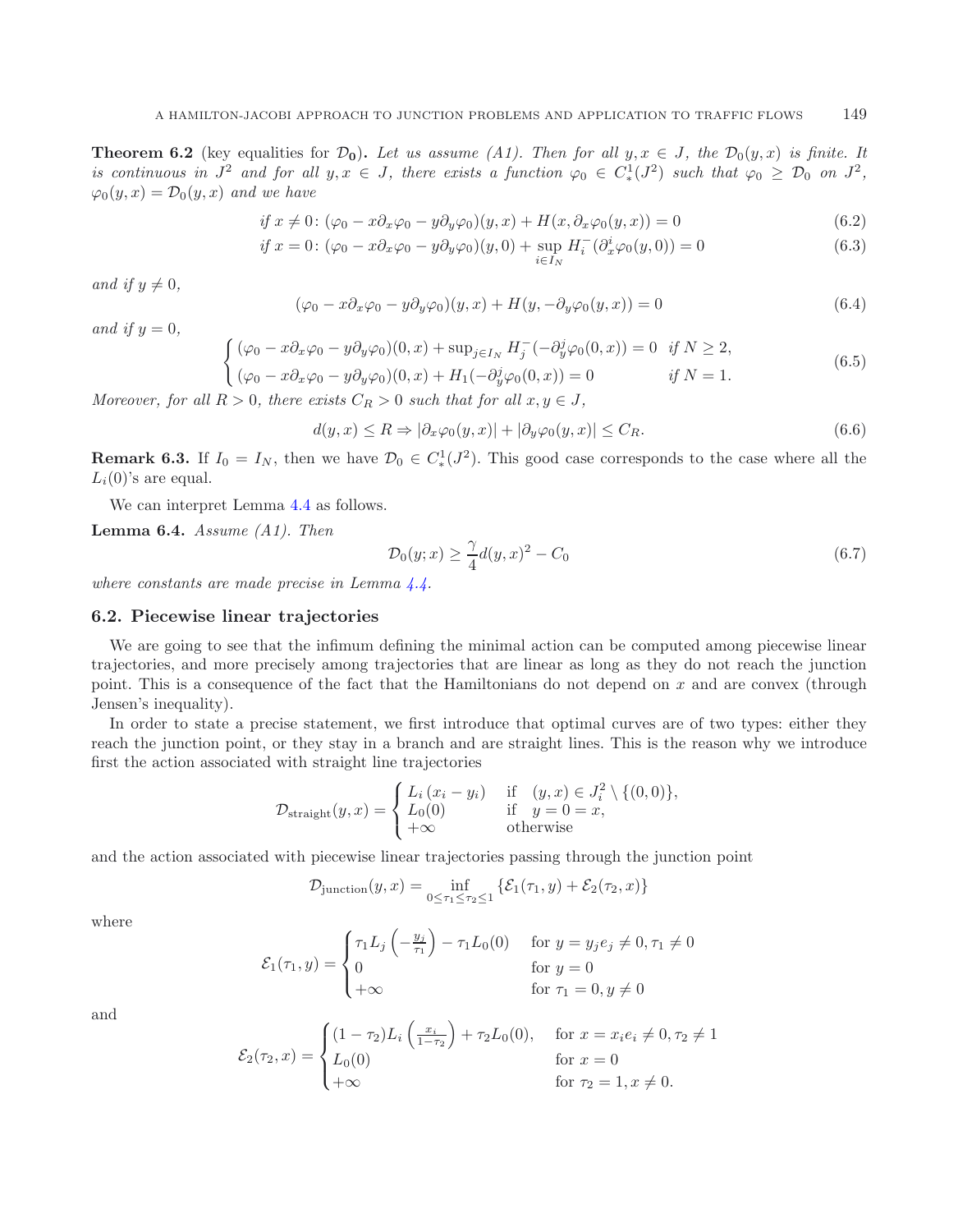**Theorem 6.2** (key equalities for $\mathcal{D}_0$)**.** *Let us assume (A1). Then for all $y, x \in J$, the $\mathcal{D}_0(y,x)$ is finite. It is continuous in $J^2$ and for all $y, x \in J$, there exists a function $\varphi_0 \in C^1_*(J^2)$ such that $\varphi_0 \geq \mathcal{D}_0$ on $J^2$, $\varphi_0(y,x) = \mathcal{D}_0(y,x)$ and we have*

$$\text{if } x \neq 0\colon (\varphi_0 - x\partial_x\varphi_0 - y\partial_y\varphi_0)(y,x) + H(x, \partial_x\varphi_0(y,x)) = 0 \tag{6.2}$$

$$\text{if } x = 0\colon (\varphi_0 - x\partial_x\varphi_0 - y\partial_y\varphi_0)(y,0) + \sup_{i\in I_N} H_i^-(\partial_x^i\varphi_0(y,0)) = 0 \tag{6.3}$$

*and if $y \neq 0$,*

$$(\varphi_0 - x\partial_x\varphi_0 - y\partial_y\varphi_0)(y,x) + H(y, -\partial_y\varphi_0(y,x)) = 0 \tag{6.4}$$

*and if $y = 0$,*

$$\begin{cases} (\varphi_0 - x\partial_x\varphi_0 - y\partial_y\varphi_0)(0,x) + \sup_{j\in I_N} H_j^-(-\partial_y^j\varphi_0(0,x)) = 0 & \text{if } N \geq 2, \\ (\varphi_0 - x\partial_x\varphi_0 - y\partial_y\varphi_0)(0,x) + H_1(-\partial_y^j\varphi_0(0,x)) = 0 & \text{if } N = 1. \end{cases} \tag{6.5}$$

*Moreover, for all $R > 0$, there exists $C_R > 0$ such that for all $x, y \in J$,*

$$d(y,x) \leq R \Rightarrow |\partial_x\varphi_0(y,x)| + |\partial_y\varphi_0(y,x)| \leq C_R. \tag{6.6}$$

**Remark 6.3.** If $I_0 = I_N$, then we have $\mathcal{D}_0 \in C^1_*(J^2)$. This good case corresponds to the case where all the $L_i(0)$'s are equal.

We can interpret Lemma 4.4 as follows.

**Lemma 6.4.** *Assume (A1). Then*

$$\mathcal{D}_0(y;x) \geq \frac{\gamma}{4}d(y,x)^2 - C_0 \tag{6.7}$$

*where constants are made precise in Lemma 4.4.*

### 6.2. Piecewise linear trajectories

We are going to see that the infimum defining the minimal action can be computed among piecewise linear trajectories, and more precisely among trajectories that are linear as long as they do not reach the junction point. This is a consequence of the fact that the Hamiltonians do not depend on $x$ and are convex (through Jensen's inequality).

In order to state a precise statement, we first introduce that optimal curves are of two types: either they reach the junction point, or they stay in a branch and are straight lines. This is the reason why we introduce first the action associated with straight line trajectories

$$\mathcal{D}_{\text{straight}}(y,x) = \begin{cases} L_i(x_i - y_i) & \text{if } \ (y,x) \in J_i^2 \setminus \{(0,0)\}, \\ L_0(0) & \text{if } \ y = 0 = x, \\ +\infty & \text{otherwise} \end{cases}$$

and the action associated with piecewise linear trajectories passing through the junction point

$$\mathcal{D}_{\text{junction}}(y,x) = \inf_{0 \leq \tau_1 \leq \tau_2 \leq 1} \{\mathcal{E}_1(\tau_1, y) + \mathcal{E}_2(\tau_2, x)\}$$

where

$$\mathcal{E}_1(\tau_1, y) = \begin{cases} \tau_1 L_j\left(-\frac{y_j}{\tau_1}\right) - \tau_1 L_0(0) & \text{for } y = y_j e_j \neq 0, \tau_1 \neq 0 \\ 0 & \text{for } y = 0 \\ +\infty & \text{for } \tau_1 = 0, y \neq 0 \end{cases}$$

and

$$\mathcal{E}_2(\tau_2, x) = \begin{cases} (1-\tau_2)L_i\left(\frac{x_i}{1-\tau_2}\right) + \tau_2 L_0(0), & \text{for } x = x_i e_i \neq 0, \tau_2 \neq 1 \\ L_0(0) & \text{for } x = 0 \\ +\infty & \text{for } \tau_2 = 1, x \neq 0. \end{cases}$$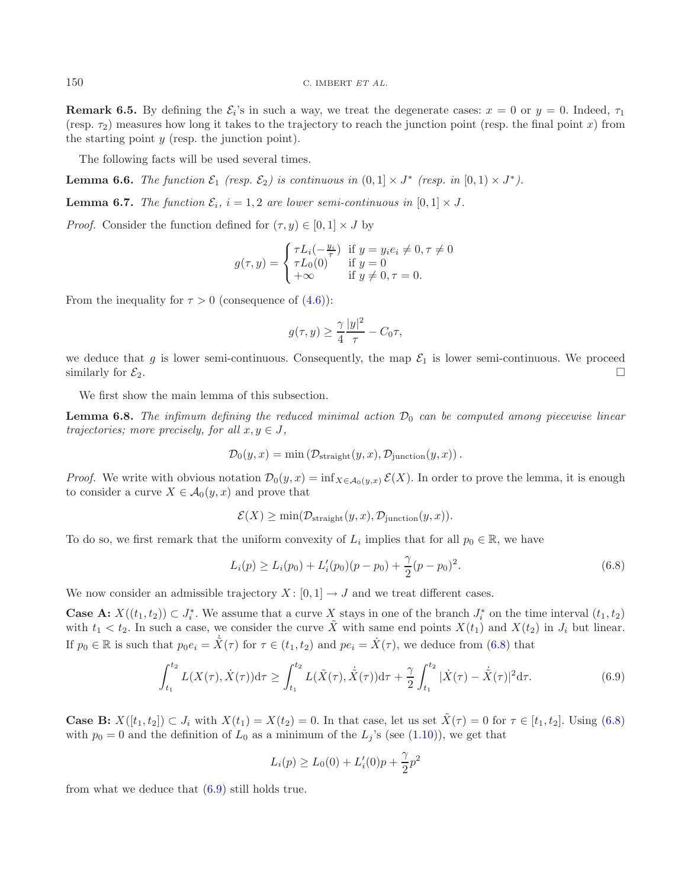**Remark 6.5.** By defining the $\mathcal{E}_i$'s in such a way, we treat the degenerate cases: $x = 0$ or $y = 0$. Indeed, $\tau_1$ (resp. $\tau_2$) measures how long it takes to the trajectory to reach the junction point (resp. the final point $x$) from the starting point $y$ (resp. the junction point).

The following facts will be used several times.

**Lemma 6.6.** *The function $\mathcal{E}_1$ (resp. $\mathcal{E}_2$) is continuous in $(0,1] \times J^*$ (resp. in $[0,1) \times J^*$).*

**Lemma 6.7.** *The function $\mathcal{E}_i$, $i = 1,2$ are lower semi-continuous in $[0,1] \times J$.*

*Proof.* Consider the function defined for $(\tau, y) \in [0,1] \times J$ by

$$g(\tau, y) = \begin{cases} \tau L_i(-\frac{y_i}{\tau}) & \text{if } y = y_i e_i \neq 0, \tau \neq 0 \\ \tau L_0(0) & \text{if } y = 0 \\ +\infty & \text{if } y \neq 0, \tau = 0. \end{cases}$$

From the inequality for $\tau > 0$ (consequence of (4.6)):

$$g(\tau, y) \geq \frac{\gamma}{4} \frac{|y|^2}{\tau} - C_0 \tau,$$

we deduce that $g$ is lower semi-continuous. Consequently, the map $\mathcal{E}_1$ is lower semi-continuous. We proceed similarly for $\mathcal{E}_2$. $\square$

We first show the main lemma of this subsection.

**Lemma 6.8.** *The infimum defining the reduced minimal action $\mathcal{D}_0$ can be computed among piecewise linear trajectories; more precisely, for all $x, y \in J$,*

$$\mathcal{D}_0(y, x) = \min \left( \mathcal{D}_{\text{straight}}(y, x), \mathcal{D}_{\text{junction}}(y, x) \right).$$

*Proof.* We write with obvious notation $\mathcal{D}_0(y, x) = \inf_{X \in \mathcal{A}_0(y,x)} \mathcal{E}(X)$. In order to prove the lemma, it is enough to consider a curve $X \in \mathcal{A}_0(y, x)$ and prove that

$$\mathcal{E}(X) \geq \min(\mathcal{D}_{\text{straight}}(y, x), \mathcal{D}_{\text{junction}}(y, x)).$$

To do so, we first remark that the uniform convexity of $L_i$ implies that for all $p_0 \in \mathbb{R}$, we have

$$L_i(p) \geq L_i(p_0) + L_i'(p_0)(p - p_0) + \frac{\gamma}{2}(p - p_0)^2. \tag{6.8}$$

We now consider an admissible trajectory $X \colon [0,1] \to J$ and we treat different cases.

**Case A:** $X((t_1, t_2)) \subset J_i^*$. We assume that a curve $X$ stays in one of the branch $J_i^*$ on the time interval $(t_1, t_2)$ with $t_1 < t_2$. In such a case, we consider the curve $\tilde{X}$ with same end points $X(t_1)$ and $X(t_2)$ in $J_i$ but linear. If $p_0 \in \mathbb{R}$ is such that $p_0 e_i = \dot{\tilde{X}}(\tau)$ for $\tau \in (t_1, t_2)$ and $p e_i = \dot{X}(\tau)$, we deduce from (6.8) that

$$\int_{t_1}^{t_2} L(X(\tau), \dot{X}(\tau)) \mathrm{d}\tau \geq \int_{t_1}^{t_2} L(\tilde{X}(\tau), \dot{\tilde{X}}(\tau)) \mathrm{d}\tau + \frac{\gamma}{2} \int_{t_1}^{t_2} |\dot{X}(\tau) - \dot{\tilde{X}}(\tau)|^2 \mathrm{d}\tau. \tag{6.9}$$

**Case B:** $X([t_1, t_2]) \subset J_i$ with $X(t_1) = X(t_2) = 0$. In that case, let us set $\tilde{X}(\tau) = 0$ for $\tau \in [t_1, t_2]$. Using (6.8) with $p_0 = 0$ and the definition of $L_0$ as a minimum of the $L_j$'s (see (1.10)), we get that

$$L_i(p) \geq L_0(0) + L_i'(0)p + \frac{\gamma}{2} p^2$$

from what we deduce that (6.9) still holds true.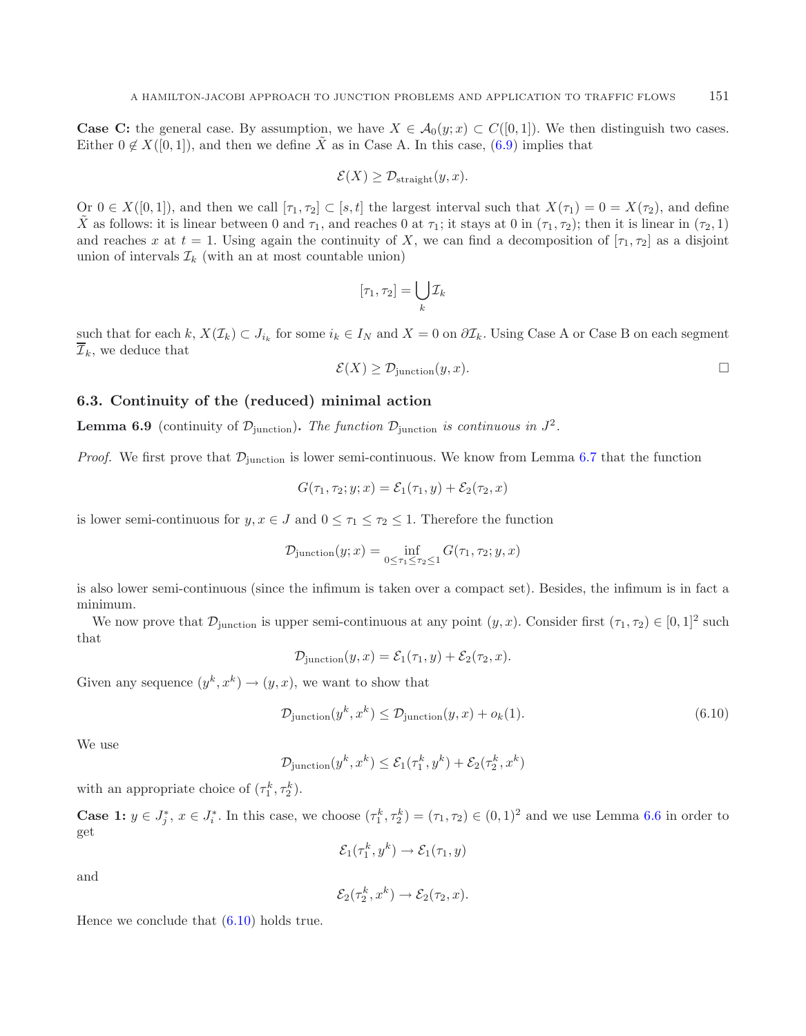**Case C:** the general case. By assumption, we have $X \in \mathcal{A}_0(y;x) \subset C([0,1])$. We then distinguish two cases. Either $0 \notin X([0,1])$, and then we define $\tilde{X}$ as in Case A. In this case, (6.9) implies that

$$\mathcal{E}(X) \geq \mathcal{D}_{\text{straight}}(y,x).$$

Or $0 \in X([0,1])$, and then we call $[\tau_1, \tau_2] \subset [s,t]$ the largest interval such that $X(\tau_1) = 0 = X(\tau_2)$, and define $\tilde{X}$ as follows: it is linear between 0 and $\tau_1$, and reaches 0 at $\tau_1$; it stays at 0 in $(\tau_1, \tau_2)$; then it is linear in $(\tau_2, 1)$ and reaches $x$ at $t = 1$. Using again the continuity of $X$, we can find a decomposition of $[\tau_1, \tau_2]$ as a disjoint union of intervals $\mathcal{I}_k$ (with an at most countable union)

$$[\tau_1, \tau_2] = \bigcup_k \mathcal{I}_k$$

such that for each $k$, $X(\mathcal{I}_k) \subset J_{i_k}$ for some $i_k \in I_N$ and $X = 0$ on $\partial \mathcal{I}_k$. Using Case A or Case B on each segment $\overline{\mathcal{I}}_k$, we deduce that

$$\mathcal{E}(X) \geq \mathcal{D}_{\text{junction}}(y,x). \qquad \square$$

### 6.3. Continuity of the (reduced) minimal action

**Lemma 6.9** (continuity of $\mathcal{D}_{\text{junction}}$)**.** *The function $\mathcal{D}_{\text{junction}}$ is continuous in $J^2$.*

*Proof.* We first prove that $\mathcal{D}_{\text{junction}}$ is lower semi-continuous. We know from Lemma 6.7 that the function

$$G(\tau_1, \tau_2; y; x) = \mathcal{E}_1(\tau_1, y) + \mathcal{E}_2(\tau_2, x)$$

is lower semi-continuous for $y, x \in J$ and $0 \leq \tau_1 \leq \tau_2 \leq 1$. Therefore the function

$$\mathcal{D}_{\text{junction}}(y;x) = \inf_{0 \leq \tau_1 \leq \tau_2 \leq 1} G(\tau_1, \tau_2; y, x)$$

is also lower semi-continuous (since the infimum is taken over a compact set). Besides, the infimum is in fact a minimum.

We now prove that $\mathcal{D}_{\text{junction}}$ is upper semi-continuous at any point $(y,x)$. Consider first $(\tau_1, \tau_2) \in [0,1]^2$ such that

$$\mathcal{D}_{\text{junction}}(y,x) = \mathcal{E}_1(\tau_1, y) + \mathcal{E}_2(\tau_2, x).$$

Given any sequence $(y^k, x^k) \to (y,x)$, we want to show that

$$\mathcal{D}_{\text{junction}}(y^k, x^k) \leq \mathcal{D}_{\text{junction}}(y,x) + o_k(1). \tag{6.10}$$

We use

$$\mathcal{D}_{\text{junction}}(y^k, x^k) \leq \mathcal{E}_1(\tau_1^k, y^k) + \mathcal{E}_2(\tau_2^k, x^k)$$

with an appropriate choice of $(\tau_1^k, \tau_2^k)$.

**Case 1:** $y \in J_j^*$, $x \in J_i^*$. In this case, we choose $(\tau_1^k, \tau_2^k) = (\tau_1, \tau_2) \in (0,1)^2$ and we use Lemma 6.6 in order to get

$$\mathcal{E}_1(\tau_1^k, y^k) \to \mathcal{E}_1(\tau_1, y)$$

and

$$\mathcal{E}_2(\tau_2^k, x^k) \to \mathcal{E}_2(\tau_2, x).$$

Hence we conclude that (6.10) holds true.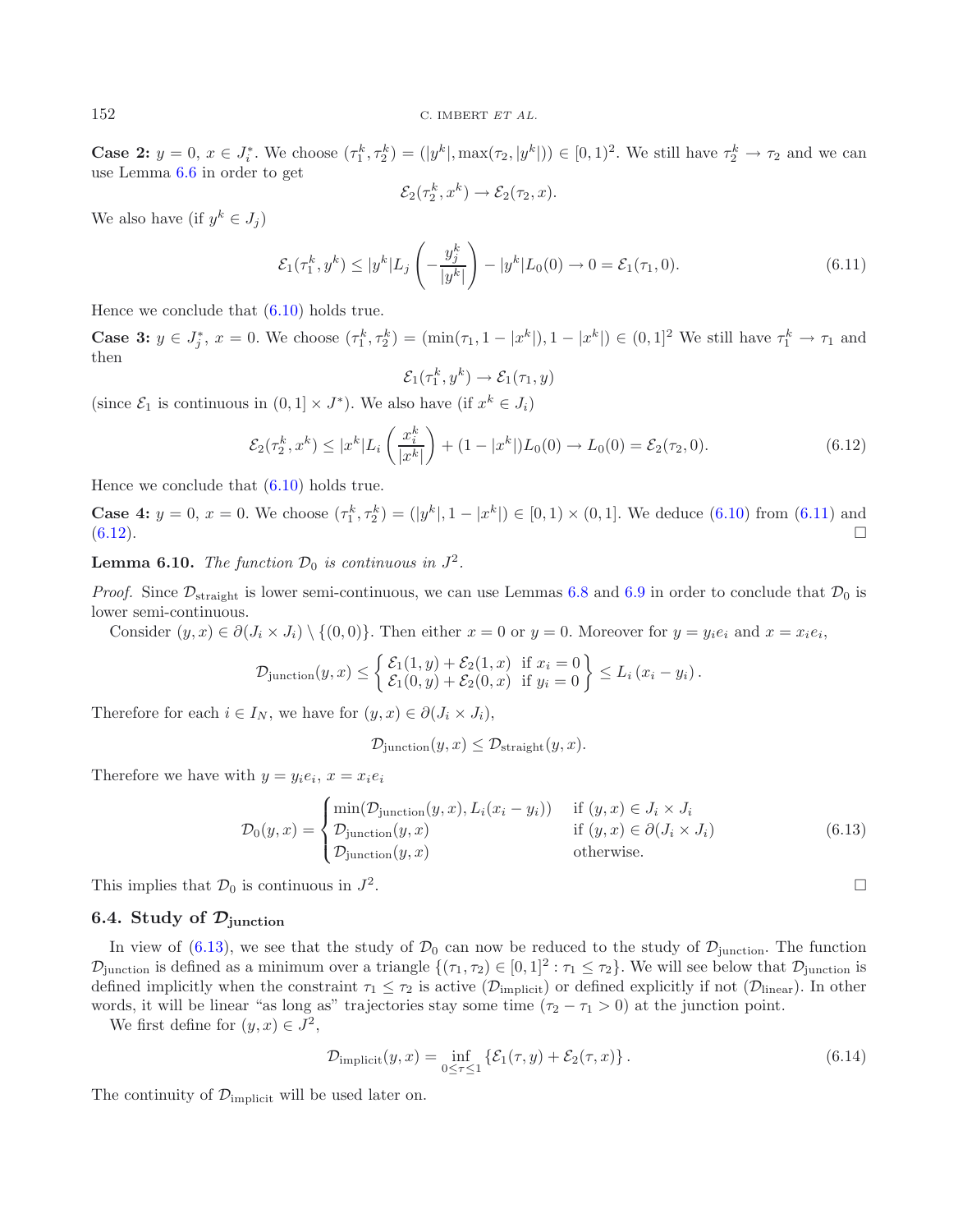**Case 2:** $y = 0$, $x \in J_i^*$. We choose $(\tau_1^k, \tau_2^k) = (|y^k|, \max(\tau_2, |y^k|)) \in [0,1)^2$. We still have $\tau_2^k \to \tau_2$ and we can use Lemma 6.6 in order to get

$$\mathcal{E}_2(\tau_2^k, x^k) \to \mathcal{E}_2(\tau_2, x).$$

We also have (if $y^k \in J_j$)

$$\mathcal{E}_1(\tau_1^k, y^k) \le |y^k| L_j \left( -\frac{y_j^k}{|y^k|} \right) - |y^k| L_0(0) \to 0 = \mathcal{E}_1(\tau_1, 0). \tag{6.11}$$

Hence we conclude that (6.10) holds true.

**Case 3:** $y \in J_j^*$, $x = 0$. We choose $(\tau_1^k, \tau_2^k) = (\min(\tau_1, 1 - |x^k|), 1 - |x^k|) \in (0,1]^2$ We still have $\tau_1^k \to \tau_1$ and then

$$\mathcal{E}_1(\tau_1^k, y^k) \to \mathcal{E}_1(\tau_1, y)$$

(since $\mathcal{E}_1$ is continuous in $(0,1] \times J^*$). We also have (if $x^k \in J_i$)

$$\mathcal{E}_2(\tau_2^k, x^k) \le |x^k| L_i \left( \frac{x_i^k}{|x^k|} \right) + (1 - |x^k|) L_0(0) \to L_0(0) = \mathcal{E}_2(\tau_2, 0). \tag{6.12}$$

Hence we conclude that (6.10) holds true.

**Case 4:** $y = 0$, $x = 0$. We choose $(\tau_1^k, \tau_2^k) = (|y^k|, 1 - |x^k|) \in [0,1) \times (0,1]$. We deduce (6.10) from (6.11) and (6.12). □

**Lemma 6.10.** *The function $\mathcal{D}_0$ is continuous in $J^2$.*

*Proof.* Since $\mathcal{D}_{\text{straight}}$ is lower semi-continuous, we can use Lemmas 6.8 and 6.9 in order to conclude that $\mathcal{D}_0$ is lower semi-continuous.

Consider $(y, x) \in \partial(J_i \times J_i) \setminus \{(0,0)\}$. Then either $x = 0$ or $y = 0$. Moreover for $y = y_i e_i$ and $x = x_i e_i$,

$$\mathcal{D}_{\text{junction}}(y, x) \le \left\{ \begin{array}{ll} \mathcal{E}_1(1, y) + \mathcal{E}_2(1, x) & \text{if } x_i = 0 \\ \mathcal{E}_1(0, y) + \mathcal{E}_2(0, x) & \text{if } y_i = 0 \end{array} \right\} \le L_i \left( x_i - y_i \right).$$

Therefore for each $i \in I_N$, we have for $(y, x) \in \partial(J_i \times J_i)$,

$$\mathcal{D}_{\text{junction}}(y, x) \le \mathcal{D}_{\text{straight}}(y, x).$$

Therefore we have with $y = y_i e_i$, $x = x_i e_i$

$$\mathcal{D}_0(y, x) = \begin{cases} \min(\mathcal{D}_{\text{junction}}(y, x), L_i(x_i - y_i)) & \text{if } (y, x) \in J_i \times J_i \\ \mathcal{D}_{\text{junction}}(y, x) & \text{if } (y, x) \in \partial(J_i \times J_i) \\ \mathcal{D}_{\text{junction}}(y, x) & \text{otherwise.} \end{cases} \tag{6.13}$$

This implies that $\mathcal{D}_0$ is continuous in $J^2$. □

### 6.4. Study of $\mathcal{D}_{\text{junction}}$

In view of (6.13), we see that the study of $\mathcal{D}_0$ can now be reduced to the study of $\mathcal{D}_{\text{junction}}$. The function $\mathcal{D}_{\text{junction}}$ is defined as a minimum over a triangle $\{(\tau_1, \tau_2) \in [0,1]^2 : \tau_1 \le \tau_2\}$. We will see below that $\mathcal{D}_{\text{junction}}$ is defined implicitly when the constraint $\tau_1 \le \tau_2$ is active ($\mathcal{D}_{\text{implicit}}$) or defined explicitly if not ($\mathcal{D}_{\text{linear}}$). In other words, it will be linear "as long as" trajectories stay some time ($\tau_2 - \tau_1 > 0$) at the junction point.

We first define for $(y, x) \in J^2$,

$$\mathcal{D}_{\text{implicit}}(y, x) = \inf_{0 \le \tau \le 1} \left\{ \mathcal{E}_1(\tau, y) + \mathcal{E}_2(\tau, x) \right\}. \tag{6.14}$$

The continuity of $\mathcal{D}_{\text{implicit}}$ will be used later on.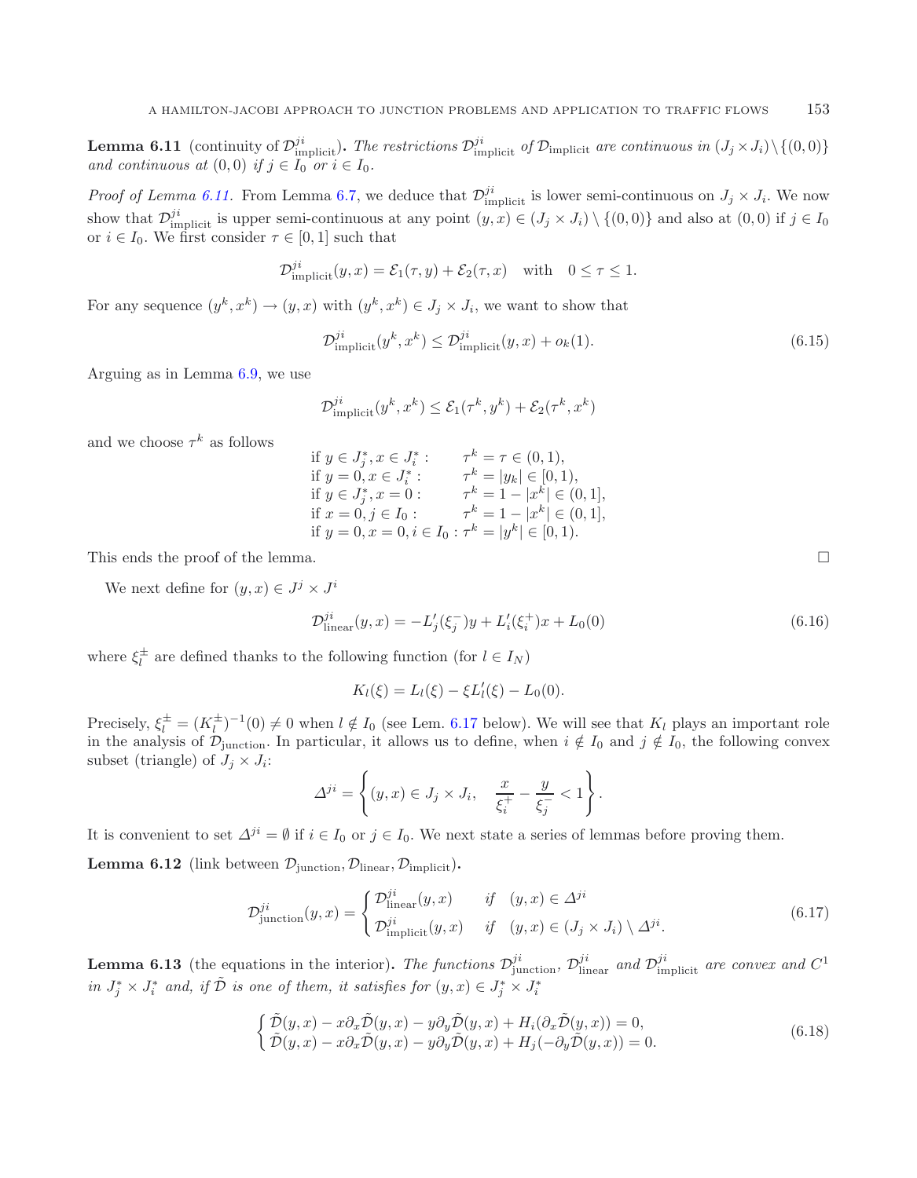**Lemma 6.11** (continuity of $\mathcal{D}^{ji}_{\text{implicit}}$)**.** *The restrictions $\mathcal{D}^{ji}_{\text{implicit}}$ of $\mathcal{D}_{\text{implicit}}$ are continuous in $(J_j \times J_i)\setminus\{(0,0)\}$ and continuous at $(0,0)$ if $j \in I_0$ or $i \in I_0$.*

*Proof of Lemma 6.11.* From Lemma 6.7, we deduce that $\mathcal{D}^{ji}_{\text{implicit}}$ is lower semi-continuous on $J_j \times J_i$. We now show that $\mathcal{D}^{ji}_{\text{implicit}}$ is upper semi-continuous at any point $(y,x) \in (J_j \times J_i) \setminus \{(0,0)\}$ and also at $(0,0)$ if $j \in I_0$ or $i \in I_0$. We first consider $\tau \in [0,1]$ such that

$$\mathcal{D}^{ji}_{\text{implicit}}(y,x) = \mathcal{E}_1(\tau,y) + \mathcal{E}_2(\tau,x) \quad \text{with} \quad 0 \le \tau \le 1.$$

For any sequence $(y^k,x^k) \to (y,x)$ with $(y^k,x^k) \in J_j \times J_i$, we want to show that

$$\mathcal{D}^{ji}_{\text{implicit}}(y^k,x^k) \le \mathcal{D}^{ji}_{\text{implicit}}(y,x) + o_k(1). \tag{6.15}$$

Arguing as in Lemma 6.9, we use

$$\mathcal{D}^{ji}_{\text{implicit}}(y^k,x^k) \le \mathcal{E}_1(\tau^k,y^k) + \mathcal{E}_2(\tau^k,x^k)$$

and we choose $\tau^k$ as follows

$$\begin{array}{ll}
\text{if } y \in J_j^*, x \in J_i^*: & \tau^k = \tau \in (0,1),\\
\text{if } y = 0, x \in J_i^*: & \tau^k = |y_k| \in [0,1),\\
\text{if } y \in J_j^*, x = 0: & \tau^k = 1 - |x^k| \in (0,1],\\
\text{if } x = 0, j \in I_0: & \tau^k = 1 - |x^k| \in (0,1],\\
\text{if } y = 0, x = 0, i \in I_0: & \tau^k = |y^k| \in [0,1).
\end{array}$$

This ends the proof of the lemma. □

We next define for $(y,x) \in J^j \times J^i$

$$\mathcal{D}^{ji}_{\text{linear}}(y,x) = -L_j'(\xi_j^-)y + L_i'(\xi_i^+)x + L_0(0) \tag{6.16}$$

where $\xi_l^\pm$ are defined thanks to the following function (for $l \in I_N$)

$$K_l(\xi) = L_l(\xi) - \xi L_l'(\xi) - L_0(0).$$

Precisely, $\xi_l^\pm = (K_l^\pm)^{-1}(0) \ne 0$ when $l \notin I_0$ (see Lem. 6.17 below). We will see that $K_l$ plays an important role in the analysis of $\mathcal{D}_{\text{junction}}$. In particular, it allows us to define, when $i \notin I_0$ and $j \notin I_0$, the following convex subset (triangle) of $J_j \times J_i$:

$$\Delta^{ji} = \left\{ (y,x) \in J_j \times J_i, \quad \frac{x}{\xi_i^+} - \frac{y}{\xi_j^-} < 1 \right\}.$$

It is convenient to set $\Delta^{ji} = \emptyset$ if $i \in I_0$ or $j \in I_0$. We next state a series of lemmas before proving them.

**Lemma 6.12** (link between $\mathcal{D}_{\text{junction}}, \mathcal{D}_{\text{linear}}, \mathcal{D}_{\text{implicit}}$)**.**

$$\mathcal{D}^{ji}_{\text{junction}}(y,x) = \begin{cases} \mathcal{D}^{ji}_{\text{linear}}(y,x) & \textit{if} \quad (y,x) \in \Delta^{ji} \\ \mathcal{D}^{ji}_{\text{implicit}}(y,x) & \textit{if} \quad (y,x) \in (J_j \times J_i) \setminus \Delta^{ji}. \end{cases} \tag{6.17}$$

**Lemma 6.13** (the equations in the interior)**.** *The functions $\mathcal{D}^{ji}_{\text{junction}}$, $\mathcal{D}^{ji}_{\text{linear}}$ and $\mathcal{D}^{ji}_{\text{implicit}}$ are convex and $C^1$ in $J_j^* \times J_i^*$ and, if $\tilde{\mathcal{D}}$ is one of them, it satisfies for $(y,x) \in J_j^* \times J_i^*$*

$$\begin{cases} \tilde{\mathcal{D}}(y,x) - x\partial_x \tilde{\mathcal{D}}(y,x) - y\partial_y \tilde{\mathcal{D}}(y,x) + H_i(\partial_x \tilde{\mathcal{D}}(y,x)) = 0, \\ \tilde{\mathcal{D}}(y,x) - x\partial_x \tilde{\mathcal{D}}(y,x) - y\partial_y \tilde{\mathcal{D}}(y,x) + H_j(-\partial_y \tilde{\mathcal{D}}(y,x)) = 0. \end{cases} \tag{6.18}$$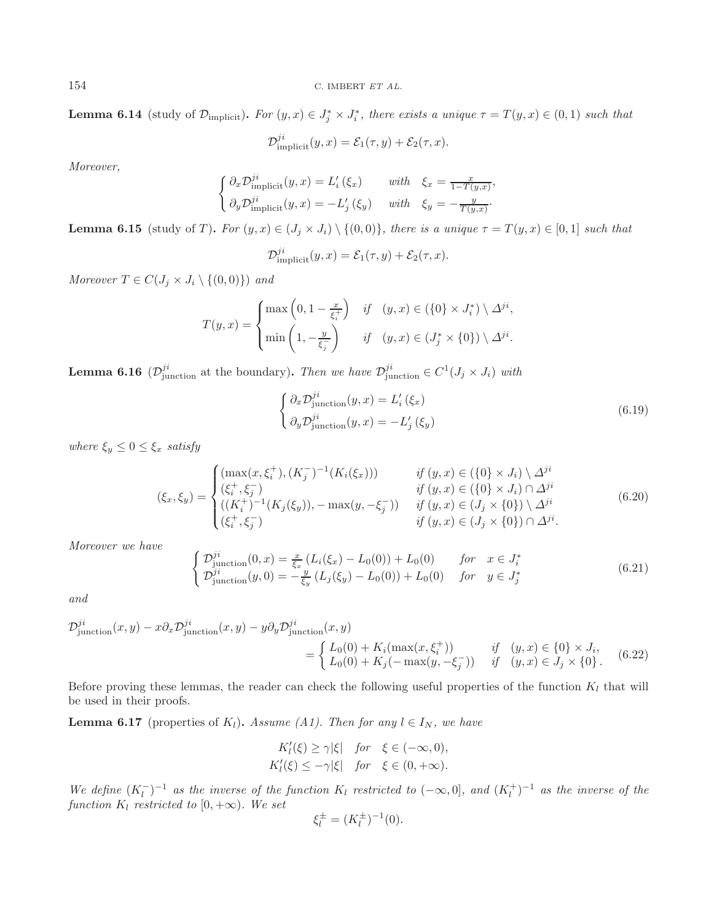**Lemma 6.14** (study of $\mathcal{D}_{\text{implicit}}$)**.** *For $(y,x) \in J_j^* \times J_i^*$, there exists a unique $\tau = T(y,x) \in (0,1)$ such that*

$$\mathcal{D}^{ji}_{\text{implicit}}(y,x) = \mathcal{E}_1(\tau, y) + \mathcal{E}_2(\tau, x).$$

*Moreover,*

$$\begin{cases} \partial_x \mathcal{D}^{ji}_{\text{implicit}}(y,x) = L_i'(\xi_x) & \text{with} \quad \xi_x = \frac{x}{1-T(y,x)}, \\ \partial_y \mathcal{D}^{ji}_{\text{implicit}}(y,x) = -L_j'(\xi_y) & \text{with} \quad \xi_y = -\frac{y}{T(y,x)}. \end{cases}$$

**Lemma 6.15** (study of $T$)**.** *For $(y,x) \in (J_j \times J_i) \setminus \{(0,0)\}$, there is a unique $\tau = T(y,x) \in [0,1]$ such that*

$$\mathcal{D}^{ji}_{\text{implicit}}(y,x) = \mathcal{E}_1(\tau, y) + \mathcal{E}_2(\tau, x).$$

*Moreover $T \in C(J_j \times J_i \setminus \{(0,0)\})$ and*

$$T(y,x) = \begin{cases} \max\left(0, 1 - \frac{x}{\xi_i^+}\right) & \text{if} \quad (y,x) \in (\{0\} \times J_i^*) \setminus \Delta^{ji}, \\ \min\left(1, -\frac{y}{\xi_j^-}\right) & \text{if} \quad (y,x) \in (J_j^* \times \{0\}) \setminus \Delta^{ji}. \end{cases}$$

**Lemma 6.16** ($\mathcal{D}^{ji}_{\text{junction}}$ at the boundary)**.** *Then we have $\mathcal{D}^{ji}_{\text{junction}} \in C^1(J_j \times J_i)$ with*

$$\begin{cases} \partial_x \mathcal{D}^{ji}_{\text{junction}}(y,x) = L_i'(\xi_x) \\ \partial_y \mathcal{D}^{ji}_{\text{junction}}(y,x) = -L_j'(\xi_y) \end{cases} \tag{6.19}$$

*where $\xi_y \le 0 \le \xi_x$ satisfy*

$$(\xi_x, \xi_y) = \begin{cases} (\max(x, \xi_i^+), (K_j^-)^{-1}(K_i(\xi_x))) & \text{if } (y,x) \in (\{0\} \times J_i) \setminus \Delta^{ji} \\ (\xi_i^+, \xi_j^-) & \text{if } (y,x) \in (\{0\} \times J_i) \cap \Delta^{ji} \\ ((K_i^+)^{-1}(K_j(\xi_y)), -\max(y, -\xi_j^-)) & \text{if } (y,x) \in (J_j \times \{0\}) \setminus \Delta^{ji} \\ (\xi_i^+, \xi_j^-) & \text{if } (y,x) \in (J_j \times \{0\}) \cap \Delta^{ji}. \end{cases} \tag{6.20}$$

*Moreover we have*

$$\begin{cases} \mathcal{D}^{ji}_{\text{junction}}(0,x) = \frac{x}{\xi_x}\left(L_i(\xi_x) - L_0(0)\right) + L_0(0) & \text{for} \quad x \in J_i^* \\ \mathcal{D}^{ji}_{\text{junction}}(y,0) = -\frac{y}{\xi_y}\left(L_j(\xi_y) - L_0(0)\right) + L_0(0) & \text{for} \quad y \in J_j^* \end{cases} \tag{6.21}$$

*and*

$$\mathcal{D}^{ji}_{\text{junction}}(x,y) - x\partial_x \mathcal{D}^{ji}_{\text{junction}}(x,y) - y\partial_y \mathcal{D}^{ji}_{\text{junction}}(x,y) = \begin{cases} L_0(0) + K_i(\max(x, \xi_i^+)) & \text{if} \quad (y,x) \in \{0\} \times J_i, \\ L_0(0) + K_j(-\max(y, -\xi_j^-)) & \text{if} \quad (y,x) \in J_j \times \{0\}. \end{cases} \tag{6.22}$$

Before proving these lemmas, the reader can check the following useful properties of the function $K_l$ that will be used in their proofs.

**Lemma 6.17** (properties of $K_l$)**.** *Assume (A1). Then for any $l \in I_N$, we have*

$$K_l'(\xi) \ge \gamma|\xi| \quad \text{for} \quad \xi \in (-\infty, 0),$$
$$K_l'(\xi) \le -\gamma|\xi| \quad \text{for} \quad \xi \in (0, +\infty).$$

*We define $(K_l^-)^{-1}$ as the inverse of the function $K_l$ restricted to $(-\infty, 0]$, and $(K_l^+)^{-1}$ as the inverse of the function $K_l$ restricted to $[0, +\infty)$. We set*

$$\xi_l^\pm = (K_l^\pm)^{-1}(0).$$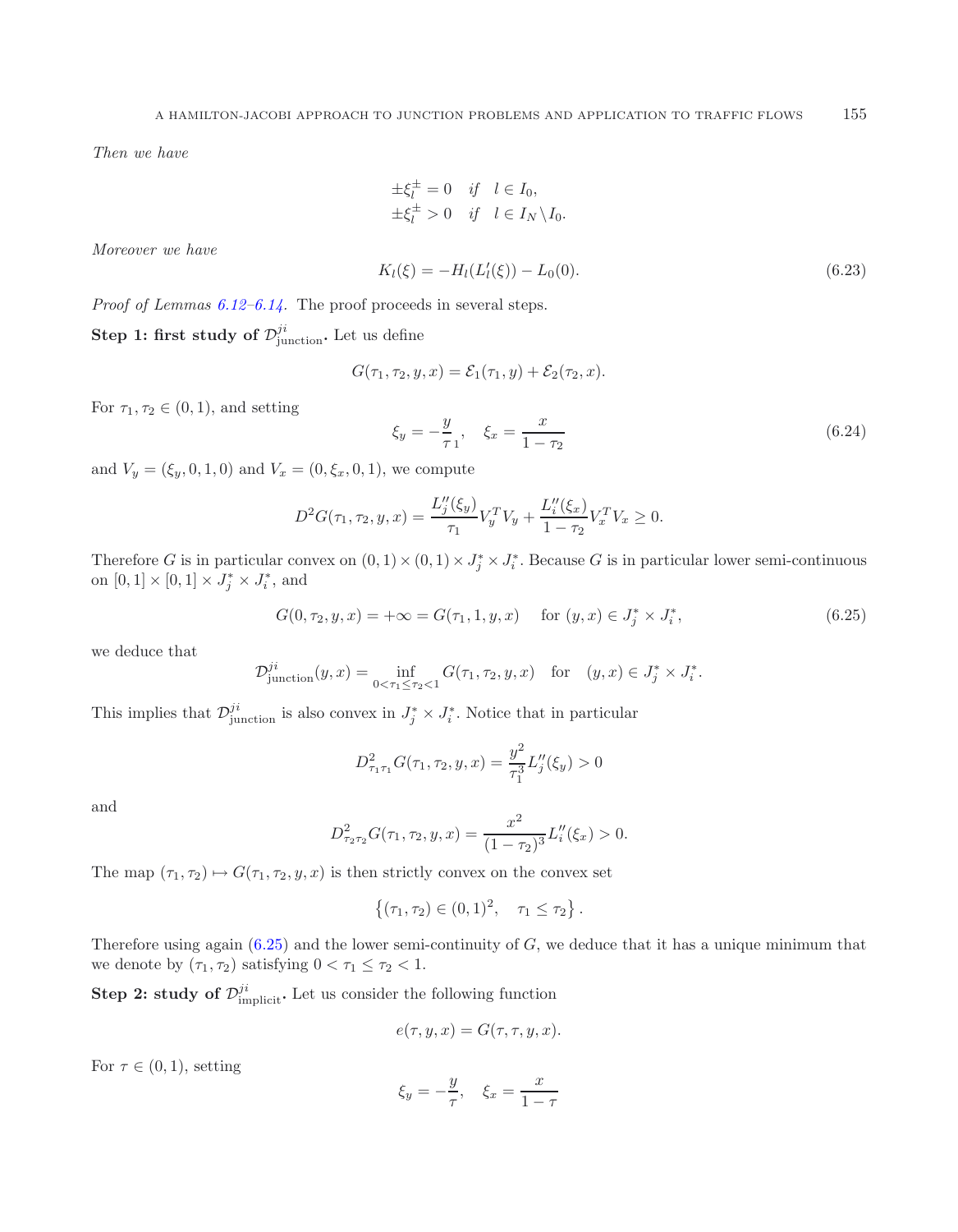*Then we have*

$$
\begin{aligned}
\pm\xi_l^{\pm} = 0 \quad & if \quad l \in I_0,\\
\pm\xi_l^{\pm} > 0 \quad & if \quad l \in I_N \backslash I_0.
\end{aligned}
$$

*Moreover we have*

$$
K_l(\xi) = -H_l(L_l'(\xi)) - L_0(0). \tag{6.23}
$$

*Proof of Lemmas 6.12–6.14.* The proof proceeds in several steps.

**Step 1: first study of $\mathcal{D}^{ji}_{\text{junction}}$.** Let us define

$$
G(\tau_1, \tau_2, y, x) = \mathcal{E}_1(\tau_1, y) + \mathcal{E}_2(\tau_2, x).
$$

For $\tau_1, \tau_2 \in (0,1)$, and setting

$$
\xi_y = -\frac{y}{\tau_1}, \quad \xi_x = \frac{x}{1-\tau_2} \tag{6.24}
$$

and $V_y = (\xi_y, 0, 1, 0)$ and $V_x = (0, \xi_x, 0, 1)$, we compute

$$
D^2 G(\tau_1, \tau_2, y, x) = \frac{L_j''(\xi_y)}{\tau_1} V_y^T V_y + \frac{L_i''(\xi_x)}{1-\tau_2} V_x^T V_x \geq 0.
$$

Therefore $G$ is in particular convex on $(0,1) \times (0,1) \times J_j^* \times J_i^*$. Because $G$ is in particular lower semi-continuous on $[0,1] \times [0,1] \times J_j^* \times J_i^*$, and

$$
G(0, \tau_2, y, x) = +\infty = G(\tau_1, 1, y, x) \quad \text{ for } (y, x) \in J_j^* \times J_i^*, \tag{6.25}
$$

we deduce that

$$
\mathcal{D}^{ji}_{\text{junction}}(y, x) = \inf_{0 < \tau_1 \leq \tau_2 < 1} G(\tau_1, \tau_2, y, x) \quad \text{for} \quad (y, x) \in J_j^* \times J_i^*.
$$

This implies that $\mathcal{D}^{ji}_{\text{junction}}$ is also convex in $J_j^* \times J_i^*$. Notice that in particular

$$
D^2_{\tau_1 \tau_1} G(\tau_1, \tau_2, y, x) = \frac{y^2}{\tau_1^3} L_j''(\xi_y) > 0
$$

and

$$
D^2_{\tau_2 \tau_2} G(\tau_1, \tau_2, y, x) = \frac{x^2}{(1-\tau_2)^3} L_i''(\xi_x) > 0.
$$

The map $(\tau_1, \tau_2) \mapsto G(\tau_1, \tau_2, y, x)$ is then strictly convex on the convex set

$$
\left\{(\tau_1, \tau_2) \in (0,1)^2, \quad \tau_1 \leq \tau_2\right\}.
$$

Therefore using again (6.25) and the lower semi-continuity of $G$, we deduce that it has a unique minimum that we denote by $(\tau_1, \tau_2)$ satisfying $0 < \tau_1 \leq \tau_2 < 1$.

**Step 2: study of $\mathcal{D}^{ji}_{\text{implicit}}$.** Let us consider the following function

$$
e(\tau, y, x) = G(\tau, \tau, y, x).
$$

For $\tau \in (0,1)$, setting

$$
\xi_y = -\frac{y}{\tau}, \quad \xi_x = \frac{x}{1-\tau}
$$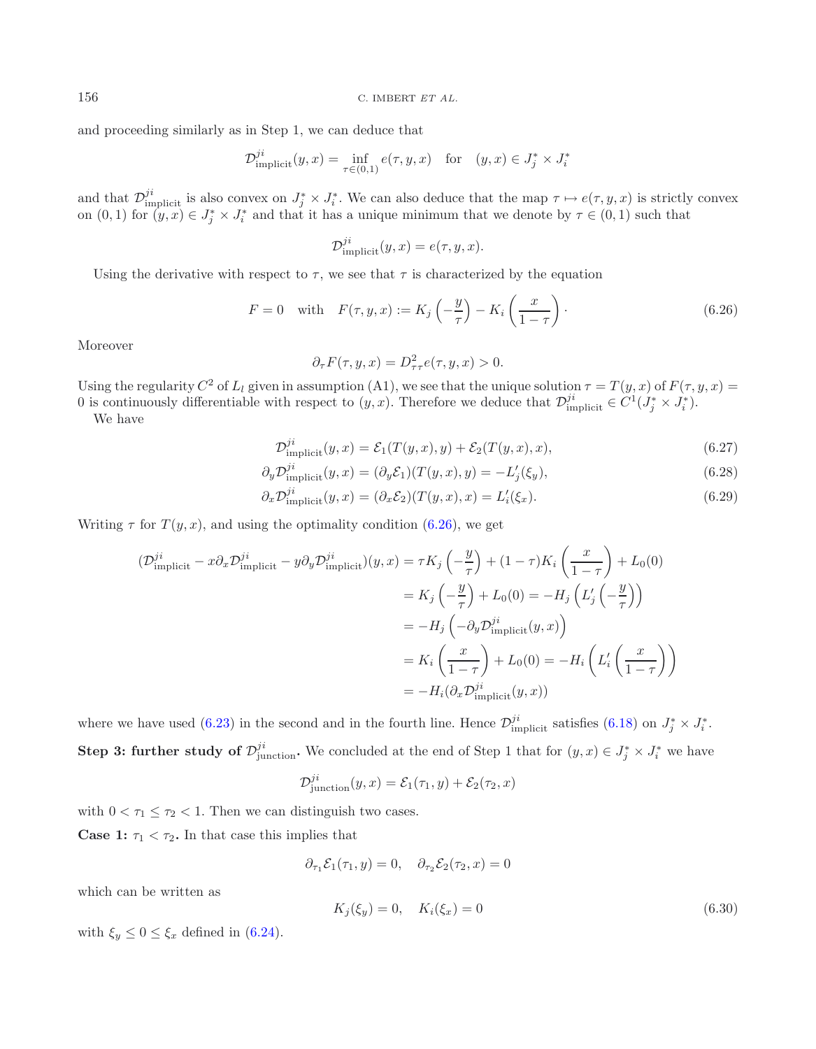and proceeding similarly as in Step 1, we can deduce that

$$\mathcal{D}^{ji}_{\text{implicit}}(y,x) = \inf_{\tau\in(0,1)} e(\tau,y,x) \quad \text{for} \quad (y,x)\in J_j^* \times J_i^*$$

and that $\mathcal{D}^{ji}_{\text{implicit}}$ is also convex on $J_j^*\times J_i^*$. We can also deduce that the map $\tau\mapsto e(\tau,y,x)$ is strictly convex on $(0,1)$ for $(y,x)\in J_j^*\times J_i^*$ and that it has a unique minimum that we denote by $\tau\in(0,1)$ such that

$$\mathcal{D}^{ji}_{\text{implicit}}(y,x) = e(\tau,y,x).$$

Using the derivative with respect to $\tau$, we see that $\tau$ is characterized by the equation

$$F=0 \quad \text{with} \quad F(\tau,y,x) := K_j\left(-\frac{y}{\tau}\right) - K_i\left(\frac{x}{1-\tau}\right)\cdot \tag{6.26}$$

Moreover

$$\partial_\tau F(\tau,y,x) = D^2_{\tau\tau} e(\tau,y,x) > 0.$$

Using the regularity $C^2$ of $L_l$ given in assumption (A1), we see that the unique solution $\tau = T(y,x)$ of $F(\tau,y,x)=0$ is continuously differentiable with respect to $(y,x)$. Therefore we deduce that $\mathcal{D}^{ji}_{\text{implicit}}\in C^1(J_j^*\times J_i^*)$.

We have

$$\mathcal{D}^{ji}_{\text{implicit}}(y,x) = \mathcal{E}_1(T(y,x),y) + \mathcal{E}_2(T(y,x),x), \tag{6.27}$$

$$\partial_y\mathcal{D}^{ji}_{\text{implicit}}(y,x) = (\partial_y\mathcal{E}_1)(T(y,x),y) = -L_j'(\xi_y), \tag{6.28}$$

$$\partial_x\mathcal{D}^{ji}_{\text{implicit}}(y,x) = (\partial_x\mathcal{E}_2)(T(y,x),x) = L_i'(\xi_x). \tag{6.29}$$

Writing $\tau$ for $T(y,x)$, and using the optimality condition (6.26), we get

$$\begin{aligned}
(\mathcal{D}^{ji}_{\text{implicit}} - x\partial_x\mathcal{D}^{ji}_{\text{implicit}} - y\partial_y\mathcal{D}^{ji}_{\text{implicit}})(y,x) &= \tau K_j\left(-\frac{y}{\tau}\right) + (1-\tau)K_i\left(\frac{x}{1-\tau}\right) + L_0(0)\\
&= K_j\left(-\frac{y}{\tau}\right) + L_0(0) = -H_j\left(L_j'\left(-\frac{y}{\tau}\right)\right)\\
&= -H_j\left(-\partial_y\mathcal{D}^{ji}_{\text{implicit}}(y,x)\right)\\
&= K_i\left(\frac{x}{1-\tau}\right) + L_0(0) = -H_i\left(L_i'\left(\frac{x}{1-\tau}\right)\right)\\
&= -H_i(\partial_x\mathcal{D}^{ji}_{\text{implicit}}(y,x))
\end{aligned}$$

where we have used (6.23) in the second and in the fourth line. Hence $\mathcal{D}^{ji}_{\text{implicit}}$ satisfies (6.18) on $J_j^*\times J_i^*$.

**Step 3: further study of $\mathcal{D}^{ji}_{\text{junction}}$.** We concluded at the end of Step 1 that for $(y,x)\in J_j^*\times J_i^*$ we have

$$\mathcal{D}^{ji}_{\text{junction}}(y,x) = \mathcal{E}_1(\tau_1,y) + \mathcal{E}_2(\tau_2,x)$$

with $0<\tau_1\le\tau_2<1$. Then we can distinguish two cases.

**Case 1: $\tau_1<\tau_2$.** In that case this implies that

$$\partial_{\tau_1}\mathcal{E}_1(\tau_1,y) = 0, \quad \partial_{\tau_2}\mathcal{E}_2(\tau_2,x) = 0$$

which can be written as

$$K_j(\xi_y) = 0, \quad K_i(\xi_x) = 0 \tag{6.30}$$

with $\xi_y\le 0\le\xi_x$ defined in (6.24).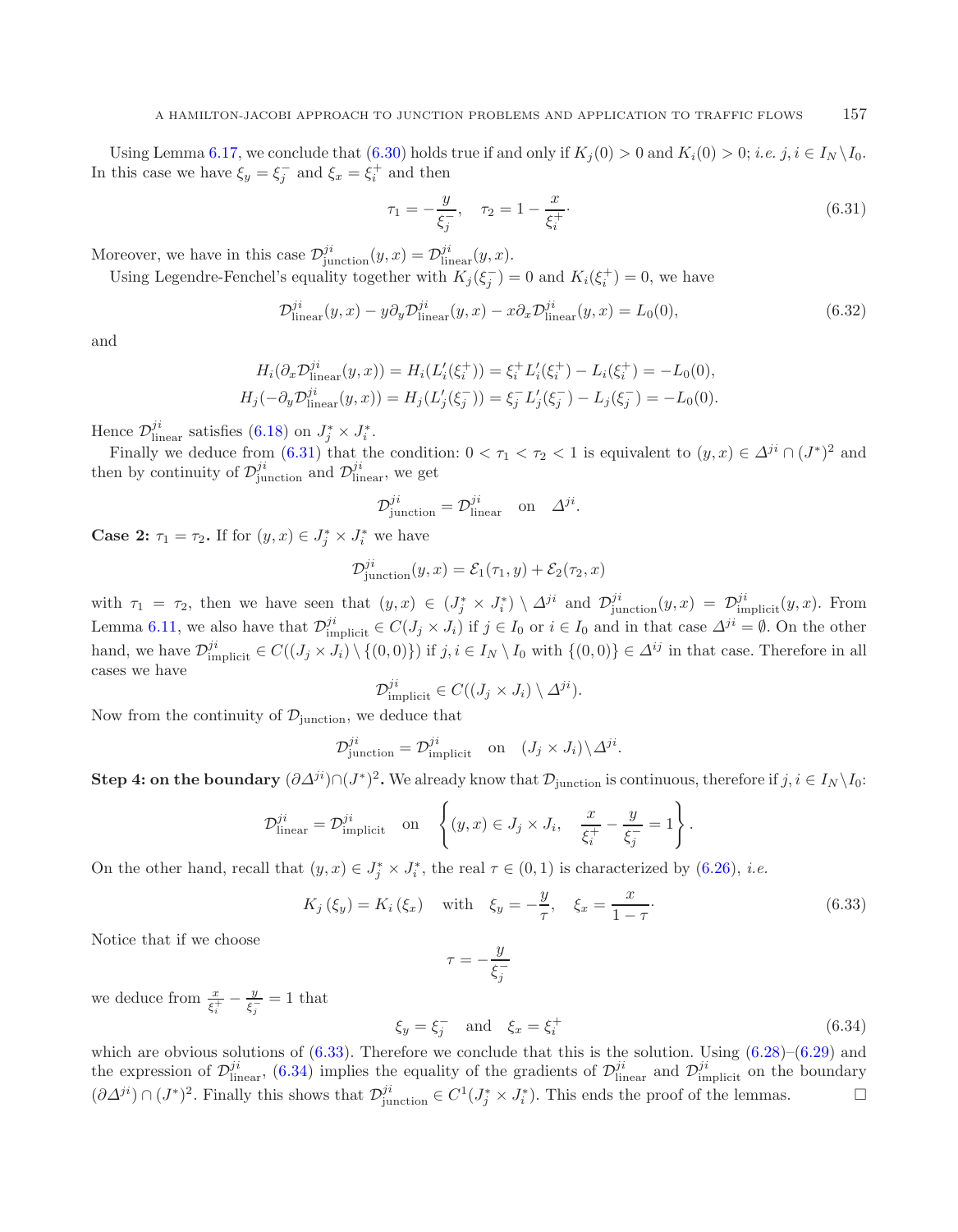Using Lemma 6.17, we conclude that (6.30) holds true if and only if $K_j(0) > 0$ and $K_i(0) > 0$; *i.e.* $j, i \in I_N \setminus I_0$. In this case we have $\xi_y = \xi_j^-$ and $\xi_x = \xi_i^+$ and then

$$\tau_1 = -\frac{y}{\xi_j^-}, \quad \tau_2 = 1 - \frac{x}{\xi_i^+}. \tag{6.31}$$

Moreover, we have in this case $\mathcal{D}^{ji}_{\text{junction}}(y,x) = \mathcal{D}^{ji}_{\text{linear}}(y,x)$.

Using Legendre-Fenchel's equality together with $K_j(\xi_j^-) = 0$ and $K_i(\xi_i^+) = 0$, we have

$$\mathcal{D}^{ji}_{\text{linear}}(y,x) - y\partial_y \mathcal{D}^{ji}_{\text{linear}}(y,x) - x\partial_x \mathcal{D}^{ji}_{\text{linear}}(y,x) = L_0(0), \tag{6.32}$$

and

$$H_i(\partial_x \mathcal{D}^{ji}_{\text{linear}}(y,x)) = H_i(L_i'(\xi_i^+)) = \xi_i^+ L_i'(\xi_i^+) - L_i(\xi_i^+) = -L_0(0),$$
$$H_j(-\partial_y \mathcal{D}^{ji}_{\text{linear}}(y,x)) = H_j(L_j'(\xi_j^-)) = \xi_j^- L_j'(\xi_j^-) - L_j(\xi_j^-) = -L_0(0).$$

Hence $\mathcal{D}^{ji}_{\text{linear}}$ satisfies (6.18) on $J_j^* \times J_i^*$.

Finally we deduce from (6.31) that the condition: $0 < \tau_1 < \tau_2 < 1$ is equivalent to $(y,x) \in \Delta^{ji} \cap (J^*)^2$ and then by continuity of $\mathcal{D}^{ji}_{\text{junction}}$ and $\mathcal{D}^{ji}_{\text{linear}}$, we get

$$\mathcal{D}^{ji}_{\text{junction}} = \mathcal{D}^{ji}_{\text{linear}} \quad \text{on} \quad \Delta^{ji}.$$

**Case 2:** $\tau_1 = \tau_2$**.** If for $(y,x) \in J_j^* \times J_i^*$ we have

$$\mathcal{D}^{ji}_{\text{junction}}(y,x) = \mathcal{E}_1(\tau_1, y) + \mathcal{E}_2(\tau_2, x)$$

with $\tau_1 = \tau_2$, then we have seen that $(y,x) \in (J_j^* \times J_i^*) \setminus \Delta^{ji}$ and $\mathcal{D}^{ji}_{\text{junction}}(y,x) = \mathcal{D}^{ji}_{\text{implicit}}(y,x)$. From Lemma 6.11, we also have that $\mathcal{D}^{ji}_{\text{implicit}} \in C(J_j \times J_i)$ if $j \in I_0$ or $i \in I_0$ and in that case $\Delta^{ji} = \emptyset$. On the other hand, we have $\mathcal{D}^{ji}_{\text{implicit}} \in C((J_j \times J_i) \setminus \{(0,0)\})$ if $j, i \in I_N \setminus I_0$ with $\{(0,0)\} \in \Delta^{ij}$ in that case. Therefore in all cases we have

$$\mathcal{D}^{ji}_{\text{implicit}} \in C((J_j \times J_i) \setminus \Delta^{ji}).$$

Now from the continuity of $\mathcal{D}_{\text{junction}}$, we deduce that

$$\mathcal{D}^{ji}_{\text{junction}} = \mathcal{D}^{ji}_{\text{implicit}} \quad \text{on} \quad (J_j \times J_i) \setminus \Delta^{ji}.$$

**Step 4: on the boundary** $(\partial\Delta^{ji}) \cap (J^*)^2$**.** We already know that $\mathcal{D}_{\text{junction}}$ is continuous, therefore if $j, i \in I_N \setminus I_0$:

$$\mathcal{D}^{ji}_{\text{linear}} = \mathcal{D}^{ji}_{\text{implicit}} \quad \text{on} \quad \left\{ (y,x) \in J_j \times J_i, \quad \frac{x}{\xi_i^+} - \frac{y}{\xi_j^-} = 1 \right\}.$$

On the other hand, recall that $(y,x) \in J_j^* \times J_i^*$, the real $\tau \in (0,1)$ is characterized by (6.26), *i.e.*

$$K_j(\xi_y) = K_i(\xi_x) \quad \text{with} \quad \xi_y = -\frac{y}{\tau}, \quad \xi_x = \frac{x}{1-\tau}. \tag{6.33}$$

Notice that if we choose

$$\tau = -\frac{y}{\xi_j^-}$$

we deduce from $\frac{x}{\xi_i^+} - \frac{y}{\xi_j^-} = 1$ that

$$\xi_y = \xi_j^- \quad \text{and} \quad \xi_x = \xi_i^+ \tag{6.34}$$

which are obvious solutions of (6.33). Therefore we conclude that this is the solution. Using (6.28)–(6.29) and the expression of $\mathcal{D}^{ji}_{\text{linear}}$, (6.34) implies the equality of the gradients of $\mathcal{D}^{ji}_{\text{linear}}$ and $\mathcal{D}^{ji}_{\text{implicit}}$ on the boundary $(\partial\Delta^{ji}) \cap (J^*)^2$. Finally this shows that $\mathcal{D}^{ji}_{\text{junction}} \in C^1(J_j^* \times J_i^*)$. This ends the proof of the lemmas. □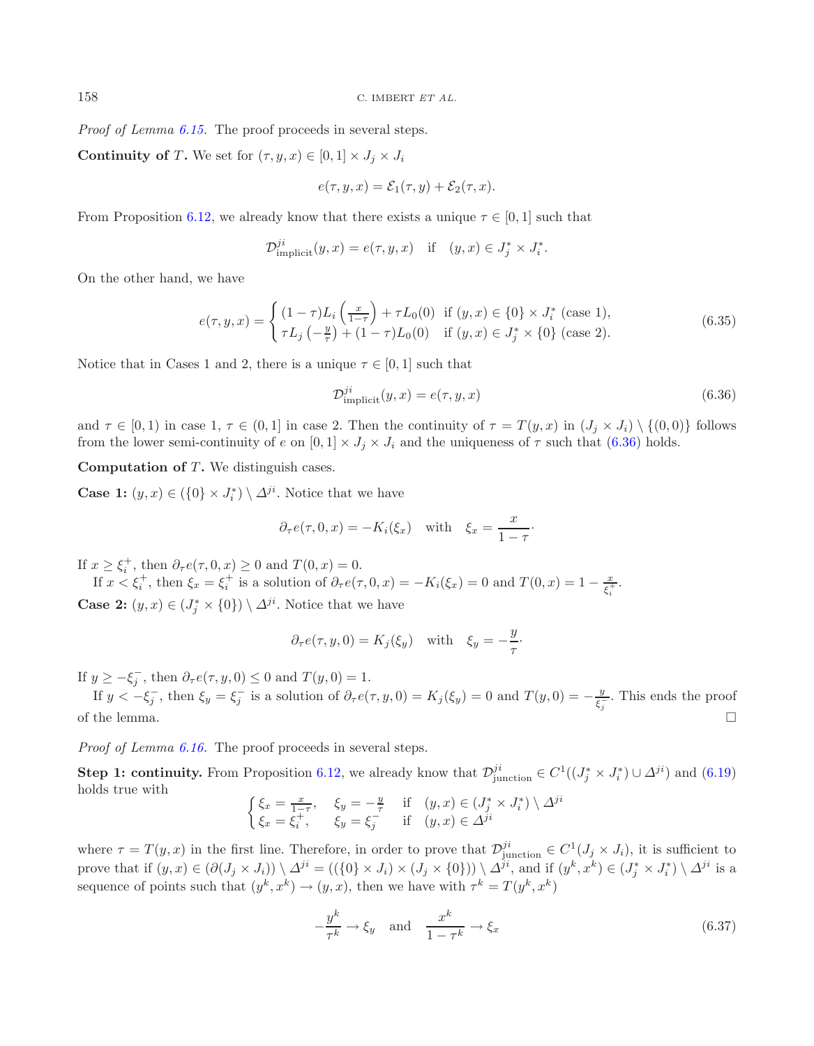*Proof of Lemma 6.15.* The proof proceeds in several steps.

**Continuity of $T$.** We set for $(\tau, y, x) \in [0,1] \times J_j \times J_i$

$$e(\tau, y, x) = \mathcal{E}_1(\tau, y) + \mathcal{E}_2(\tau, x).$$

From Proposition 6.12, we already know that there exists a unique $\tau \in [0,1]$ such that

$$\mathcal{D}^{ji}_{\text{implicit}}(y, x) = e(\tau, y, x) \quad \text{if} \quad (y, x) \in J_j^* \times J_i^*.$$

On the other hand, we have

$$e(\tau, y, x) = \begin{cases} (1-\tau) L_i\left(\frac{x}{1-\tau}\right) + \tau L_0(0) & \text{if } (y, x) \in \{0\} \times J_i^* \text{ (case 1)}, \\ \tau L_j\left(-\frac{y}{\tau}\right) + (1-\tau) L_0(0) & \text{if } (y, x) \in J_j^* \times \{0\} \text{ (case 2)}. \end{cases} \tag{6.35}$$

Notice that in Cases 1 and 2, there is a unique $\tau \in [0,1]$ such that

$$\mathcal{D}^{ji}_{\text{implicit}}(y, x) = e(\tau, y, x) \tag{6.36}$$

and $\tau \in [0,1)$ in case 1, $\tau \in (0,1]$ in case 2. Then the continuity of $\tau = T(y,x)$ in $(J_j \times J_i) \setminus \{(0,0)\}$ follows from the lower semi-continuity of $e$ on $[0,1] \times J_j \times J_i$ and the uniqueness of $\tau$ such that (6.36) holds.

**Computation of $T$.** We distinguish cases.

**Case 1:** $(y, x) \in (\{0\} \times J_i^*) \setminus \Delta^{ji}$. Notice that we have

$$\partial_\tau e(\tau, 0, x) = -K_i(\xi_x) \quad \text{with} \quad \xi_x = \frac{x}{1-\tau}\cdot$$

If $x \geq \xi_i^+$, then $\partial_\tau e(\tau, 0, x) \geq 0$ and $T(0, x) = 0$.

If $x < \xi_i^+$, then $\xi_x = \xi_i^+$ is a solution of $\partial_\tau e(\tau, 0, x) = -K_i(\xi_x) = 0$ and $T(0, x) = 1 - \frac{x}{\xi_i^+}$.

**Case 2:** $(y, x) \in (J_j^* \times \{0\}) \setminus \Delta^{ji}$. Notice that we have

$$\partial_\tau e(\tau, y, 0) = K_j(\xi_y) \quad \text{with} \quad \xi_y = -\frac{y}{\tau}\cdot$$

If $y \geq -\xi_j^-$, then $\partial_\tau e(\tau, y, 0) \leq 0$ and $T(y, 0) = 1$.

If $y < -\xi_j^-$, then $\xi_y = \xi_j^-$ is a solution of $\partial_\tau e(\tau, y, 0) = K_j(\xi_y) = 0$ and $T(y, 0) = -\frac{y}{\xi_j^-}$. This ends the proof of the lemma. □

*Proof of Lemma 6.16.* The proof proceeds in several steps.

**Step 1: continuity.** From Proposition 6.12, we already know that $\mathcal{D}^{ji}_{\text{junction}} \in C^1((J_j^* \times J_i^*) \cup \Delta^{ji})$ and (6.19) holds true with

$$\begin{cases} \xi_x = \frac{x}{1-\tau}, \quad \xi_y = -\frac{y}{\tau} & \text{if} \quad (y, x) \in (J_j^* \times J_i^*) \setminus \Delta^{ji} \\ \xi_x = \xi_i^+, \quad \xi_y = \xi_j^- & \text{if} \quad (y, x) \in \Delta^{ji} \end{cases}$$

where $\tau = T(y, x)$ in the first line. Therefore, in order to prove that $\mathcal{D}^{ji}_{\text{junction}} \in C^1(J_j \times J_i)$, it is sufficient to prove that if $(y, x) \in (\partial(J_j \times J_i)) \setminus \Delta^{ji} = ((\{0\} \times J_i) \times (J_j \times \{0\})) \setminus \Delta^{ji}$, and if $(y^k, x^k) \in (J_j^* \times J_i^*) \setminus \Delta^{ji}$ is a sequence of points such that $(y^k, x^k) \to (y, x)$, then we have with $\tau^k = T(y^k, x^k)$

$$-\frac{y^k}{\tau^k} \to \xi_y \quad \text{and} \quad \frac{x^k}{1-\tau^k} \to \xi_x \tag{6.37}$$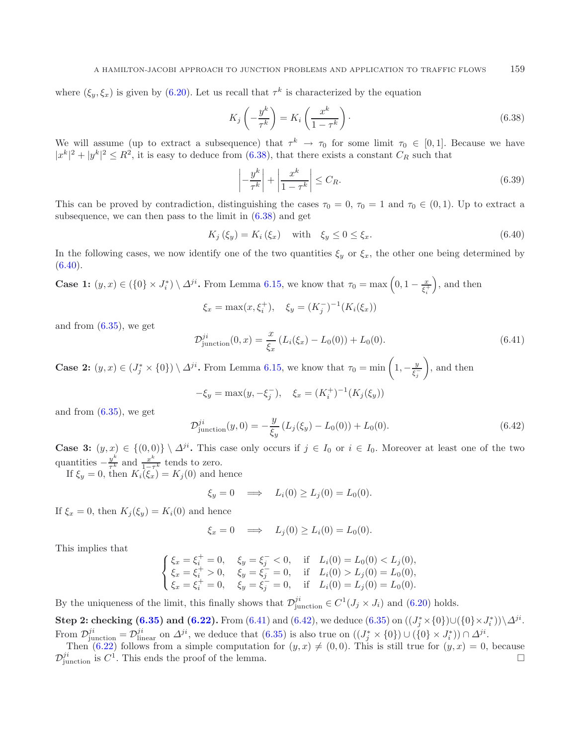where $(\xi_y, \xi_x)$ is given by (6.20). Let us recall that $\tau^k$ is characterized by the equation

$$K_j\left(-\frac{y^k}{\tau^k}\right) = K_i\left(\frac{x^k}{1-\tau^k}\right)\cdot \tag{6.38}$$

We will assume (up to extract a subsequence) that $\tau^k \to \tau_0$ for some limit $\tau_0 \in [0,1]$. Because we have $|x^k|^2 + |y^k|^2 \leq R^2$, it is easy to deduce from (6.38), that there exists a constant $C_R$ such that

$$\left|-\frac{y^k}{\tau^k}\right| + \left|\frac{x^k}{1-\tau^k}\right| \leq C_R. \tag{6.39}$$

This can be proved by contradiction, distinguishing the cases $\tau_0 = 0$, $\tau_0 = 1$ and $\tau_0 \in (0,1)$. Up to extract a subsequence, we can then pass to the limit in (6.38) and get

$$K_j(\xi_y) = K_i(\xi_x) \quad \text{with} \quad \xi_y \leq 0 \leq \xi_x. \tag{6.40}$$

In the following cases, we now identify one of the two quantities $\xi_y$ or $\xi_x$, the other one being determined by (6.40).

**Case 1:** $(y,x) \in (\{0\} \times J_i^*) \setminus \Delta^{ji}$**.** From Lemma 6.15, we know that $\tau_0 = \max\left(0, 1 - \frac{x}{\xi_i^+}\right)$, and then

$$\xi_x = \max(x, \xi_i^+), \quad \xi_y = (K_j^-)^{-1}(K_i(\xi_x))$$

and from (6.35), we get

$$\mathcal{D}^{ji}_{\text{junction}}(0,x) = \frac{x}{\xi_x}\left(L_i(\xi_x) - L_0(0)\right) + L_0(0). \tag{6.41}$$

**Case 2:** $(y,x) \in (J_j^* \times \{0\}) \setminus \Delta^{ji}$**.** From Lemma 6.15, we know that $\tau_0 = \min\left(1, -\frac{y}{\xi_j^-}\right)$, and then

$$-\xi_y = \max(y, -\xi_j^-), \quad \xi_x = (K_i^+)^{-1}(K_j(\xi_y))$$

and from (6.35), we get

$$\mathcal{D}^{ji}_{\text{junction}}(y,0) = -\frac{y}{\xi_y}\left(L_j(\xi_y) - L_0(0)\right) + L_0(0). \tag{6.42}$$

**Case 3:** $(y,x) \in \{(0,0)\} \setminus \Delta^{ji}$**.** This case only occurs if $j \in I_0$ or $i \in I_0$. Moreover at least one of the two quantities $-\frac{y^k}{\tau^k}$ and $\frac{x^k}{1-\tau^k}$ tends to zero.

If $\xi_y = 0$, then $K_i(\xi_x) = K_j(0)$ and hence

$$\xi_y = 0 \quad \Longrightarrow \quad L_i(0) \geq L_j(0) = L_0(0).$$

If $\xi_x = 0$, then $K_j(\xi_y) = K_i(0)$ and hence

$$\xi_x = 0 \quad \Longrightarrow \quad L_j(0) \geq L_i(0) = L_0(0).$$

This implies that

$$\begin{cases} \xi_x = \xi_i^+ = 0, \quad \xi_y = \xi_j^- < 0, \quad \text{if} \quad L_i(0) = L_0(0) < L_j(0), \\ \xi_x = \xi_i^+ > 0, \quad \xi_y = \xi_j^- = 0, \quad \text{if} \quad L_i(0) > L_j(0) = L_0(0), \\ \xi_x = \xi_i^+ = 0, \quad \xi_y = \xi_j^- = 0, \quad \text{if} \quad L_i(0) = L_j(0) = L_0(0). \end{cases}$$

By the uniqueness of the limit, this finally shows that $\mathcal{D}^{ji}_{\text{junction}} \in C^1(J_j \times J_i)$ and (6.20) holds.

**Step 2: checking (6.35) and (6.22).** From (6.41) and (6.42), we deduce (6.35) on $((J_j^* \times \{0\}) \cup (\{0\} \times J_i^*)) \setminus \Delta^{ji}$. From $\mathcal{D}^{ji}_{\text{junction}} = \mathcal{D}^{ji}_{\text{linear}}$ on $\Delta^{ji}$, we deduce that (6.35) is also true on $((J_j^* \times \{0\}) \cup (\{0\} \times J_i^*)) \cap \Delta^{ji}$.

Then (6.22) follows from a simple computation for $(y,x) \neq (0,0)$. This is still true for $(y,x) = 0$, because $\mathcal{D}^{ji}_{\text{junction}}$ is $C^1$. This ends the proof of the lemma. □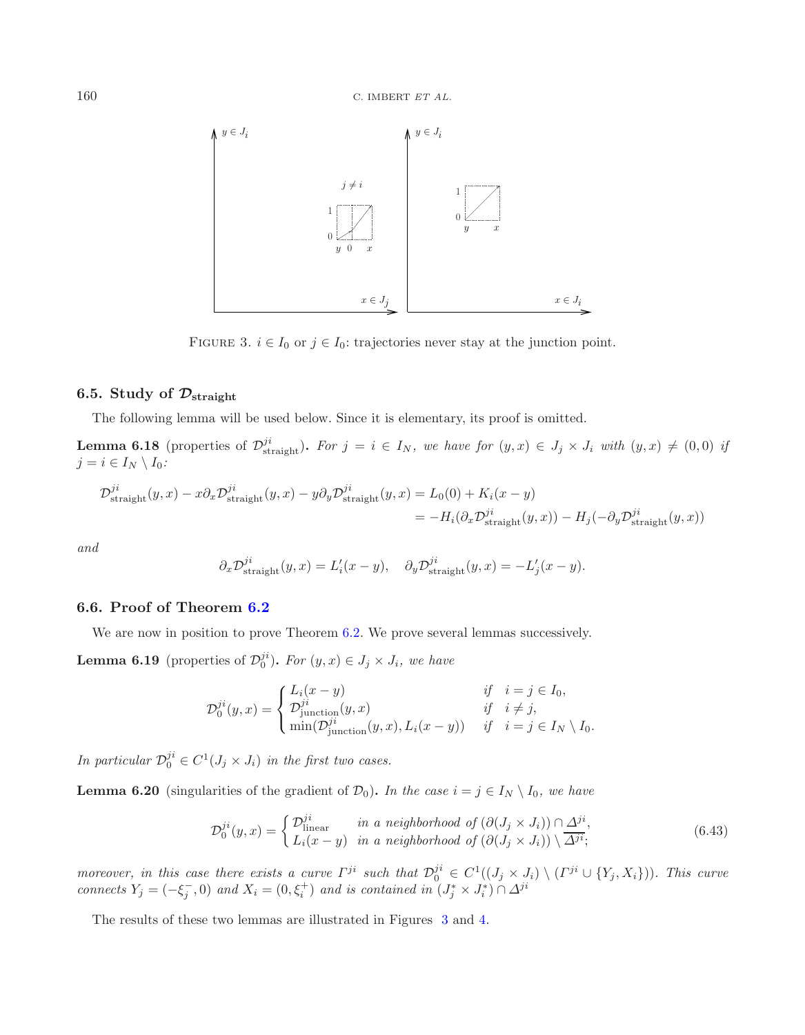FIGURE 3. $i \in I_0$ or $j \in I_0$: trajectories never stay at the junction point.

### 6.5. Study of $\mathcal{D}_{\text{straight}}$

The following lemma will be used below. Since it is elementary, its proof is omitted.

**Lemma 6.18** (properties of $\mathcal{D}^{ji}_{\text{straight}}$)**.** *For $j = i \in I_N$, we have for $(y, x) \in J_j \times J_i$ with $(y, x) \neq (0, 0)$ if $j = i \in I_N \setminus I_0$:*

$$
\begin{aligned}
\mathcal{D}^{ji}_{\text{straight}}(y,x) - x\partial_x \mathcal{D}^{ji}_{\text{straight}}(y,x) - y\partial_y \mathcal{D}^{ji}_{\text{straight}}(y,x) &= L_0(0) + K_i(x-y) \\
&= -H_i(\partial_x \mathcal{D}^{ji}_{\text{straight}}(y,x)) - H_j(-\partial_y \mathcal{D}^{ji}_{\text{straight}}(y,x))
\end{aligned}
$$

*and*

$$
\partial_x \mathcal{D}^{ji}_{\text{straight}}(y,x) = L_i'(x-y), \quad \partial_y \mathcal{D}^{ji}_{\text{straight}}(y,x) = -L_j'(x-y).
$$

### 6.6. Proof of Theorem 6.2

We are now in position to prove Theorem 6.2. We prove several lemmas successively.

**Lemma 6.19** (properties of $\mathcal{D}^{ji}_0$)**.** *For $(y, x) \in J_j \times J_i$, we have*

$$
\mathcal{D}^{ji}_0(y,x) = \begin{cases} L_i(x-y) & \text{if} \quad i = j \in I_0, \\ \mathcal{D}^{ji}_{\text{junction}}(y,x) & \text{if} \quad i \neq j, \\ \min(\mathcal{D}^{ji}_{\text{junction}}(y,x), L_i(x-y)) & \text{if} \quad i = j \in I_N \setminus I_0. \end{cases}
$$

*In particular $\mathcal{D}^{ji}_0 \in C^1(J_j \times J_i)$ in the first two cases.*

**Lemma 6.20** (singularities of the gradient of $\mathcal{D}_0$)**.** *In the case $i = j \in I_N \setminus I_0$, we have*

$$
\mathcal{D}^{ji}_0(y,x) = \begin{cases} \mathcal{D}^{ji}_{\text{linear}} & \text{in a neighborhood of } (\partial(J_j \times J_i)) \cap \Delta^{ji}, \\ L_i(x-y) & \text{in a neighborhood of } (\partial(J_j \times J_i)) \setminus \overline{\Delta^{ji}}; \end{cases} \tag{6.43}
$$

*moreover, in this case there exists a curve $\Gamma^{ji}$ such that $\mathcal{D}^{ji}_0 \in C^1((J_j \times J_i) \setminus (\Gamma^{ji} \cup \{Y_j, X_i\}))$. This curve connects $Y_j = (-\xi^-_j, 0)$ and $X_i = (0, \xi^+_i)$ and is contained in $(J^*_j \times J^*_i) \cap \Delta^{ji}$*

The results of these two lemmas are illustrated in Figures 3 and 4.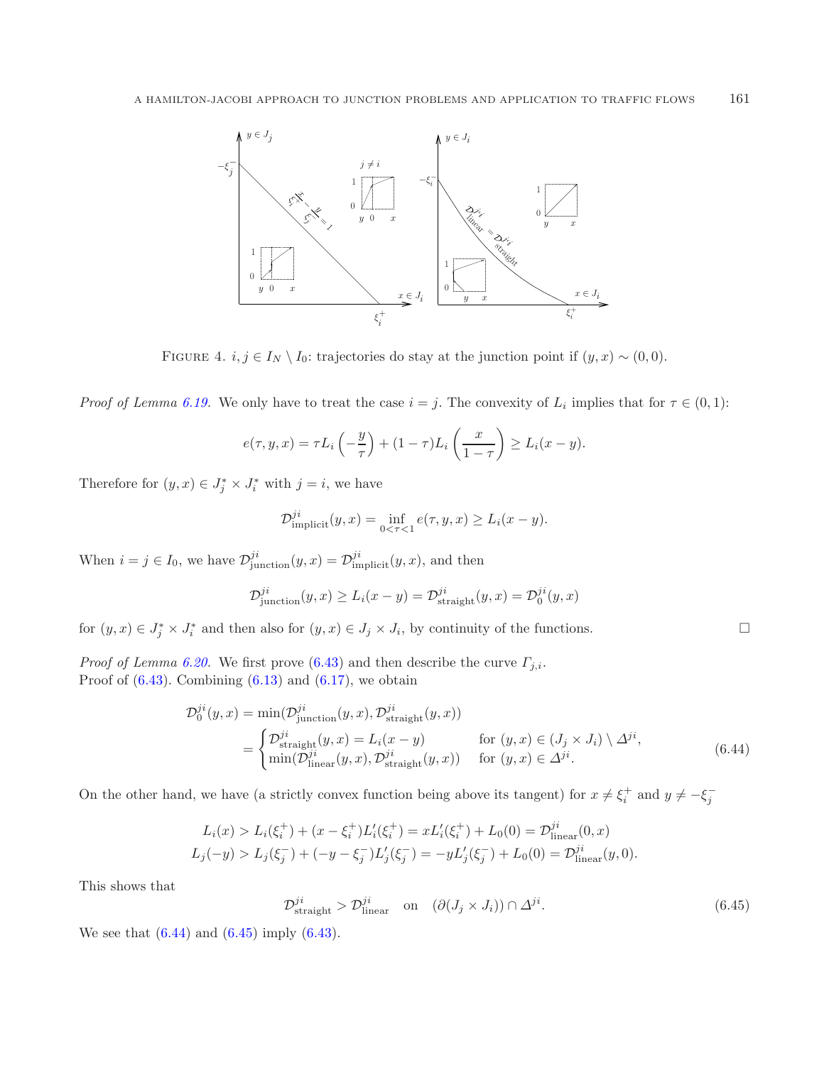FIGURE 4. $i,j \in I_N \setminus I_0$: trajectories do stay at the junction point if $(y,x) \sim (0,0)$.

*Proof of Lemma 6.19.* We only have to treat the case $i = j$. The convexity of $L_i$ implies that for $\tau \in (0,1)$:

$$e(\tau, y, x) = \tau L_i\left(-\frac{y}{\tau}\right) + (1-\tau) L_i\left(\frac{x}{1-\tau}\right) \geq L_i(x-y).$$

Therefore for $(y,x) \in J_j^* \times J_i^*$ with $j = i$, we have

$$\mathcal{D}^{ji}_{\text{implicit}}(y,x) = \inf_{0<\tau<1} e(\tau, y, x) \geq L_i(x-y).$$

When $i = j \in I_0$, we have $\mathcal{D}^{ji}_{\text{junction}}(y,x) = \mathcal{D}^{ji}_{\text{implicit}}(y,x)$, and then

$$\mathcal{D}^{ji}_{\text{junction}}(y,x) \geq L_i(x-y) = \mathcal{D}^{ji}_{\text{straight}}(y,x) = \mathcal{D}^{ji}_0(y,x)$$

for $(y,x) \in J_j^* \times J_i^*$ and then also for $(y,x) \in J_j \times J_i$, by continuity of the functions. □

*Proof of Lemma 6.20.* We first prove (6.43) and then describe the curve $\Gamma_{j,i}$.
Proof of (6.43). Combining (6.13) and (6.17), we obtain

$$\begin{aligned}
\mathcal{D}^{ji}_0(y,x) &= \min(\mathcal{D}^{ji}_{\text{junction}}(y,x), \mathcal{D}^{ji}_{\text{straight}}(y,x)) \\
&= \begin{cases} \mathcal{D}^{ji}_{\text{straight}}(y,x) = L_i(x-y) & \text{for } (y,x) \in (J_j \times J_i) \setminus \Delta^{ji}, \\ \min(\mathcal{D}^{ji}_{\text{linear}}(y,x), \mathcal{D}^{ji}_{\text{straight}}(y,x)) & \text{for } (y,x) \in \Delta^{ji}. \end{cases}
\end{aligned} \tag{6.44}$$

On the other hand, we have (a strictly convex function being above its tangent) for $x \neq \xi_i^+$ and $y \neq -\xi_j^-$

$$\begin{aligned}
L_i(x) &> L_i(\xi_i^+) + (x - \xi_i^+) L_i'(\xi_i^+) = x L_i'(\xi_i^+) + L_0(0) = \mathcal{D}^{ji}_{\text{linear}}(0,x) \\
L_j(-y) &> L_j(\xi_j^-) + (-y - \xi_j^-) L_j'(\xi_j^-) = -y L_j'(\xi_j^-) + L_0(0) = \mathcal{D}^{ji}_{\text{linear}}(y,0).
\end{aligned}$$

This shows that

$$\mathcal{D}^{ji}_{\text{straight}} > \mathcal{D}^{ji}_{\text{linear}} \quad \text{on} \quad (\partial(J_j \times J_i)) \cap \Delta^{ji}. \tag{6.45}$$

We see that (6.44) and (6.45) imply (6.43).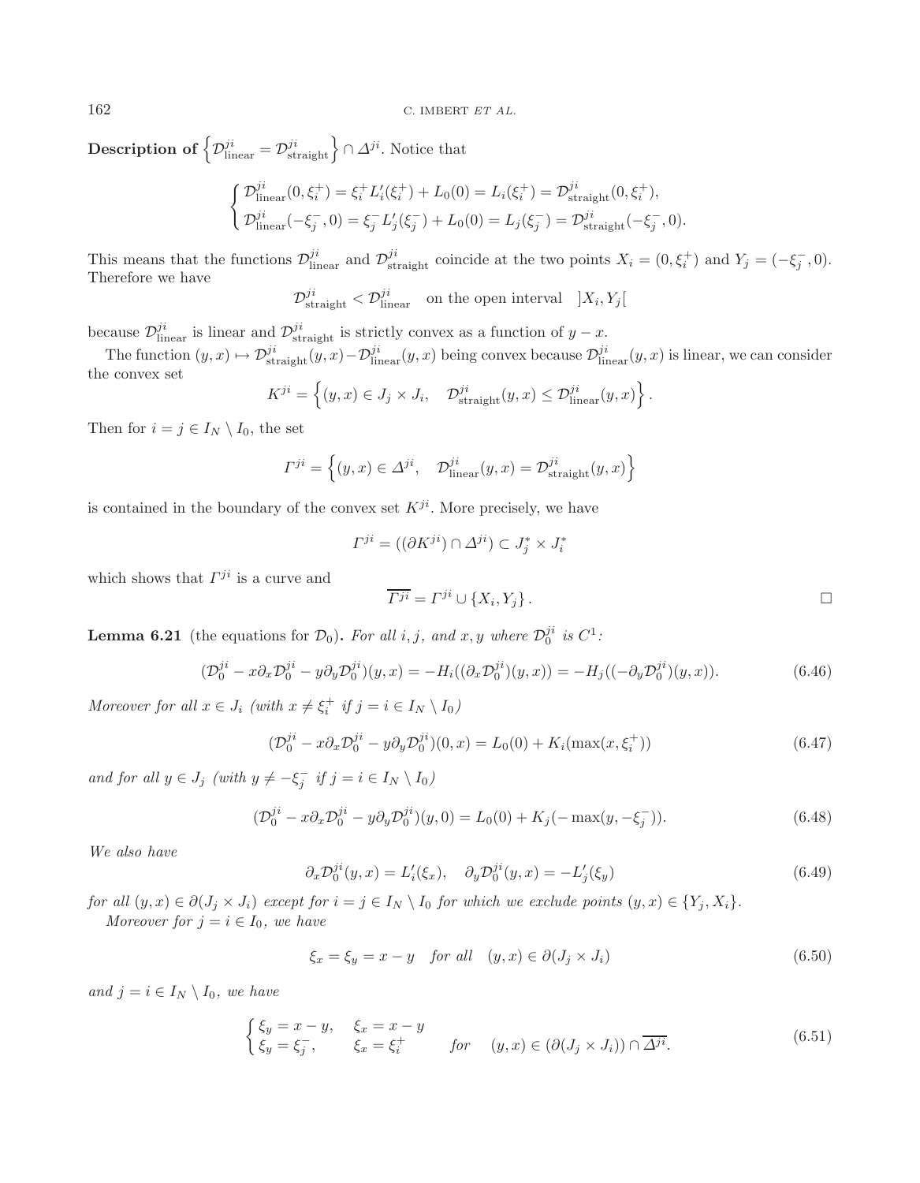**Description of $\left\{\mathcal{D}^{ji}_{\text{linear}} = \mathcal{D}^{ji}_{\text{straight}}\right\} \cap \Delta^{ji}$.** Notice that

$$\begin{cases} \mathcal{D}^{ji}_{\text{linear}}(0,\xi_i^+) = \xi_i^+ L_i'(\xi_i^+) + L_0(0) = L_i(\xi_i^+) = \mathcal{D}^{ji}_{\text{straight}}(0,\xi_i^+), \\ \mathcal{D}^{ji}_{\text{linear}}(-\xi_j^-,0) = \xi_j^- L_j'(\xi_j^-) + L_0(0) = L_j(\xi_j^-) = \mathcal{D}^{ji}_{\text{straight}}(-\xi_j^-,0). \end{cases}$$

This means that the functions $\mathcal{D}^{ji}_{\text{linear}}$ and $\mathcal{D}^{ji}_{\text{straight}}$ coincide at the two points $X_i = (0,\xi_i^+)$ and $Y_j = (-\xi_j^-,0)$. Therefore we have

$$\mathcal{D}^{ji}_{\text{straight}} < \mathcal{D}^{ji}_{\text{linear}} \quad \text{on the open interval} \quad ]X_i, Y_j[$$

because $\mathcal{D}^{ji}_{\text{linear}}$ is linear and $\mathcal{D}^{ji}_{\text{straight}}$ is strictly convex as a function of $y-x$.

The function $(y,x) \mapsto \mathcal{D}^{ji}_{\text{straight}}(y,x) - \mathcal{D}^{ji}_{\text{linear}}(y,x)$ being convex because $\mathcal{D}^{ji}_{\text{linear}}(y,x)$ is linear, we can consider the convex set

$$K^{ji} = \left\{(y,x) \in J_j \times J_i, \quad \mathcal{D}^{ji}_{\text{straight}}(y,x) \leq \mathcal{D}^{ji}_{\text{linear}}(y,x)\right\}.$$

Then for $i = j \in I_N \setminus I_0$, the set

$$\Gamma^{ji} = \left\{(y,x) \in \Delta^{ji}, \quad \mathcal{D}^{ji}_{\text{linear}}(y,x) = \mathcal{D}^{ji}_{\text{straight}}(y,x)\right\}$$

is contained in the boundary of the convex set $K^{ji}$. More precisely, we have

$$\Gamma^{ji} = ((\partial K^{ji}) \cap \Delta^{ji}) \subset J_j^* \times J_i^*$$

which shows that $\Gamma^{ji}$ is a curve and

$$\overline{\Gamma^{ji}} = \Gamma^{ji} \cup \{X_i, Y_j\}. \qquad \square$$

**Lemma 6.21** (the equations for $\mathcal{D}_0$)**.** *For all $i,j$, and $x,y$ where $\mathcal{D}_0^{ji}$ is $C^1$:*

$$(\mathcal{D}_0^{ji} - x\partial_x \mathcal{D}_0^{ji} - y\partial_y \mathcal{D}_0^{ji})(y,x) = -H_i((\partial_x \mathcal{D}_0^{ji})(y,x)) = -H_j((-\partial_y \mathcal{D}_0^{ji})(y,x)). \tag{6.46}$$

*Moreover for all $x \in J_i$ (with $x \neq \xi_i^+$ if $j = i \in I_N \setminus I_0$)*

$$(\mathcal{D}_0^{ji} - x\partial_x \mathcal{D}_0^{ji} - y\partial_y \mathcal{D}_0^{ji})(0,x) = L_0(0) + K_i(\max(x,\xi_i^+)) \tag{6.47}$$

*and for all $y \in J_j$ (with $y \neq -\xi_j^-$ if $j = i \in I_N \setminus I_0$)*

$$(\mathcal{D}_0^{ji} - x\partial_x \mathcal{D}_0^{ji} - y\partial_y \mathcal{D}_0^{ji})(y,0) = L_0(0) + K_j(-\max(y,-\xi_j^-)). \tag{6.48}$$

*We also have*

$$\partial_x \mathcal{D}_0^{ji}(y,x) = L_i'(\xi_x), \quad \partial_y \mathcal{D}_0^{ji}(y,x) = -L_j'(\xi_y) \tag{6.49}$$

*for all $(y,x) \in \partial(J_j \times J_i)$ except for $i = j \in I_N \setminus I_0$ for which we exclude points $(y,x) \in \{Y_j, X_i\}$.*

*Moreover for $j = i \in I_0$, we have*

$$\xi_x = \xi_y = x - y \quad \text{for all} \quad (y,x) \in \partial(J_j \times J_i) \tag{6.50}$$

*and $j = i \in I_N \setminus I_0$, we have*

$$\begin{cases} \xi_y = x - y, & \xi_x = x - y \\ \xi_y = \xi_j^-, & \xi_x = \xi_i^+ \end{cases} \quad \text{for} \quad (y,x) \in (\partial(J_j \times J_i)) \cap \overline{\Delta^{ji}}. \tag{6.51}$$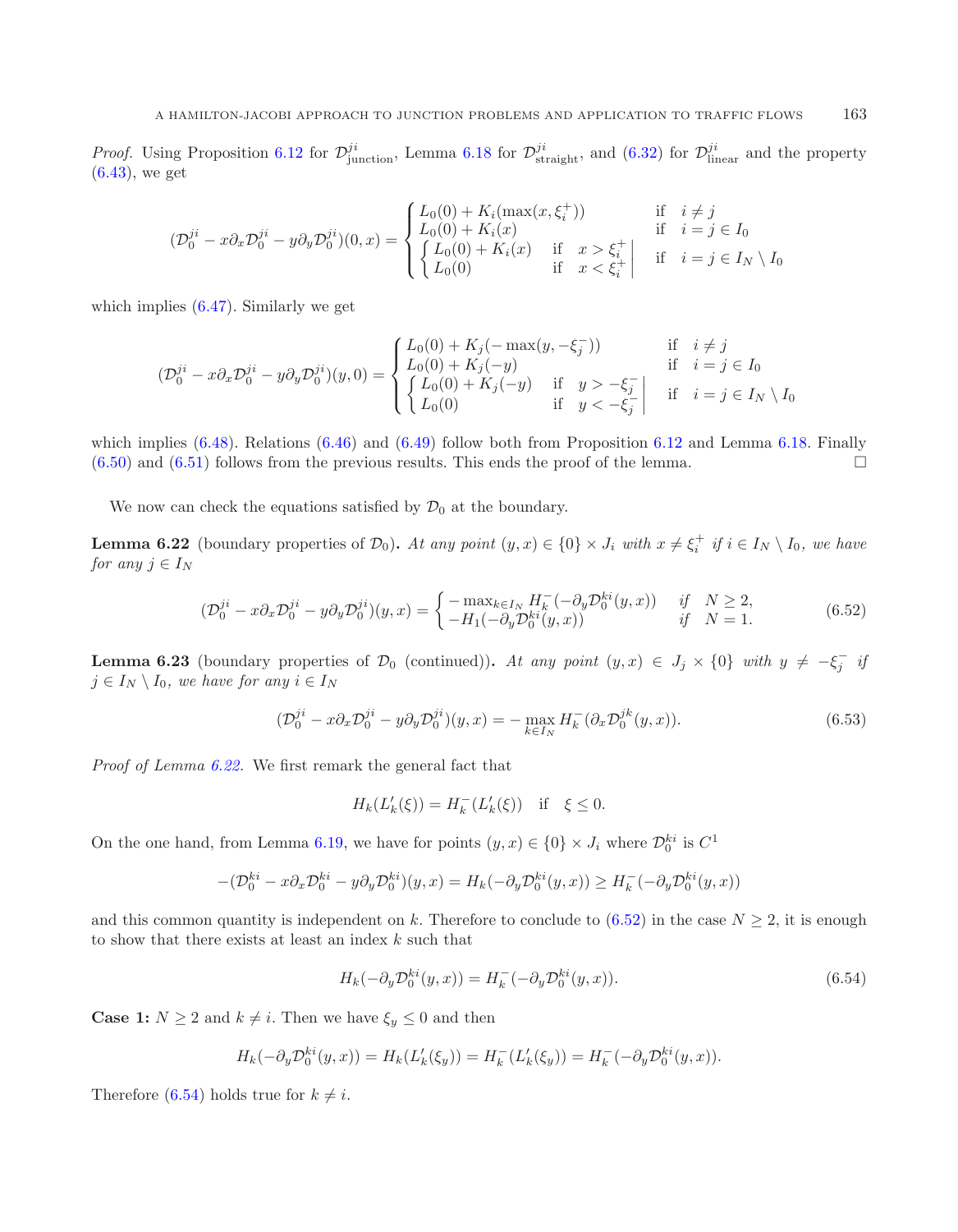*Proof.* Using Proposition 6.12 for $\mathcal{D}^{ji}_{\text{junction}}$, Lemma 6.18 for $\mathcal{D}^{ji}_{\text{straight}}$, and (6.32) for $\mathcal{D}^{ji}_{\text{linear}}$ and the property (6.43), we get

$$(\mathcal{D}^{ji}_0 - x\partial_x \mathcal{D}^{ji}_0 - y\partial_y \mathcal{D}^{ji}_0)(0,x) = \begin{cases} L_0(0) + K_i(\max(x, \xi_i^+)) & \text{if} \quad i \neq j \\ L_0(0) + K_i(x) & \text{if} \quad i = j \in I_0 \\ \left\{ \begin{array}{ll} L_0(0) + K_i(x) & \text{if} \quad x > \xi_i^+ \\ L_0(0) & \text{if} \quad x < \xi_i^+ \end{array} \right| & \text{if} \quad i = j \in I_N \setminus I_0 \end{cases}$$

which implies (6.47). Similarly we get

$$(\mathcal{D}^{ji}_0 - x\partial_x \mathcal{D}^{ji}_0 - y\partial_y \mathcal{D}^{ji}_0)(y,0) = \begin{cases} L_0(0) + K_j(-\max(y, -\xi_j^-)) & \text{if} \quad i \neq j \\ L_0(0) + K_j(-y) & \text{if} \quad i = j \in I_0 \\ \left\{ \begin{array}{ll} L_0(0) + K_j(-y) & \text{if} \quad y > -\xi_j^- \\ L_0(0) & \text{if} \quad y < -\xi_j^- \end{array} \right| & \text{if} \quad i = j \in I_N \setminus I_0 \end{cases}$$

which implies (6.48). Relations (6.46) and (6.49) follow both from Proposition 6.12 and Lemma 6.18. Finally (6.50) and (6.51) follows from the previous results. This ends the proof of the lemma. □

We now can check the equations satisfied by $\mathcal{D}_0$ at the boundary.

**Lemma 6.22** (boundary properties of $\mathcal{D}_0$)**.** *At any point $(y,x) \in \{0\} \times J_i$ with $x \neq \xi_i^+$ if $i \in I_N \setminus I_0$, we have for any $j \in I_N$*

$$(\mathcal{D}^{ji}_0 - x\partial_x \mathcal{D}^{ji}_0 - y\partial_y \mathcal{D}^{ji}_0)(y,x) = \begin{cases} -\max_{k \in I_N} H_k^-(-\partial_y \mathcal{D}^{ki}_0(y,x)) & \text{if} \quad N \geq 2, \\ -H_1(-\partial_y \mathcal{D}^{ki}_0(y,x)) & \text{if} \quad N = 1. \end{cases} \tag{6.52}$$

**Lemma 6.23** (boundary properties of $\mathcal{D}_0$ (continued))**.** *At any point $(y,x) \in J_j \times \{0\}$ with $y \neq -\xi_j^-$ if $j \in I_N \setminus I_0$, we have for any $i \in I_N$*

$$(\mathcal{D}^{ji}_0 - x\partial_x \mathcal{D}^{ji}_0 - y\partial_y \mathcal{D}^{ji}_0)(y,x) = -\max_{k \in I_N} H_k^-(\partial_x \mathcal{D}^{jk}_0(y,x)). \tag{6.53}$$

*Proof of Lemma 6.22.* We first remark the general fact that

$$H_k(L_k'(\xi)) = H_k^-(L_k'(\xi)) \quad \text{if} \quad \xi \leq 0.$$

On the one hand, from Lemma 6.19, we have for points $(y,x) \in \{0\} \times J_i$ where $\mathcal{D}^{ki}_0$ is $C^1$

$$-(\mathcal{D}^{ki}_0 - x\partial_x \mathcal{D}^{ki}_0 - y\partial_y \mathcal{D}^{ki}_0)(y,x) = H_k(-\partial_y \mathcal{D}^{ki}_0(y,x)) \geq H_k^-(-\partial_y \mathcal{D}^{ki}_0(y,x))$$

and this common quantity is independent on $k$. Therefore to conclude to (6.52) in the case $N \geq 2$, it is enough to show that there exists at least an index $k$ such that

$$H_k(-\partial_y \mathcal{D}^{ki}_0(y,x)) = H_k^-(-\partial_y \mathcal{D}^{ki}_0(y,x)). \tag{6.54}$$

**Case 1:** $N \geq 2$ and $k \neq i$. Then we have $\xi_y \leq 0$ and then

$$H_k(-\partial_y \mathcal{D}^{ki}_0(y,x)) = H_k(L_k'(\xi_y)) = H_k^-(L_k'(\xi_y)) = H_k^-(-\partial_y \mathcal{D}^{ki}_0(y,x)).$$

Therefore (6.54) holds true for $k \neq i$.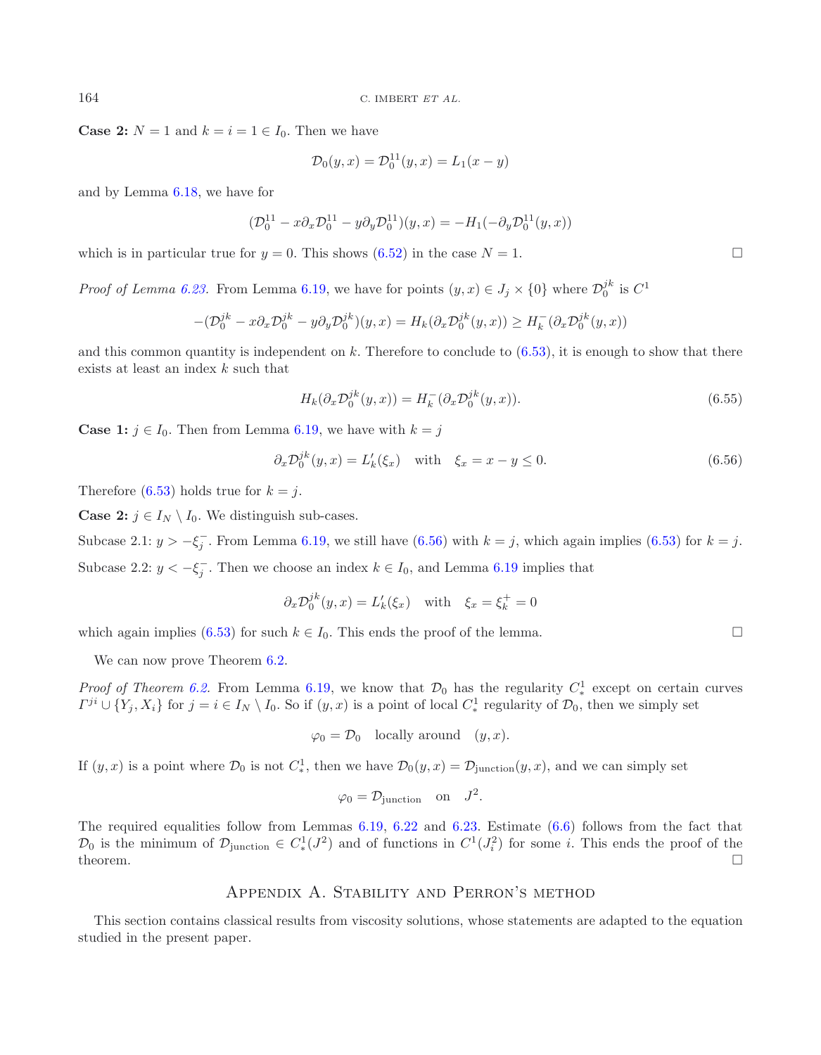**Case 2:** $N = 1$ and $k = i = 1 \in I_0$. Then we have

$$\mathcal{D}_0(y,x) = \mathcal{D}_0^{11}(y,x) = L_1(x-y)$$

and by Lemma 6.18, we have for

$$(\mathcal{D}_0^{11} - x\partial_x\mathcal{D}_0^{11} - y\partial_y\mathcal{D}_0^{11})(y,x) = -H_1(-\partial_y\mathcal{D}_0^{11}(y,x))$$

which is in particular true for $y = 0$. This shows (6.52) in the case $N = 1$. □

*Proof of Lemma 6.23.* From Lemma 6.19, we have for points $(y,x) \in J_j \times \{0\}$ where $\mathcal{D}_0^{jk}$ is $C^1$

$$-(\mathcal{D}_0^{jk} - x\partial_x\mathcal{D}_0^{jk} - y\partial_y\mathcal{D}_0^{jk})(y,x) = H_k(\partial_x\mathcal{D}_0^{jk}(y,x)) \geq H_k^-(\partial_x\mathcal{D}_0^{jk}(y,x))$$

and this common quantity is independent on $k$. Therefore to conclude to (6.53), it is enough to show that there exists at least an index $k$ such that

$$H_k(\partial_x\mathcal{D}_0^{jk}(y,x)) = H_k^-(\partial_x\mathcal{D}_0^{jk}(y,x)). \tag{6.55}$$

**Case 1:** $j \in I_0$. Then from Lemma 6.19, we have with $k = j$

$$\partial_x\mathcal{D}_0^{jk}(y,x) = L_k'(\xi_x) \quad \text{with} \quad \xi_x = x - y \leq 0. \tag{6.56}$$

Therefore (6.53) holds true for $k = j$.

**Case 2:** $j \in I_N \setminus I_0$. We distinguish sub-cases.

Subcase 2.1: $y > -\xi_j^-$. From Lemma 6.19, we still have (6.56) with $k = j$, which again implies (6.53) for $k = j$.

Subcase 2.2: $y < -\xi_j^-$. Then we choose an index $k \in I_0$, and Lemma 6.19 implies that

$$\partial_x\mathcal{D}_0^{jk}(y,x) = L_k'(\xi_x) \quad \text{with} \quad \xi_x = \xi_k^+ = 0$$

which again implies (6.53) for such $k \in I_0$. This ends the proof of the lemma. □

We can now prove Theorem 6.2.

*Proof of Theorem 6.2.* From Lemma 6.19, we know that $\mathcal{D}_0$ has the regularity $C^1_*$ except on certain curves $\Gamma^{ji} \cup \{Y_j, X_i\}$ for $j = i \in I_N \setminus I_0$. So if $(y,x)$ is a point of local $C^1_*$ regularity of $\mathcal{D}_0$, then we simply set

$$\varphi_0 = \mathcal{D}_0 \quad \text{locally around} \quad (y,x).$$

If $(y,x)$ is a point where $\mathcal{D}_0$ is not $C^1_*$, then we have $\mathcal{D}_0(y,x) = \mathcal{D}_{\text{junction}}(y,x)$, and we can simply set

$$\varphi_0 = \mathcal{D}_{\text{junction}} \quad \text{on} \quad J^2.$$

The required equalities follow from Lemmas 6.19, 6.22 and 6.23. Estimate (6.6) follows from the fact that $\mathcal{D}_0$ is the minimum of $\mathcal{D}_{\text{junction}} \in C^1_*(J^2)$ and of functions in $C^1(J_i^2)$ for some $i$. This ends the proof of the theorem. □

## Appendix A. Stability and Perron's method

This section contains classical results from viscosity solutions, whose statements are adapted to the equation studied in the present paper.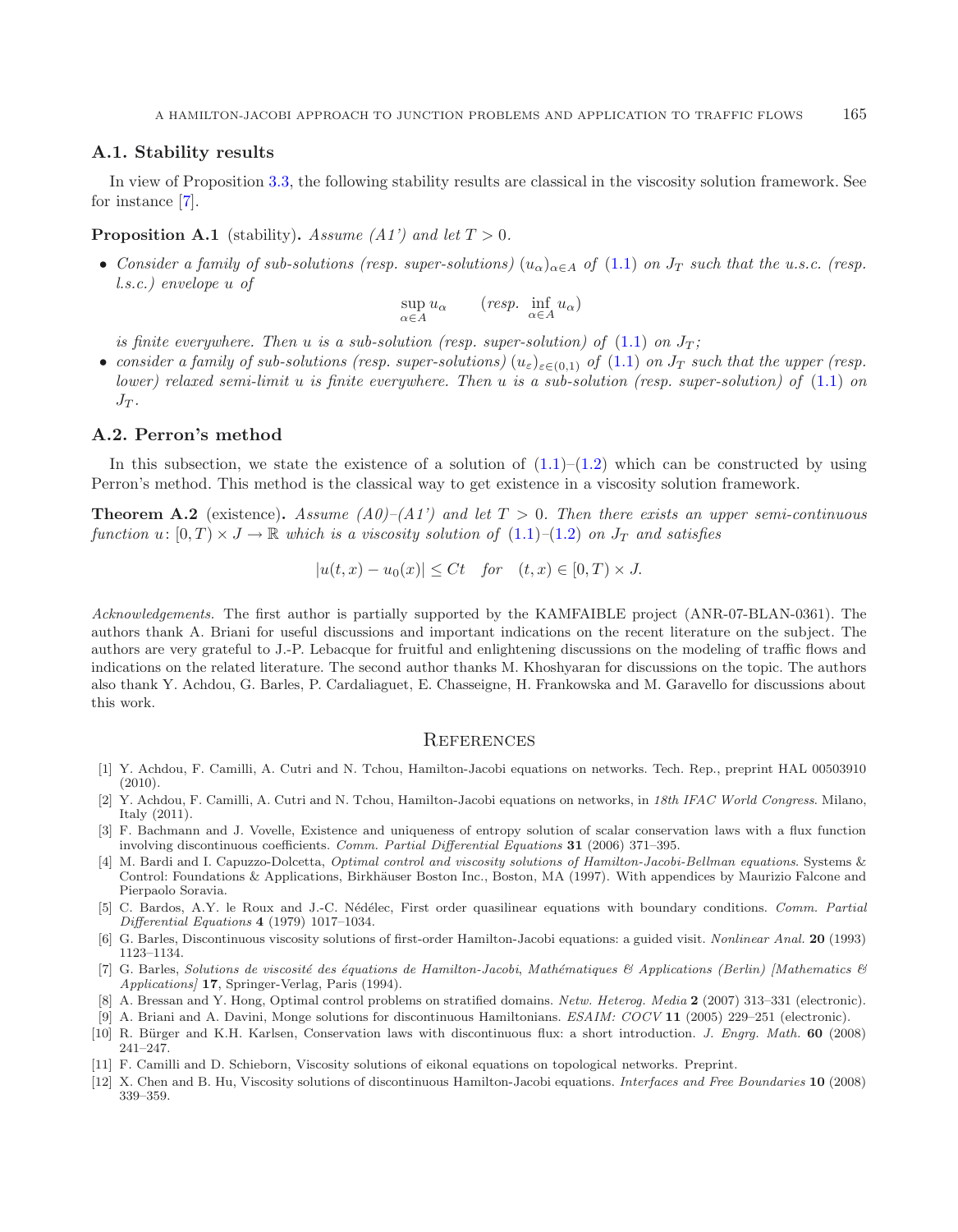### A.1. Stability results

In view of Proposition 3.3, the following stability results are classical in the viscosity solution framework. See for instance [7].

**Proposition A.1** (stability)**.** *Assume (A1') and let $T > 0$.*

- *Consider a family of sub-solutions (resp. super-solutions) $(u_\alpha)_{\alpha \in A}$ of (1.1) on $J_T$ such that the u.s.c. (resp. l.s.c.) envelope $u$ of*

$$\sup_{\alpha \in A} u_\alpha \qquad (resp.\ \inf_{\alpha \in A} u_\alpha)$$

*is finite everywhere. Then $u$ is a sub-solution (resp. super-solution) of (1.1) on $J_T$;*

- *consider a family of sub-solutions (resp. super-solutions) $(u_\varepsilon)_{\varepsilon \in (0,1)}$ of (1.1) on $J_T$ such that the upper (resp. lower) relaxed semi-limit $u$ is finite everywhere. Then $u$ is a sub-solution (resp. super-solution) of (1.1) on $J_T$.*

### A.2. Perron's method

In this subsection, we state the existence of a solution of (1.1)–(1.2) which can be constructed by using Perron's method. This method is the classical way to get existence in a viscosity solution framework.

**Theorem A.2** (existence)**.** *Assume (A0)–(A1') and let $T > 0$. Then there exists an upper semi-continuous function $u\colon [0, T) \times J \to \mathbb{R}$ which is a viscosity solution of (1.1)–(1.2) on $J_T$ and satisfies*

$$|u(t, x) - u_0(x)| \leq Ct \quad for \quad (t, x) \in [0, T) \times J.$$

*Acknowledgements.* The first author is partially supported by the KAMFAIBLE project (ANR-07-BLAN-0361). The authors thank A. Briani for useful discussions and important indications on the recent literature on the subject. The authors are very grateful to J.-P. Lebacque for fruitful and enlightening discussions on the modeling of traffic flows and indications on the related literature. The second author thanks M. Khoshyaran for discussions on the topic. The authors also thank Y. Achdou, G. Barles, P. Cardaliaguet, E. Chasseigne, H. Frankowska and M. Garavello for discussions about this work.

## References

[1] Y. Achdou, F. Camilli, A. Cutri and N. Tchou, Hamilton-Jacobi equations on networks. Tech. Rep., preprint HAL 00503910 (2010).

[2] Y. Achdou, F. Camilli, A. Cutri and N. Tchou, Hamilton-Jacobi equations on networks, in *18th IFAC World Congress*. Milano, Italy (2011).

[3] F. Bachmann and J. Vovelle, Existence and uniqueness of entropy solution of scalar conservation laws with a flux function involving discontinuous coefficients. *Comm. Partial Differential Equations* **31** (2006) 371–395.

[4] M. Bardi and I. Capuzzo-Dolcetta, *Optimal control and viscosity solutions of Hamilton-Jacobi-Bellman equations*. Systems & Control: Foundations & Applications, Birkhäuser Boston Inc., Boston, MA (1997). With appendices by Maurizio Falcone and Pierpaolo Soravia.

[5] C. Bardos, A.Y. le Roux and J.-C. Nédélec, First order quasilinear equations with boundary conditions. *Comm. Partial Differential Equations* **4** (1979) 1017–1034.

[6] G. Barles, Discontinuous viscosity solutions of first-order Hamilton-Jacobi equations: a guided visit. *Nonlinear Anal.* **20** (1993) 1123–1134.

[7] G. Barles, *Solutions de viscosité des équations de Hamilton-Jacobi*, *Mathématiques & Applications (Berlin) [Mathematics & Applications]* **17**, Springer-Verlag, Paris (1994).

[8] A. Bressan and Y. Hong, Optimal control problems on stratified domains. *Netw. Heterog. Media* **2** (2007) 313–331 (electronic).

[9] A. Briani and A. Davini, Monge solutions for discontinuous Hamiltonians. *ESAIM: COCV* **11** (2005) 229–251 (electronic).

[10] R. Bürger and K.H. Karlsen, Conservation laws with discontinuous flux: a short introduction. *J. Engrg. Math.* **60** (2008) 241–247.

[11] F. Camilli and D. Schieborn, Viscosity solutions of eikonal equations on topological networks. Preprint.

[12] X. Chen and B. Hu, Viscosity solutions of discontinuous Hamilton-Jacobi equations. *Interfaces and Free Boundaries* **10** (2008) 339–359.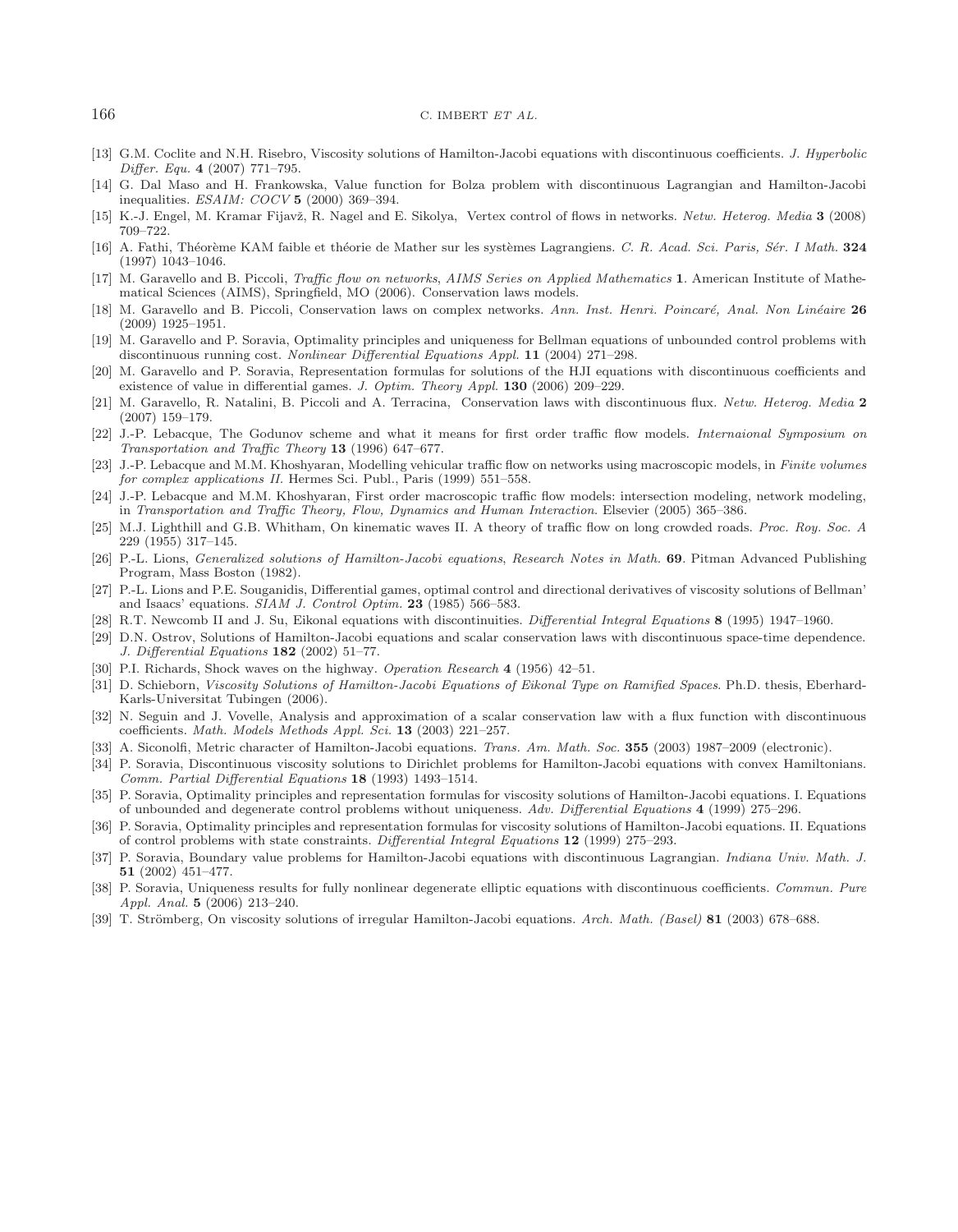[13] G.M. Coclite and N.H. Risebro, Viscosity solutions of Hamilton-Jacobi equations with discontinuous coefficients. *J. Hyperbolic Differ. Equ.* **4** (2007) 771–795.

[14] G. Dal Maso and H. Frankowska, Value function for Bolza problem with discontinuous Lagrangian and Hamilton-Jacobi inequalities. *ESAIM: COCV* **5** (2000) 369–394.

[15] K.-J. Engel, M. Kramar Fijavž, R. Nagel and E. Sikolya, Vertex control of flows in networks. *Netw. Heterog. Media* **3** (2008) 709–722.

[16] A. Fathi, Théorème KAM faible et théorie de Mather sur les systèmes Lagrangiens. *C. R. Acad. Sci. Paris, Sér. I Math.* **324** (1997) 1043–1046.

[17] M. Garavello and B. Piccoli, *Traffic flow on networks*, *AIMS Series on Applied Mathematics* **1**. American Institute of Mathematical Sciences (AIMS), Springfield, MO (2006). Conservation laws models.

[18] M. Garavello and B. Piccoli, Conservation laws on complex networks. *Ann. Inst. Henri. Poincaré, Anal. Non Linéaire* **26** (2009) 1925–1951.

[19] M. Garavello and P. Soravia, Optimality principles and uniqueness for Bellman equations of unbounded control problems with discontinuous running cost. *Nonlinear Differential Equations Appl.* **11** (2004) 271–298.

[20] M. Garavello and P. Soravia, Representation formulas for solutions of the HJI equations with discontinuous coefficients and existence of value in differential games. *J. Optim. Theory Appl.* **130** (2006) 209–229.

[21] M. Garavello, R. Natalini, B. Piccoli and A. Terracina, Conservation laws with discontinuous flux. *Netw. Heterog. Media* **2** (2007) 159–179.

[22] J.-P. Lebacque, The Godunov scheme and what it means for first order traffic flow models. *Internaional Symposium on Transportation and Traffic Theory* **13** (1996) 647–677.

[23] J.-P. Lebacque and M.M. Khoshyaran, Modelling vehicular traffic flow on networks using macroscopic models, in *Finite volumes for complex applications II.* Hermes Sci. Publ., Paris (1999) 551–558.

[24] J.-P. Lebacque and M.M. Khoshyaran, First order macroscopic traffic flow models: intersection modeling, network modeling, in *Transportation and Traffic Theory, Flow, Dynamics and Human Interaction.* Elsevier (2005) 365–386.

[25] M.J. Lighthill and G.B. Whitham, On kinematic waves II. A theory of traffic flow on long crowded roads. *Proc. Roy. Soc. A* 229 (1955) 317–145.

[26] P.-L. Lions, *Generalized solutions of Hamilton-Jacobi equations*, *Research Notes in Math.* **69**. Pitman Advanced Publishing Program, Mass Boston (1982).

[27] P.-L. Lions and P.E. Souganidis, Differential games, optimal control and directional derivatives of viscosity solutions of Bellman' and Isaacs' equations. *SIAM J. Control Optim.* **23** (1985) 566–583.

[28] R.T. Newcomb II and J. Su, Eikonal equations with discontinuities. *Differential Integral Equations* **8** (1995) 1947–1960.

[29] D.N. Ostrov, Solutions of Hamilton-Jacobi equations and scalar conservation laws with discontinuous space-time dependence. *J. Differential Equations* **182** (2002) 51–77.

[30] P.I. Richards, Shock waves on the highway. *Operation Research* **4** (1956) 42–51.

[31] D. Schieborn, *Viscosity Solutions of Hamilton-Jacobi Equations of Eikonal Type on Ramified Spaces.* Ph.D. thesis, Eberhard-Karls-Universitat Tubingen (2006).

[32] N. Seguin and J. Vovelle, Analysis and approximation of a scalar conservation law with a flux function with discontinuous coefficients. *Math. Models Methods Appl. Sci.* **13** (2003) 221–257.

[33] A. Siconolfi, Metric character of Hamilton-Jacobi equations. *Trans. Am. Math. Soc.* **355** (2003) 1987–2009 (electronic).

[34] P. Soravia, Discontinuous viscosity solutions to Dirichlet problems for Hamilton-Jacobi equations with convex Hamiltonians. *Comm. Partial Differential Equations* **18** (1993) 1493–1514.

[35] P. Soravia, Optimality principles and representation formulas for viscosity solutions of Hamilton-Jacobi equations. I. Equations of unbounded and degenerate control problems without uniqueness. *Adv. Differential Equations* **4** (1999) 275–296.

[36] P. Soravia, Optimality principles and representation formulas for viscosity solutions of Hamilton-Jacobi equations. II. Equations of control problems with state constraints. *Differential Integral Equations* **12** (1999) 275–293.

[37] P. Soravia, Boundary value problems for Hamilton-Jacobi equations with discontinuous Lagrangian. *Indiana Univ. Math. J.* **51** (2002) 451–477.

[38] P. Soravia, Uniqueness results for fully nonlinear degenerate elliptic equations with discontinuous coefficients. *Commun. Pure Appl. Anal.* **5** (2006) 213–240.

[39] T. Strömberg, On viscosity solutions of irregular Hamilton-Jacobi equations. *Arch. Math. (Basel)* **81** (2003) 678–688.